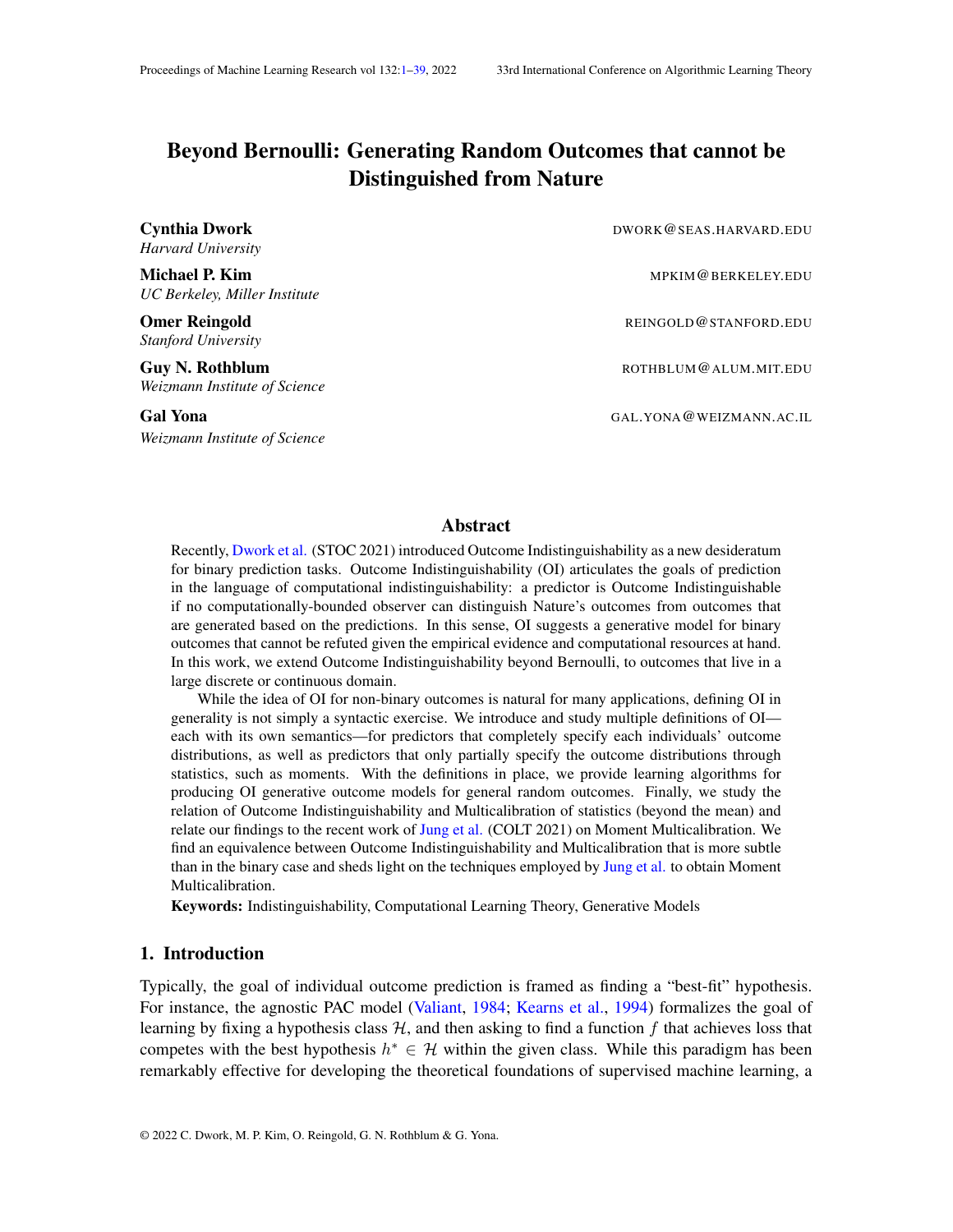# Beyond Bernoulli: Generating Random Outcomes that cannot be Distinguished from Nature

**Cynthia Dwork** DWORK@SEAS.HARVARD.EDU
*Harvard University*

**Michael P. Kim** MPKIM@BERKELEY.EDU
*UC Berkeley, Miller Institute*

**Omer Reingold** REINGOLD@STANFORD.EDU
*Stanford University*

**Guy N. Rothblum** ROTHBLUM@ALUM.MIT.EDU
*Weizmann Institute of Science*

**Gal Yona** GAL.YONA@WEIZMANN.AC.IL
*Weizmann Institute of Science*

## Abstract

Recently, Dwork et al. (STOC 2021) introduced Outcome Indistinguishability as a new desideratum for binary prediction tasks. Outcome Indistinguishability (OI) articulates the goals of prediction in the language of computational indistinguishability: a predictor is Outcome Indistinguishable if no computationally-bounded observer can distinguish Nature's outcomes from outcomes that are generated based on the predictions. In this sense, OI suggests a generative model for binary outcomes that cannot be refuted given the empirical evidence and computational resources at hand. In this work, we extend Outcome Indistinguishability beyond Bernoulli, to outcomes that live in a large discrete or continuous domain.

While the idea of OI for non-binary outcomes is natural for many applications, defining OI in generality is not simply a syntactic exercise. We introduce and study multiple definitions of OI—each with its own semantics—for predictors that completely specify each individuals' outcome distributions, as well as predictors that only partially specify the outcome distributions through statistics, such as moments. With the definitions in place, we provide learning algorithms for producing OI generative outcome models for general random outcomes. Finally, we study the relation of Outcome Indistinguishability and Multicalibration of statistics (beyond the mean) and relate our findings to the recent work of Jung et al. (COLT 2021) on Moment Multicalibration. We find an equivalence between Outcome Indistinguishability and Multicalibration that is more subtle than in the binary case and sheds light on the techniques employed by Jung et al. to obtain Moment Multicalibration.

**Keywords:** Indistinguishability, Computational Learning Theory, Generative Models

## 1. Introduction

Typically, the goal of individual outcome prediction is framed as finding a "best-fit" hypothesis. For instance, the agnostic PAC model (Valiant, 1984; Kearns et al., 1994) formalizes the goal of learning by fixing a hypothesis class $\mathcal{H}$, and then asking to find a function $f$ that achieves loss that competes with the best hypothesis $h^* \in \mathcal{H}$ within the given class. While this paradigm has been remarkably effective for developing the theoretical foundations of supervised machine learning, a

© 2022 C. Dwork, M. P. Kim, O. Reingold, G. N. Rothblum & G. Yona.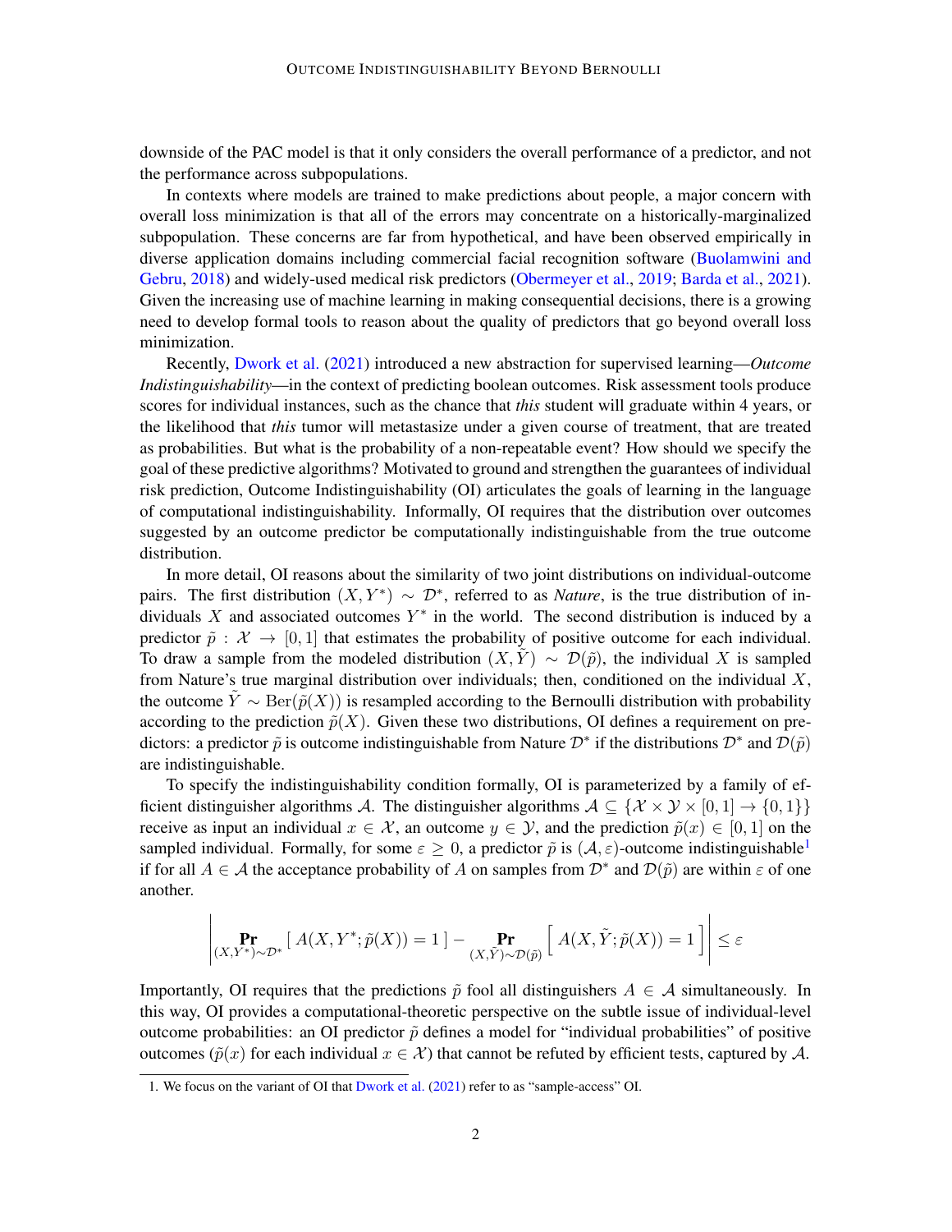downside of the PAC model is that it only considers the overall performance of a predictor, and not the performance across subpopulations.

In contexts where models are trained to make predictions about people, a major concern with overall loss minimization is that all of the errors may concentrate on a historically-marginalized subpopulation. These concerns are far from hypothetical, and have been observed empirically in diverse application domains including commercial facial recognition software (Buolamwini and Gebru, 2018) and widely-used medical risk predictors (Obermeyer et al., 2019; Barda et al., 2021). Given the increasing use of machine learning in making consequential decisions, there is a growing need to develop formal tools to reason about the quality of predictors that go beyond overall loss minimization.

Recently, Dwork et al. (2021) introduced a new abstraction for supervised learning—*Outcome Indistinguishability*—in the context of predicting boolean outcomes. Risk assessment tools produce scores for individual instances, such as the chance that *this* student will graduate within 4 years, or the likelihood that *this* tumor will metastasize under a given course of treatment, that are treated as probabilities. But what is the probability of a non-repeatable event? How should we specify the goal of these predictive algorithms? Motivated to ground and strengthen the guarantees of individual risk prediction, Outcome Indistinguishability (OI) articulates the goals of learning in the language of computational indistinguishability. Informally, OI requires that the distribution over outcomes suggested by an outcome predictor be computationally indistinguishable from the true outcome distribution.

In more detail, OI reasons about the similarity of two joint distributions on individual-outcome pairs. The first distribution $(X, Y^*) \sim \mathcal{D}^*$, referred to as *Nature*, is the true distribution of individuals $X$ and associated outcomes $Y^*$ in the world. The second distribution is induced by a predictor $\tilde{p} : \mathcal{X} \to [0, 1]$ that estimates the probability of positive outcome for each individual. To draw a sample from the modeled distribution $(X, \tilde{Y}) \sim \mathcal{D}(\tilde{p})$, the individual $X$ is sampled from Nature's true marginal distribution over individuals; then, conditioned on the individual $X$, the outcome $\tilde{Y} \sim \mathrm{Ber}(\tilde{p}(X))$ is resampled according to the Bernoulli distribution with probability according to the prediction $\tilde{p}(X)$. Given these two distributions, OI defines a requirement on predictors: a predictor $\tilde{p}$ is outcome indistinguishable from Nature $\mathcal{D}^*$ if the distributions $\mathcal{D}^*$ and $\mathcal{D}(\tilde{p})$ are indistinguishable.

To specify the indistinguishability condition formally, OI is parameterized by a family of efficient distinguisher algorithms $\mathcal{A}$. The distinguisher algorithms $\mathcal{A} \subseteq \{\mathcal{X} \times \mathcal{Y} \times [0, 1] \to \{0, 1\}\}$ receive as input an individual $x \in \mathcal{X}$, an outcome $y \in \mathcal{Y}$, and the prediction $\tilde{p}(x) \in [0, 1]$ on the sampled individual. Formally, for some $\varepsilon \geq 0$, a predictor $\tilde{p}$ is $(\mathcal{A}, \varepsilon)$-outcome indistinguishable[1] if for all $A \in \mathcal{A}$ the acceptance probability of $A$ on samples from $\mathcal{D}^*$ and $\mathcal{D}(\tilde{p})$ are within $\varepsilon$ of one another.

$$\left| \Pr_{(X,Y^*) \sim \mathcal{D}^*} \left[ A(X, Y^*; \tilde{p}(X)) = 1 \right] - \Pr_{(X,\tilde{Y}) \sim \mathcal{D}(\tilde{p})} \left[ A(X, \tilde{Y}; \tilde{p}(X)) = 1 \right] \right| \leq \varepsilon$$

Importantly, OI requires that the predictions $\tilde{p}$ fool all distinguishers $A \in \mathcal{A}$ simultaneously. In this way, OI provides a computational-theoretic perspective on the subtle issue of individual-level outcome probabilities: an OI predictor $\tilde{p}$ defines a model for "individual probabilities" of positive outcomes ($\tilde{p}(x)$ for each individual $x \in \mathcal{X}$) that cannot be refuted by efficient tests, captured by $\mathcal{A}$.

1. We focus on the variant of OI that Dwork et al. (2021) refer to as "sample-access" OI.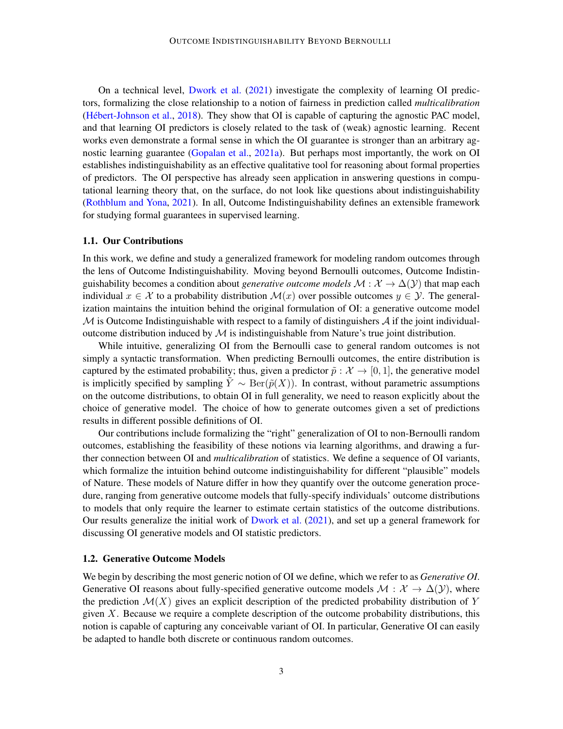On a technical level, Dwork et al. (2021) investigate the complexity of learning OI predictors, formalizing the close relationship to a notion of fairness in prediction called *multicalibration* (Hébert-Johnson et al., 2018). They show that OI is capable of capturing the agnostic PAC model, and that learning OI predictors is closely related to the task of (weak) agnostic learning. Recent works even demonstrate a formal sense in which the OI guarantee is stronger than an arbitrary agnostic learning guarantee (Gopalan et al., 2021a). But perhaps most importantly, the work on OI establishes indistinguishability as an effective qualitative tool for reasoning about formal properties of predictors. The OI perspective has already seen application in answering questions in computational learning theory that, on the surface, do not look like questions about indistinguishability (Rothblum and Yona, 2021). In all, Outcome Indistinguishability defines an extensible framework for studying formal guarantees in supervised learning.

### 1.1. Our Contributions

In this work, we define and study a generalized framework for modeling random outcomes through the lens of Outcome Indistinguishability. Moving beyond Bernoulli outcomes, Outcome Indistinguishability becomes a condition about *generative outcome models* $\mathcal{M} : \mathcal{X} \to \Delta(\mathcal{Y})$ that map each individual $x \in \mathcal{X}$ to a probability distribution $\mathcal{M}(x)$ over possible outcomes $y \in \mathcal{Y}$. The generalization maintains the intuition behind the original formulation of OI: a generative outcome model $\mathcal{M}$ is Outcome Indistinguishable with respect to a family of distinguishers $\mathcal{A}$ if the joint individual-outcome distribution induced by $\mathcal{M}$ is indistinguishable from Nature's true joint distribution.

While intuitive, generalizing OI from the Bernoulli case to general random outcomes is not simply a syntactic transformation. When predicting Bernoulli outcomes, the entire distribution is captured by the estimated probability; thus, given a predictor $\tilde{p} : \mathcal{X} \to [0, 1]$, the generative model is implicitly specified by sampling $\tilde{Y} \sim \mathrm{Ber}(\tilde{p}(X))$. In contrast, without parametric assumptions on the outcome distributions, to obtain OI in full generality, we need to reason explicitly about the choice of generative model. The choice of how to generate outcomes given a set of predictions results in different possible definitions of OI.

Our contributions include formalizing the "right" generalization of OI to non-Bernoulli random outcomes, establishing the feasibility of these notions via learning algorithms, and drawing a further connection between OI and *multicalibration* of statistics. We define a sequence of OI variants, which formalize the intuition behind outcome indistinguishability for different "plausible" models of Nature. These models of Nature differ in how they quantify over the outcome generation procedure, ranging from generative outcome models that fully-specify individuals' outcome distributions to models that only require the learner to estimate certain statistics of the outcome distributions. Our results generalize the initial work of Dwork et al. (2021), and set up a general framework for discussing OI generative models and OI statistic predictors.

### 1.2. Generative Outcome Models

We begin by describing the most generic notion of OI we define, which we refer to as *Generative OI*. Generative OI reasons about fully-specified generative outcome models $\mathcal{M} : \mathcal{X} \to \Delta(\mathcal{Y})$, where the prediction $\mathcal{M}(X)$ gives an explicit description of the predicted probability distribution of $Y$ given $X$. Because we require a complete description of the outcome probability distributions, this notion is capable of capturing any conceivable variant of OI. In particular, Generative OI can easily be adapted to handle both discrete or continuous random outcomes.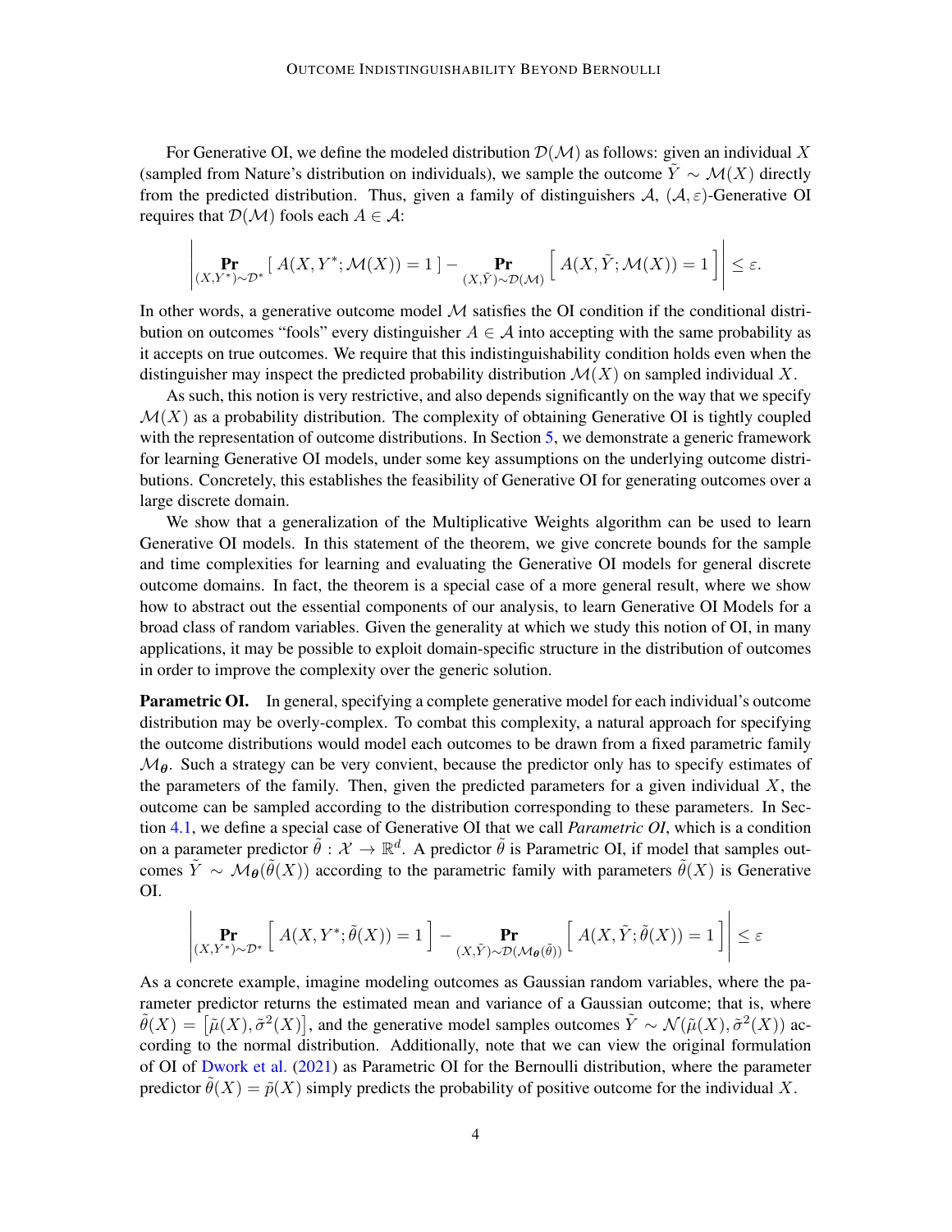For Generative OI, we define the modeled distribution $\mathcal{D}(\mathcal{M})$ as follows: given an individual $X$ (sampled from Nature's distribution on individuals), we sample the outcome $\tilde{Y} \sim \mathcal{M}(X)$ directly from the predicted distribution. Thus, given a family of distinguishers $\mathcal{A}$, $(\mathcal{A}, \varepsilon)$-Generative OI requires that $\mathcal{D}(\mathcal{M})$ fools each $A \in \mathcal{A}$:

$$\left| \Pr_{(X,Y^*)\sim\mathcal{D}^*}\left[\, A(X, Y^*; \mathcal{M}(X)) = 1 \,\right] - \Pr_{(X,\tilde{Y})\sim\mathcal{D}(\mathcal{M})}\left[\, A(X, \tilde{Y}; \mathcal{M}(X)) = 1 \,\right] \right| \leq \varepsilon.$$

In other words, a generative outcome model $\mathcal{M}$ satisfies the OI condition if the conditional distribution on outcomes "fools" every distinguisher $A \in \mathcal{A}$ into accepting with the same probability as it accepts on true outcomes. We require that this indistinguishability condition holds even when the distinguisher may inspect the predicted probability distribution $\mathcal{M}(X)$ on sampled individual $X$.

As such, this notion is very restrictive, and also depends significantly on the way that we specify $\mathcal{M}(X)$ as a probability distribution. The complexity of obtaining Generative OI is tightly coupled with the representation of outcome distributions. In Section 5, we demonstrate a generic framework for learning Generative OI models, under some key assumptions on the underlying outcome distributions. Concretely, this establishes the feasibility of Generative OI for generating outcomes over a large discrete domain.

We show that a generalization of the Multiplicative Weights algorithm can be used to learn Generative OI models. In this statement of the theorem, we give concrete bounds for the sample and time complexities for learning and evaluating the Generative OI models for general discrete outcome domains. In fact, the theorem is a special case of a more general result, where we show how to abstract out the essential components of our analysis, to learn Generative OI Models for a broad class of random variables. Given the generality at which we study this notion of OI, in many applications, it may be possible to exploit domain-specific structure in the distribution of outcomes in order to improve the complexity over the generic solution.

**Parametric OI.** In general, specifying a complete generative model for each individual's outcome distribution may be overly-complex. To combat this complexity, a natural approach for specifying the outcome distributions would model each outcomes to be drawn from a fixed parametric family $\mathcal{M}_{\boldsymbol{\theta}}$. Such a strategy can be very convient, because the predictor only has to specify estimates of the parameters of the family. Then, given the predicted parameters for a given individual $X$, the outcome can be sampled according to the distribution corresponding to these parameters. In Section 4.1, we define a special case of Generative OI that we call *Parametric OI*, which is a condition on a parameter predictor $\tilde{\theta} : \mathcal{X} \to \mathbb{R}^d$. A predictor $\tilde{\theta}$ is Parametric OI, if model that samples outcomes $\tilde{Y} \sim \mathcal{M}_{\boldsymbol{\theta}}(\tilde{\theta}(X))$ according to the parametric family with parameters $\tilde{\theta}(X)$ is Generative OI.

$$\left| \Pr_{(X,Y^*)\sim\mathcal{D}^*}\left[\, A(X, Y^*; \tilde{\theta}(X)) = 1 \,\right] - \Pr_{(X,\tilde{Y})\sim\mathcal{D}(\mathcal{M}_{\boldsymbol{\theta}}(\tilde{\theta}))}\left[\, A(X, \tilde{Y}; \tilde{\theta}(X)) = 1 \,\right] \right| \leq \varepsilon$$

As a concrete example, imagine modeling outcomes as Gaussian random variables, where the parameter predictor returns the estimated mean and variance of a Gaussian outcome; that is, where $\tilde{\theta}(X) = \left[\tilde{\mu}(X), \tilde{\sigma}^2(X)\right]$, and the generative model samples outcomes $\tilde{Y} \sim \mathcal{N}(\tilde{\mu}(X), \tilde{\sigma}^2(X))$ according to the normal distribution. Additionally, note that we can view the original formulation of OI of Dwork et al. (2021) as Parametric OI for the Bernoulli distribution, where the parameter predictor $\tilde{\theta}(X) = \tilde{p}(X)$ simply predicts the probability of positive outcome for the individual $X$.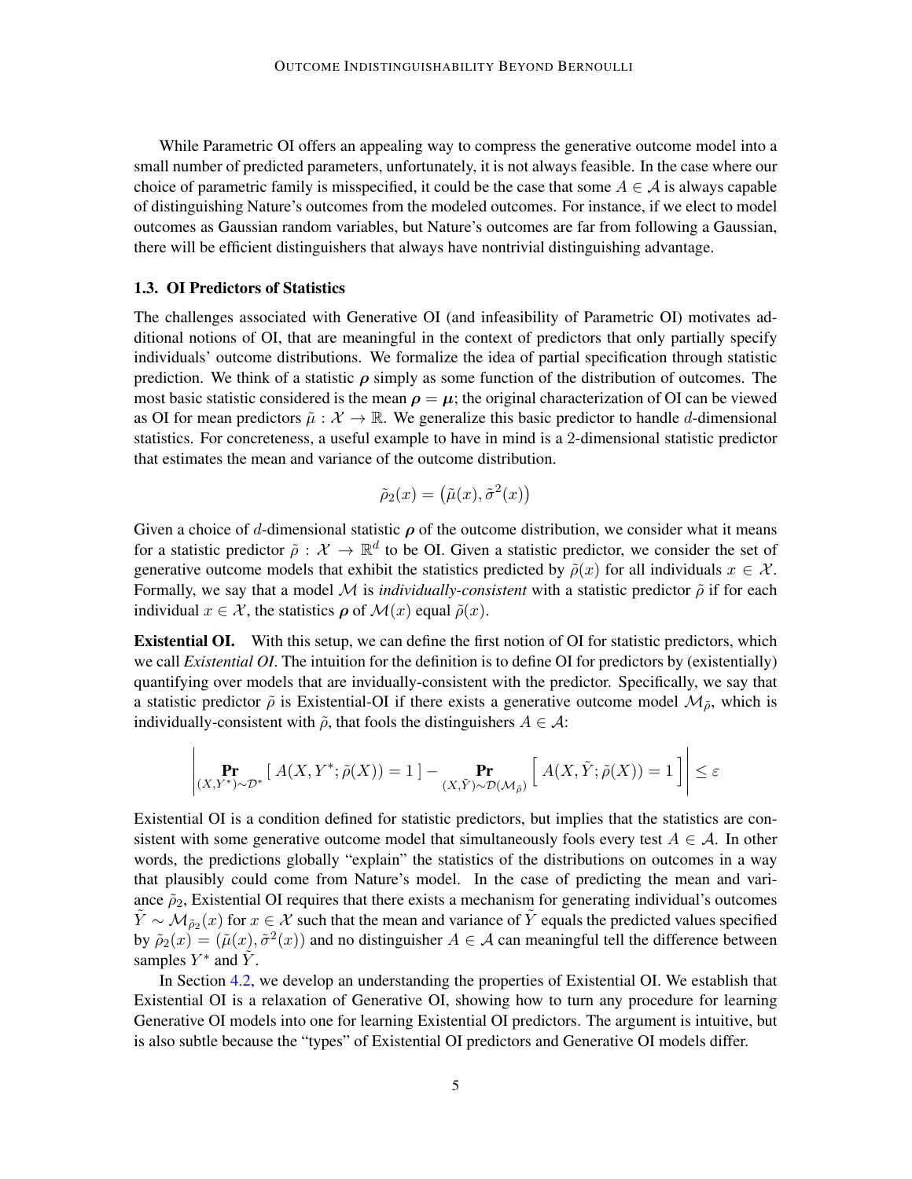While Parametric OI offers an appealing way to compress the generative outcome model into a small number of predicted parameters, unfortunately, it is not always feasible. In the case where our choice of parametric family is misspecified, it could be the case that some $A \in \mathcal{A}$ is always capable of distinguishing Nature's outcomes from the modeled outcomes. For instance, if we elect to model outcomes as Gaussian random variables, but Nature's outcomes are far from following a Gaussian, there will be efficient distinguishers that always have nontrivial distinguishing advantage.

### 1.3. OI Predictors of Statistics

The challenges associated with Generative OI (and infeasibility of Parametric OI) motivates additional notions of OI, that are meaningful in the context of predictors that only partially specify individuals' outcome distributions. We formalize the idea of partial specification through statistic prediction. We think of a statistic $\boldsymbol{\rho}$ simply as some function of the distribution of outcomes. The most basic statistic considered is the mean $\boldsymbol{\rho} = \boldsymbol{\mu}$; the original characterization of OI can be viewed as OI for mean predictors $\tilde{\mu} : \mathcal{X} \to \mathbb{R}$. We generalize this basic predictor to handle $d$-dimensional statistics. For concreteness, a useful example to have in mind is a 2-dimensional statistic predictor that estimates the mean and variance of the outcome distribution.

$$\tilde{\rho}_2(x) = \left(\tilde{\mu}(x), \tilde{\sigma}^2(x)\right)$$

Given a choice of $d$-dimensional statistic $\boldsymbol{\rho}$ of the outcome distribution, we consider what it means for a statistic predictor $\tilde{\rho} : \mathcal{X} \to \mathbb{R}^d$ to be OI. Given a statistic predictor, we consider the set of generative outcome models that exhibit the statistics predicted by $\tilde{\rho}(x)$ for all individuals $x \in \mathcal{X}$. Formally, we say that a model $\mathcal{M}$ is *individually-consistent* with a statistic predictor $\tilde{\rho}$ if for each individual $x \in \mathcal{X}$, the statistics $\boldsymbol{\rho}$ of $\mathcal{M}(x)$ equal $\tilde{\rho}(x)$.

**Existential OI.** With this setup, we can define the first notion of OI for statistic predictors, which we call *Existential OI*. The intuition for the definition is to define OI for predictors by (existentially) quantifying over models that are invidually-consistent with the predictor. Specifically, we say that a statistic predictor $\tilde{\rho}$ is Existential-OI if there exists a generative outcome model $\mathcal{M}_{\tilde{\rho}}$, which is individually-consistent with $\tilde{\rho}$, that fools the distinguishers $A \in \mathcal{A}$:

$$\left| \Pr_{(X,Y^*)\sim\mathcal{D}^*}\left[\, A(X, Y^*; \tilde{\rho}(X)) = 1 \,\right] - \Pr_{(X,\tilde{Y})\sim\mathcal{D}(\mathcal{M}_{\tilde{\rho}})}\left[\, A(X, \tilde{Y}; \tilde{\rho}(X)) = 1 \,\right] \right| \leq \varepsilon$$

Existential OI is a condition defined for statistic predictors, but implies that the statistics are consistent with some generative outcome model that simultaneously fools every test $A \in \mathcal{A}$. In other words, the predictions globally "explain" the statistics of the distributions on outcomes in a way that plausibly could come from Nature's model. In the case of predicting the mean and variance $\tilde{\rho}_2$, Existential OI requires that there exists a mechanism for generating individual's outcomes $\tilde{Y} \sim \mathcal{M}_{\tilde{\rho}_2}(x)$ for $x \in \mathcal{X}$ such that the mean and variance of $\tilde{Y}$ equals the predicted values specified by $\tilde{\rho}_2(x) = (\tilde{\mu}(x), \tilde{\sigma}^2(x))$ and no distinguisher $A \in \mathcal{A}$ can meaningful tell the difference between samples $Y^*$ and $\tilde{Y}$.

In Section 4.2, we develop an understanding the properties of Existential OI. We establish that Existential OI is a relaxation of Generative OI, showing how to turn any procedure for learning Generative OI models into one for learning Existential OI predictors. The argument is intuitive, but is also subtle because the "types" of Existential OI predictors and Generative OI models differ.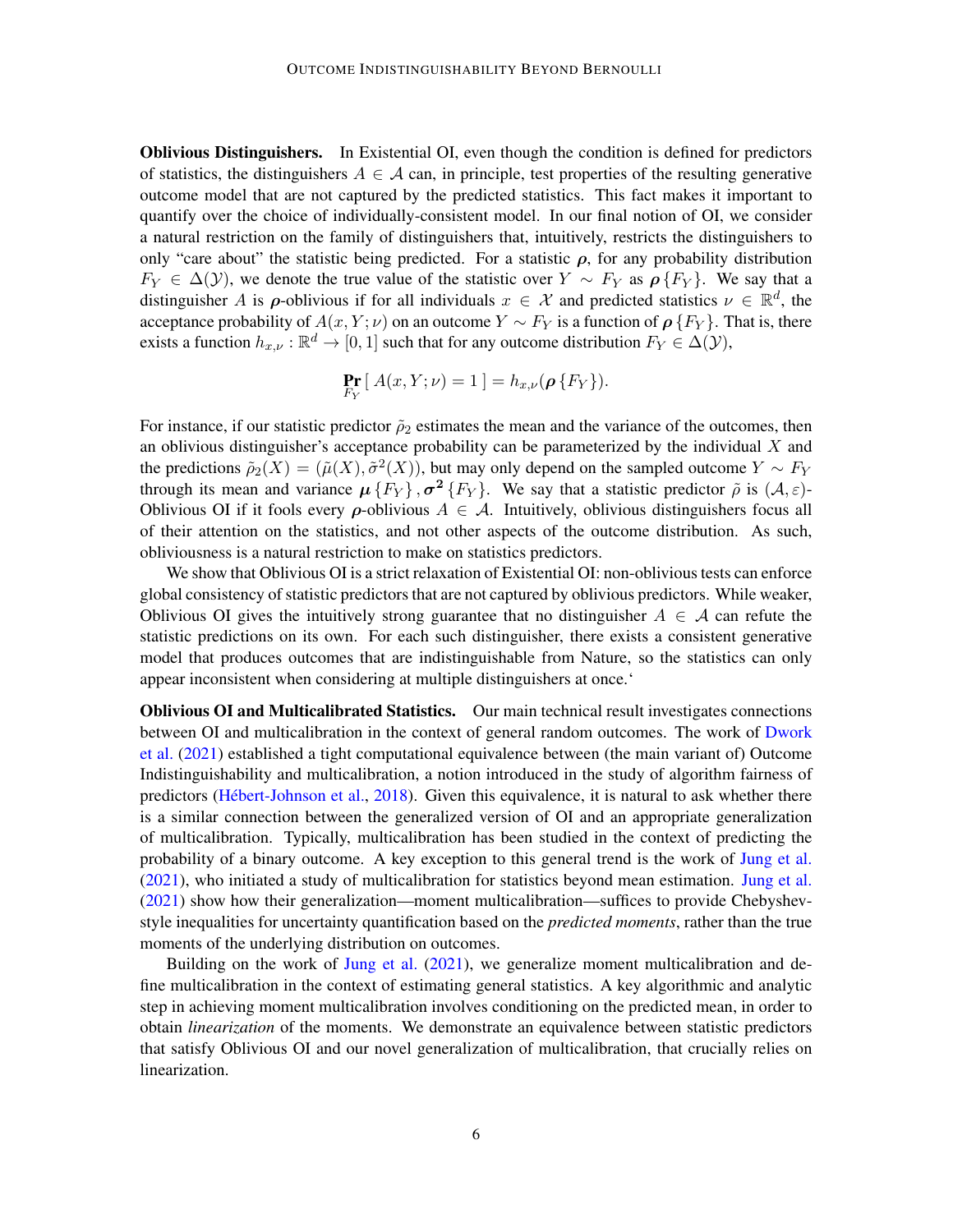**Oblivious Distinguishers.** In Existential OI, even though the condition is defined for predictors of statistics, the distinguishers $A \in \mathcal{A}$ can, in principle, test properties of the resulting generative outcome model that are not captured by the predicted statistics. This fact makes it important to quantify over the choice of individually-consistent model. In our final notion of OI, we consider a natural restriction on the family of distinguishers that, intuitively, restricts the distinguishers to only "care about" the statistic being predicted. For a statistic $\boldsymbol{\rho}$, for any probability distribution $F_Y \in \Delta(\mathcal{Y})$, we denote the true value of the statistic over $Y \sim F_Y$ as $\boldsymbol{\rho}\{F_Y\}$. We say that a distinguisher $A$ is $\boldsymbol{\rho}$-oblivious if for all individuals $x \in \mathcal{X}$ and predicted statistics $\nu \in \mathbb{R}^d$, the acceptance probability of $A(x, Y; \nu)$ on an outcome $Y \sim F_Y$ is a function of $\boldsymbol{\rho}\{F_Y\}$. That is, there exists a function $h_{x,\nu} : \mathbb{R}^d \to [0, 1]$ such that for any outcome distribution $F_Y \in \Delta(\mathcal{Y})$,

$$\Pr_{F_Y}[\, A(x, Y; \nu) = 1 \,] = h_{x,\nu}(\boldsymbol{\rho}\{F_Y\}).$$

For instance, if our statistic predictor $\tilde{\rho}_2$ estimates the mean and the variance of the outcomes, then an oblivious distinguisher's acceptance probability can be parameterized by the individual $X$ and the predictions $\tilde{\rho}_2(X) = (\tilde{\mu}(X), \tilde{\sigma}^2(X))$, but may only depend on the sampled outcome $Y \sim F_Y$ through its mean and variance $\boldsymbol{\mu}\{F_Y\}, \boldsymbol{\sigma^2}\{F_Y\}$. We say that a statistic predictor $\tilde{\rho}$ is $(\mathcal{A}, \varepsilon)$-Oblivious OI if it fools every $\boldsymbol{\rho}$-oblivious $A \in \mathcal{A}$. Intuitively, oblivious distinguishers focus all of their attention on the statistics, and not other aspects of the outcome distribution. As such, obliviousness is a natural restriction to make on statistics predictors.

We show that Oblivious OI is a strict relaxation of Existential OI: non-oblivious tests can enforce global consistency of statistic predictors that are not captured by oblivious predictors. While weaker, Oblivious OI gives the intuitively strong guarantee that no distinguisher $A \in \mathcal{A}$ can refute the statistic predictions on its own. For each such distinguisher, there exists a consistent generative model that produces outcomes that are indistinguishable from Nature, so the statistics can only appear inconsistent when considering at multiple distinguishers at once.‘

**Oblivious OI and Multicalibrated Statistics.** Our main technical result investigates connections between OI and multicalibration in the context of general random outcomes. The work of Dwork et al. (2021) established a tight computational equivalence between (the main variant of) Outcome Indistinguishability and multicalibration, a notion introduced in the study of algorithm fairness of predictors (Hébert-Johnson et al., 2018). Given this equivalence, it is natural to ask whether there is a similar connection between the generalized version of OI and an appropriate generalization of multicalibration. Typically, multicalibration has been studied in the context of predicting the probability of a binary outcome. A key exception to this general trend is the work of Jung et al. (2021), who initiated a study of multicalibration for statistics beyond mean estimation. Jung et al. (2021) show how their generalization—moment multicalibration—suffices to provide Chebyshev-style inequalities for uncertainty quantification based on the *predicted moments*, rather than the true moments of the underlying distribution on outcomes.

Building on the work of Jung et al. (2021), we generalize moment multicalibration and define multicalibration in the context of estimating general statistics. A key algorithmic and analytic step in achieving moment multicalibration involves conditioning on the predicted mean, in order to obtain *linearization* of the moments. We demonstrate an equivalence between statistic predictors that satisfy Oblivious OI and our novel generalization of multicalibration, that crucially relies on linearization.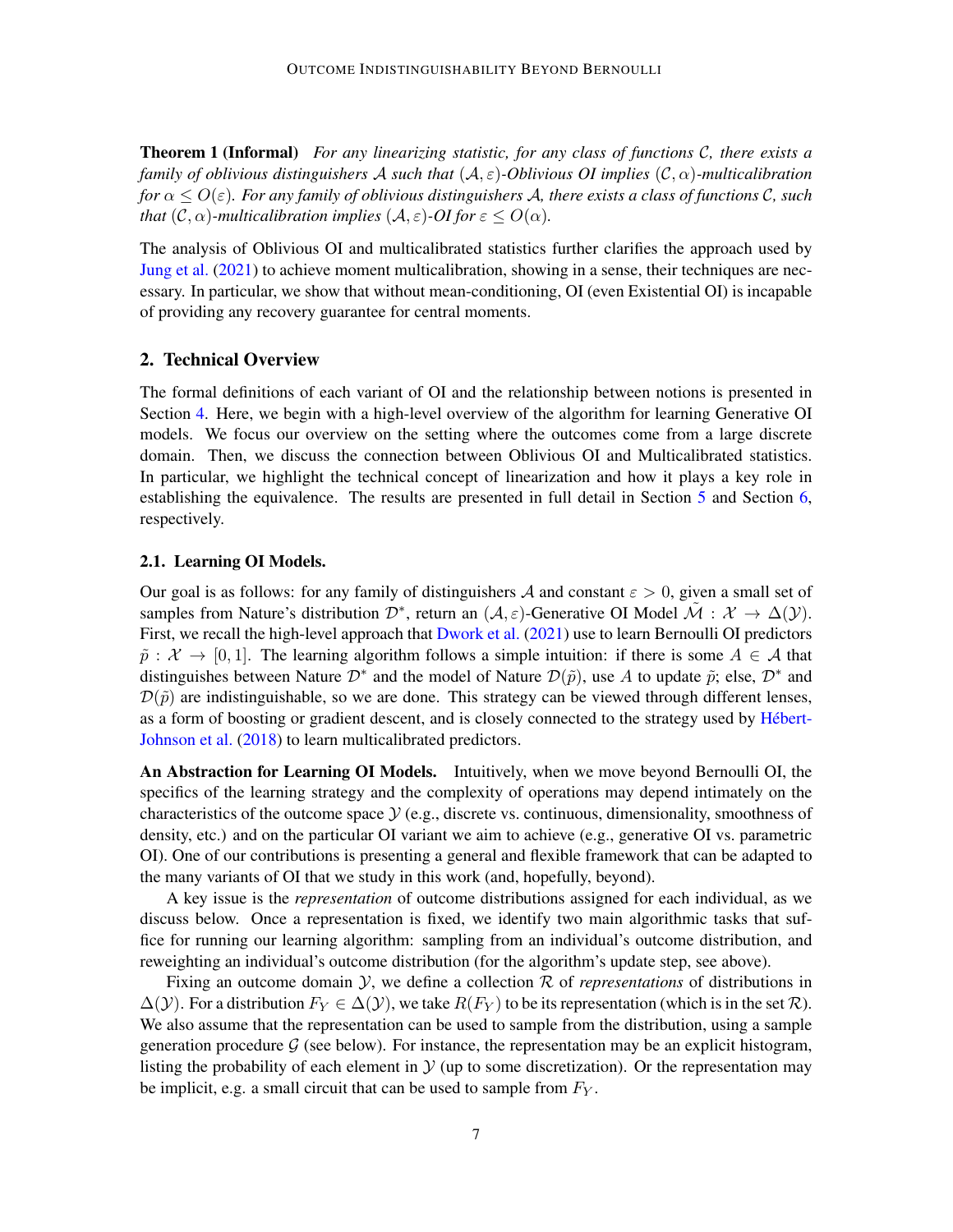**Theorem 1 (Informal)** *For any linearizing statistic, for any class of functions $\mathcal{C}$, there exists a family of oblivious distinguishers $\mathcal{A}$ such that $(\mathcal{A}, \varepsilon)$-Oblivious OI implies $(\mathcal{C}, \alpha)$-multicalibration for $\alpha \leq O(\varepsilon)$. For any family of oblivious distinguishers $\mathcal{A}$, there exists a class of functions $\mathcal{C}$, such that $(\mathcal{C}, \alpha)$-multicalibration implies $(\mathcal{A}, \varepsilon)$-OI for $\varepsilon \leq O(\alpha)$.*

The analysis of Oblivious OI and multicalibrated statistics further clarifies the approach used by Jung et al. (2021) to achieve moment multicalibration, showing in a sense, their techniques are necessary. In particular, we show that without mean-conditioning, OI (even Existential OI) is incapable of providing any recovery guarantee for central moments.

## 2. Technical Overview

The formal definitions of each variant of OI and the relationship between notions is presented in Section 4. Here, we begin with a high-level overview of the algorithm for learning Generative OI models. We focus our overview on the setting where the outcomes come from a large discrete domain. Then, we discuss the connection between Oblivious OI and Multicalibrated statistics. In particular, we highlight the technical concept of linearization and how it plays a key role in establishing the equivalence. The results are presented in full detail in Section 5 and Section 6, respectively.

### 2.1. Learning OI Models.

Our goal is as follows: for any family of distinguishers $\mathcal{A}$ and constant $\varepsilon > 0$, given a small set of samples from Nature's distribution $\mathcal{D}^*$, return an $(\mathcal{A}, \varepsilon)$-Generative OI Model $\tilde{\mathcal{M}} : \mathcal{X} \to \Delta(\mathcal{Y})$. First, we recall the high-level approach that Dwork et al. (2021) use to learn Bernoulli OI predictors $\tilde{p} : \mathcal{X} \to [0, 1]$. The learning algorithm follows a simple intuition: if there is some $A \in \mathcal{A}$ that distinguishes between Nature $\mathcal{D}^*$ and the model of Nature $\mathcal{D}(\tilde{p})$, use $A$ to update $\tilde{p}$; else, $\mathcal{D}^*$ and $\mathcal{D}(\tilde{p})$ are indistinguishable, so we are done. This strategy can be viewed through different lenses, as a form of boosting or gradient descent, and is closely connected to the strategy used by Hébert-Johnson et al. (2018) to learn multicalibrated predictors.

**An Abstraction for Learning OI Models.** Intuitively, when we move beyond Bernoulli OI, the specifics of the learning strategy and the complexity of operations may depend intimately on the characteristics of the outcome space $\mathcal{Y}$ (e.g., discrete vs. continuous, dimensionality, smoothness of density, etc.) and on the particular OI variant we aim to achieve (e.g., generative OI vs. parametric OI). One of our contributions is presenting a general and flexible framework that can be adapted to the many variants of OI that we study in this work (and, hopefully, beyond).

A key issue is the *representation* of outcome distributions assigned for each individual, as we discuss below. Once a representation is fixed, we identify two main algorithmic tasks that suffice for running our learning algorithm: sampling from an individual's outcome distribution, and reweighting an individual's outcome distribution (for the algorithm's update step, see above).

Fixing an outcome domain $\mathcal{Y}$, we define a collection $\mathcal{R}$ of *representations* of distributions in $\Delta(\mathcal{Y})$. For a distribution $F_Y \in \Delta(\mathcal{Y})$, we take $R(F_Y)$ to be its representation (which is in the set $\mathcal{R}$). We also assume that the representation can be used to sample from the distribution, using a sample generation procedure $\mathcal{G}$ (see below). For instance, the representation may be an explicit histogram, listing the probability of each element in $\mathcal{Y}$ (up to some discretization). Or the representation may be implicit, e.g. a small circuit that can be used to sample from $F_Y$.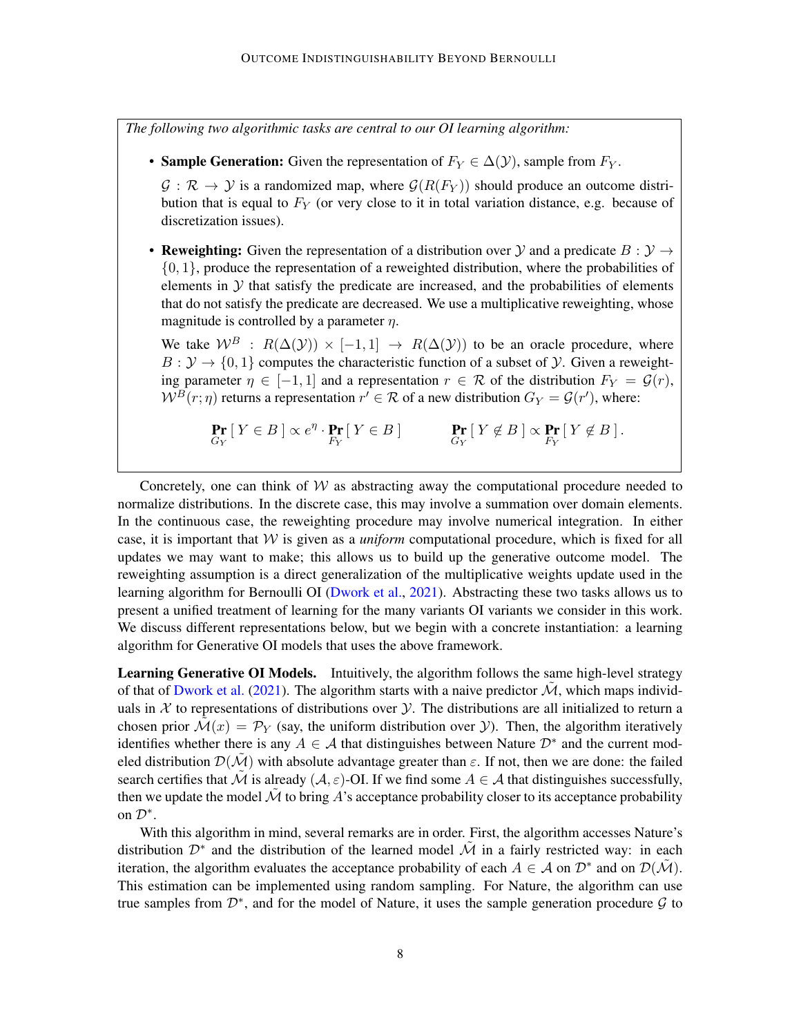*The following two algorithmic tasks are central to our OI learning algorithm:*

- **Sample Generation:** Given the representation of $F_Y \in \Delta(\mathcal{Y})$, sample from $F_Y$.

  $\mathcal{G} : \mathcal{R} \to \mathcal{Y}$ is a randomized map, where $\mathcal{G}(R(F_Y))$ should produce an outcome distribution that is equal to $F_Y$ (or very close to it in total variation distance, e.g. because of discretization issues).

- **Reweighting:** Given the representation of a distribution over $\mathcal{Y}$ and a predicate $B : \mathcal{Y} \to \{0, 1\}$, produce the representation of a reweighted distribution, where the probabilities of elements in $\mathcal{Y}$ that satisfy the predicate are increased, and the probabilities of elements that do not satisfy the predicate are decreased. We use a multiplicative reweighting, whose magnitude is controlled by a parameter $\eta$.

  We take $\mathcal{W}^B : R(\Delta(\mathcal{Y})) \times [-1, 1] \to R(\Delta(\mathcal{Y}))$ to be an oracle procedure, where $B : \mathcal{Y} \to \{0, 1\}$ computes the characteristic function of a subset of $\mathcal{Y}$. Given a reweighting parameter $\eta \in [-1, 1]$ and a representation $r \in \mathcal{R}$ of the distribution $F_Y = \mathcal{G}(r)$, $\mathcal{W}^B(r; \eta)$ returns a representation $r' \in \mathcal{R}$ of a new distribution $G_Y = \mathcal{G}(r')$, where:

$$\Pr_{G_Y}[\, Y \in B \,] \propto e^{\eta} \cdot \Pr_{F_Y}[\, Y \in B \,] \qquad \Pr_{G_Y}[\, Y \notin B \,] \propto \Pr_{F_Y}[\, Y \notin B \,].$$

Concretely, one can think of $\mathcal{W}$ as abstracting away the computational procedure needed to normalize distributions. In the discrete case, this may involve a summation over domain elements. In the continuous case, the reweighting procedure may involve numerical integration. In either case, it is important that $\mathcal{W}$ is given as a *uniform* computational procedure, which is fixed for all updates we may want to make; this allows us to build up the generative outcome model. The reweighting assumption is a direct generalization of the multiplicative weights update used in the learning algorithm for Bernoulli OI (Dwork et al., 2021). Abstracting these two tasks allows us to present a unified treatment of learning for the many variants OI variants we consider in this work. We discuss different representations below, but we begin with a concrete instantiation: a learning algorithm for Generative OI models that uses the above framework.

**Learning Generative OI Models.** Intuitively, the algorithm follows the same high-level strategy of that of Dwork et al. (2021). The algorithm starts with a naive predictor $\tilde{\mathcal{M}}$, which maps individuals in $\mathcal{X}$ to representations of distributions over $\mathcal{Y}$. The distributions are all initialized to return a chosen prior $\tilde{\mathcal{M}}(x) = \mathcal{P}_Y$ (say, the uniform distribution over $\mathcal{Y}$). Then, the algorithm iteratively identifies whether there is any $A \in \mathcal{A}$ that distinguishes between Nature $\mathcal{D}^*$ and the current modeled distribution $\mathcal{D}(\tilde{\mathcal{M}})$ with absolute advantage greater than $\varepsilon$. If not, then we are done: the failed search certifies that $\tilde{\mathcal{M}}$ is already $(\mathcal{A}, \varepsilon)$-OI. If we find some $A \in \mathcal{A}$ that distinguishes successfully, then we update the model $\tilde{\mathcal{M}}$ to bring $A$'s acceptance probability closer to its acceptance probability on $\mathcal{D}^*$.

With this algorithm in mind, several remarks are in order. First, the algorithm accesses Nature's distribution $\mathcal{D}^*$ and the distribution of the learned model $\tilde{\mathcal{M}}$ in a fairly restricted way: in each iteration, the algorithm evaluates the acceptance probability of each $A \in \mathcal{A}$ on $\mathcal{D}^*$ and on $\mathcal{D}(\tilde{\mathcal{M}})$. This estimation can be implemented using random sampling. For Nature, the algorithm can use true samples from $\mathcal{D}^*$, and for the model of Nature, it uses the sample generation procedure $\mathcal{G}$ to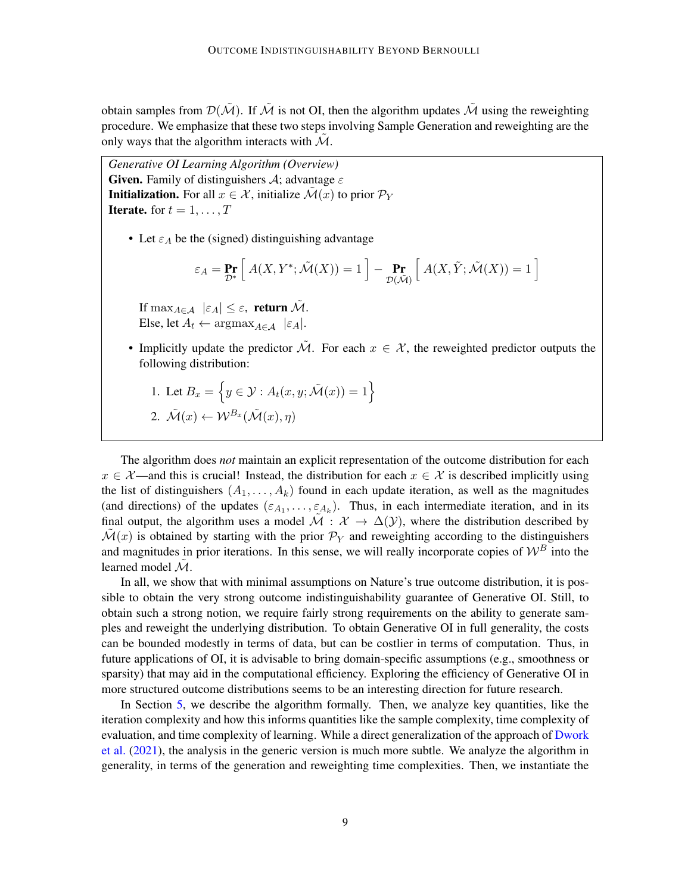obtain samples from $\mathcal{D}(\tilde{\mathcal{M}})$. If $\tilde{\mathcal{M}}$ is not OI, then the algorithm updates $\tilde{\mathcal{M}}$ using the reweighting procedure. We emphasize that these two steps involving Sample Generation and reweighting are the only ways that the algorithm interacts with $\tilde{\mathcal{M}}$.

> *Generative OI Learning Algorithm (Overview)*
> **Given.** Family of distinguishers $\mathcal{A}$; advantage $\varepsilon$
> **Initialization.** For all $x \in \mathcal{X}$, initialize $\tilde{\mathcal{M}}(x)$ to prior $\mathcal{P}_Y$
> **Iterate.** for $t = 1, \ldots, T$
>
> - Let $\varepsilon_A$ be the (signed) distinguishing advantage
>
> $$\varepsilon_A = \Pr_{\mathcal{D}^*}\left[\, A(X, Y^*; \tilde{\mathcal{M}}(X)) = 1 \,\right] - \Pr_{\mathcal{D}(\tilde{\mathcal{M}})}\left[\, A(X, \tilde{Y}; \tilde{\mathcal{M}}(X)) = 1 \,\right]$$
>
> If $\max_{A \in \mathcal{A}} \; |\varepsilon_A| \leq \varepsilon$, **return** $\tilde{\mathcal{M}}$.
> Else, let $A_t \leftarrow \mathrm{argmax}_{A \in \mathcal{A}} \; |\varepsilon_A|$.
>
> - Implicitly update the predictor $\tilde{\mathcal{M}}$. For each $x \in \mathcal{X}$, the reweighted predictor outputs the following distribution:
>   1. Let $B_x = \left\{ y \in \mathcal{Y} : A_t(x, y; \tilde{\mathcal{M}}(x)) = 1 \right\}$
>   2. $\tilde{\mathcal{M}}(x) \leftarrow \mathcal{W}^{B_x}(\tilde{\mathcal{M}}(x), \eta)$

The algorithm does *not* maintain an explicit representation of the outcome distribution for each $x \in \mathcal{X}$—and this is crucial! Instead, the distribution for each $x \in \mathcal{X}$ is described implicitly using the list of distinguishers $(A_1, \ldots, A_k)$ found in each update iteration, as well as the magnitudes (and directions) of the updates $(\varepsilon_{A_1}, \ldots, \varepsilon_{A_k})$. Thus, in each intermediate iteration, and in its final output, the algorithm uses a model $\tilde{\mathcal{M}} : \mathcal{X} \to \Delta(\mathcal{Y})$, where the distribution described by $\tilde{\mathcal{M}}(x)$ is obtained by starting with the prior $\mathcal{P}_Y$ and reweighting according to the distinguishers and magnitudes in prior iterations. In this sense, we will really incorporate copies of $\mathcal{W}^B$ into the learned model $\tilde{\mathcal{M}}$.

In all, we show that with minimal assumptions on Nature's true outcome distribution, it is possible to obtain the very strong outcome indistinguishability guarantee of Generative OI. Still, to obtain such a strong notion, we require fairly strong requirements on the ability to generate samples and reweight the underlying distribution. To obtain Generative OI in full generality, the costs can be bounded modestly in terms of data, but can be costlier in terms of computation. Thus, in future applications of OI, it is advisable to bring domain-specific assumptions (e.g., smoothness or sparsity) that may aid in the computational efficiency. Exploring the efficiency of Generative OI in more structured outcome distributions seems to be an interesting direction for future research.

In Section 5, we describe the algorithm formally. Then, we analyze key quantities, like the iteration complexity and how this informs quantities like the sample complexity, time complexity of evaluation, and time complexity of learning. While a direct generalization of the approach of Dwork et al. (2021), the analysis in the generic version is much more subtle. We analyze the algorithm in generality, in terms of the generation and reweighting time complexities. Then, we instantiate the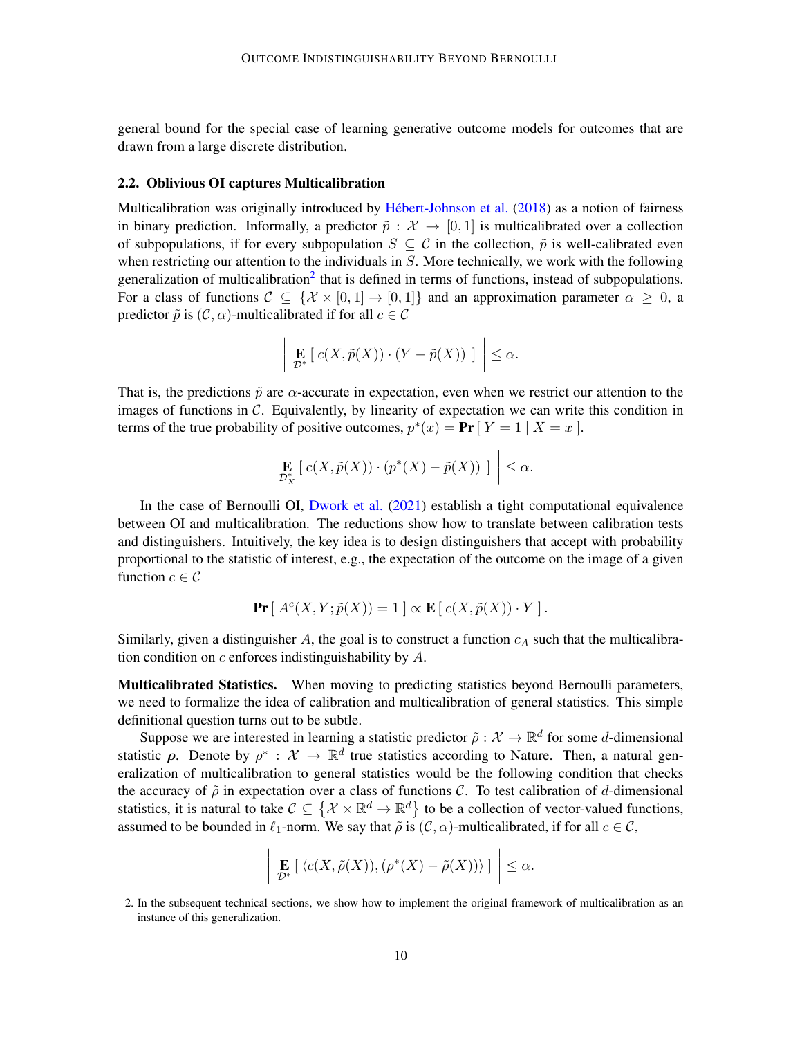general bound for the special case of learning generative outcome models for outcomes that are drawn from a large discrete distribution.

### 2.2. Oblivious OI captures Multicalibration

Multicalibration was originally introduced by Hébert-Johnson et al. (2018) as a notion of fairness in binary prediction. Informally, a predictor $\tilde{p} : \mathcal{X} \to [0,1]$ is multicalibrated over a collection of subpopulations, if for every subpopulation $S \subseteq \mathcal{C}$ in the collection, $\tilde{p}$ is well-calibrated even when restricting our attention to the individuals in $S$. More technically, we work with the following generalization of multicalibration[2] that is defined in terms of functions, instead of subpopulations. For a class of functions $\mathcal{C} \subseteq \{\mathcal{X} \times [0,1] \to [0,1]\}$ and an approximation parameter $\alpha \geq 0$, a predictor $\tilde{p}$ is $(\mathcal{C}, \alpha)$-multicalibrated if for all $c \in \mathcal{C}$

$$\left| \mathop{\mathbf{E}}_{\mathcal{D}^*} \left[ \, c(X, \tilde{p}(X)) \cdot (Y - \tilde{p}(X)) \, \right] \right| \leq \alpha.$$

That is, the predictions $\tilde{p}$ are $\alpha$-accurate in expectation, even when we restrict our attention to the images of functions in $\mathcal{C}$. Equivalently, by linearity of expectation we can write this condition in terms of the true probability of positive outcomes, $p^*(x) = \mathbf{Pr}[\, Y = 1 \mid X = x \,]$.

$$\left| \mathop{\mathbf{E}}_{\mathcal{D}^*_X} \left[ \, c(X, \tilde{p}(X)) \cdot (p^*(X) - \tilde{p}(X)) \, \right] \right| \leq \alpha.$$

In the case of Bernoulli OI, Dwork et al. (2021) establish a tight computational equivalence between OI and multicalibration. The reductions show how to translate between calibration tests and distinguishers. Intuitively, the key idea is to design distinguishers that accept with probability proportional to the statistic of interest, e.g., the expectation of the outcome on the image of a given function $c \in \mathcal{C}$

$$\mathbf{Pr}\left[\, A^c(X, Y; \tilde{p}(X)) = 1 \,\right] \propto \mathbf{E}\left[\, c(X, \tilde{p}(X)) \cdot Y \,\right].$$

Similarly, given a distinguisher $A$, the goal is to construct a function $c_A$ such that the multicalibration condition on $c$ enforces indistinguishability by $A$.

**Multicalibrated Statistics.** When moving to predicting statistics beyond Bernoulli parameters, we need to formalize the idea of calibration and multicalibration of general statistics. This simple definitional question turns out to be subtle.

Suppose we are interested in learning a statistic predictor $\tilde{\rho} : \mathcal{X} \to \mathbb{R}^d$ for some $d$-dimensional statistic $\boldsymbol{\rho}$. Denote by $\rho^* : \mathcal{X} \to \mathbb{R}^d$ true statistics according to Nature. Then, a natural generalization of multicalibration to general statistics would be the following condition that checks the accuracy of $\tilde{\rho}$ in expectation over a class of functions $\mathcal{C}$. To test calibration of $d$-dimensional statistics, it is natural to take $\mathcal{C} \subseteq \left\{\mathcal{X} \times \mathbb{R}^d \to \mathbb{R}^d\right\}$ to be a collection of vector-valued functions, assumed to be bounded in $\ell_1$-norm. We say that $\tilde{\rho}$ is $(\mathcal{C}, \alpha)$-multicalibrated, if for all $c \in \mathcal{C}$,

$$\left| \mathop{\mathbf{E}}_{\mathcal{D}^*} \left[ \, \langle c(X, \tilde{\rho}(X)), (\rho^*(X) - \tilde{\rho}(X)) \rangle \, \right] \right| \leq \alpha.$$

2. In the subsequent technical sections, we show how to implement the original framework of multicalibration as an instance of this generalization.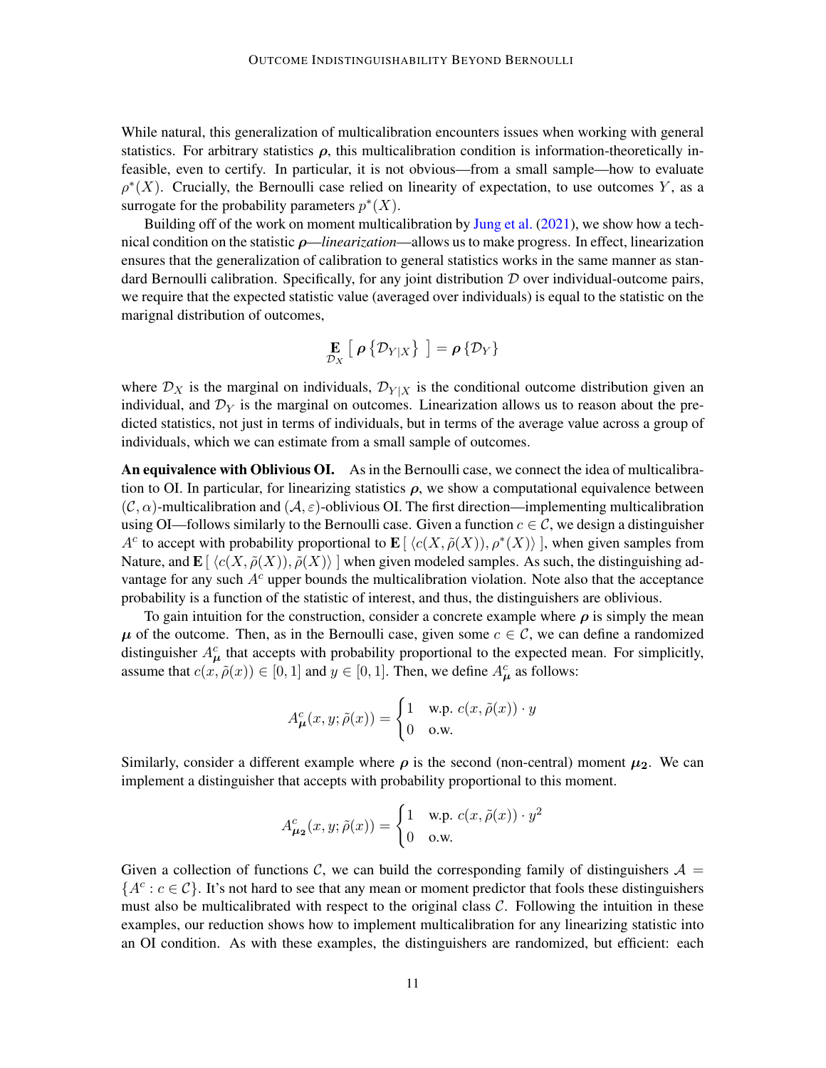While natural, this generalization of multicalibration encounters issues when working with general statistics. For arbitrary statistics $\boldsymbol{\rho}$, this multicalibration condition is information-theoretically infeasible, even to certify. In particular, it is not obvious—from a small sample—how to evaluate $\rho^*(X)$. Crucially, the Bernoulli case relied on linearity of expectation, to use outcomes $Y$, as a surrogate for the probability parameters $p^*(X)$.

Building off of the work on moment multicalibration by Jung et al. (2021), we show how a technical condition on the statistic $\boldsymbol{\rho}$—*linearization*—allows us to make progress. In effect, linearization ensures that the generalization of calibration to general statistics works in the same manner as standard Bernoulli calibration. Specifically, for any joint distribution $\mathcal{D}$ over individual-outcome pairs, we require that the expected statistic value (averaged over individuals) is equal to the statistic on the marignal distribution of outcomes,

$$\mathop{\mathbf{E}}_{\mathcal{D}_X}\left[\ \boldsymbol{\rho}\left\{\mathcal{D}_{Y|X}\right\}\ \right] = \boldsymbol{\rho}\left\{\mathcal{D}_Y\right\}$$

where $\mathcal{D}_X$ is the marginal on individuals, $\mathcal{D}_{Y|X}$ is the conditional outcome distribution given an individual, and $\mathcal{D}_Y$ is the marginal on outcomes. Linearization allows us to reason about the predicted statistics, not just in terms of individuals, but in terms of the average value across a group of individuals, which we can estimate from a small sample of outcomes.

**An equivalence with Oblivious OI.** As in the Bernoulli case, we connect the idea of multicalibration to OI. In particular, for linearizing statistics $\boldsymbol{\rho}$, we show a computational equivalence between $(\mathcal{C},\alpha)$-multicalibration and $(\mathcal{A},\varepsilon)$-oblivious OI. The first direction—implementing multicalibration using OI—follows similarly to the Bernoulli case. Given a function $c \in \mathcal{C}$, we design a distinguisher $A^c$ to accept with probability proportional to $\mathbf{E}\left[\ \langle c(X,\tilde{\rho}(X)), \rho^*(X)\rangle\ \right]$, when given samples from Nature, and $\mathbf{E}\left[\ \langle c(X,\tilde{\rho}(X)), \tilde{\rho}(X)\rangle\ \right]$ when given modeled samples. As such, the distinguishing advantage for any such $A^c$ upper bounds the multicalibration violation. Note also that the acceptance probability is a function of the statistic of interest, and thus, the distinguishers are oblivious.

To gain intuition for the construction, consider a concrete example where $\boldsymbol{\rho}$ is simply the mean $\boldsymbol{\mu}$ of the outcome. Then, as in the Bernoulli case, given some $c \in \mathcal{C}$, we can define a randomized distinguisher $A^c_{\boldsymbol{\mu}}$ that accepts with probability proportional to the expected mean. For simplicitly, assume that $c(x,\tilde{\rho}(x)) \in [0,1]$ and $y \in [0,1]$. Then, we define $A^c_{\boldsymbol{\mu}}$ as follows:

$$A^c_{\boldsymbol{\mu}}(x,y;\tilde{\rho}(x)) = \begin{cases} 1 & \text{w.p. } c(x,\tilde{\rho}(x)) \cdot y \\ 0 & \text{o.w.} \end{cases}$$

Similarly, consider a different example where $\boldsymbol{\rho}$ is the second (non-central) moment $\boldsymbol{\mu_2}$. We can implement a distinguisher that accepts with probability proportional to this moment.

$$A^c_{\boldsymbol{\mu_2}}(x,y;\tilde{\rho}(x)) = \begin{cases} 1 & \text{w.p. } c(x,\tilde{\rho}(x)) \cdot y^2 \\ 0 & \text{o.w.} \end{cases}$$

Given a collection of functions $\mathcal{C}$, we can build the corresponding family of distinguishers $\mathcal{A} = \{A^c : c \in \mathcal{C}\}$. It's not hard to see that any mean or moment predictor that fools these distinguishers must also be multicalibrated with respect to the original class $\mathcal{C}$. Following the intuition in these examples, our reduction shows how to implement multicalibration for any linearizing statistic into an OI condition. As with these examples, the distinguishers are randomized, but efficient: each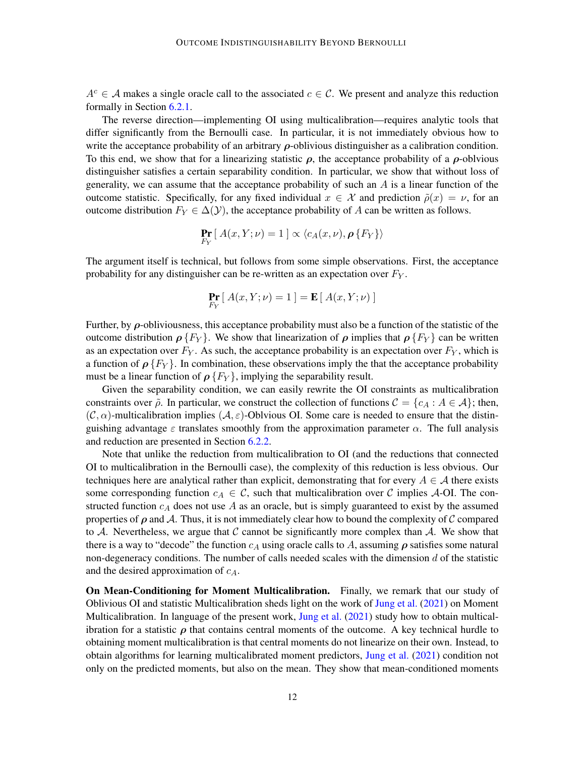$A^c \in \mathcal{A}$ makes a single oracle call to the associated $c \in \mathcal{C}$. We present and analyze this reduction formally in Section 6.2.1.

The reverse direction—implementing OI using multicalibration—requires analytic tools that differ significantly from the Bernoulli case. In particular, it is not immediately obvious how to write the acceptance probability of an arbitrary $\boldsymbol{\rho}$-oblivious distinguisher as a calibration condition. To this end, we show that for a linearizing statistic $\boldsymbol{\rho}$, the acceptance probability of a $\boldsymbol{\rho}$-oblvious distinguisher satisfies a certain separability condition. In particular, we show that without loss of generality, we can assume that the acceptance probability of such an $A$ is a linear function of the outcome statistic. Specifically, for any fixed individual $x \in \mathcal{X}$ and prediction $\tilde{\rho}(x) = \nu$, for an outcome distribution $F_Y \in \Delta(\mathcal{Y})$, the acceptance probability of $A$ can be written as follows.

$$\Pr_{F_Y}[\, A(x, Y; \nu) = 1 \,] \propto \langle c_A(x, \nu), \boldsymbol{\rho}\{F_Y\} \rangle$$

The argument itself is technical, but follows from some simple observations. First, the acceptance probability for any distinguisher can be re-written as an expectation over $F_Y$.

$$\Pr_{F_Y}[\, A(x, Y; \nu) = 1 \,] = \mathbf{E}[\, A(x, Y; \nu) \,]$$

Further, by $\boldsymbol{\rho}$-obliviousness, this acceptance probability must also be a function of the statistic of the outcome distribution $\boldsymbol{\rho}\{F_Y\}$. We show that linearization of $\boldsymbol{\rho}$ implies that $\boldsymbol{\rho}\{F_Y\}$ can be written as an expectation over $F_Y$. As such, the acceptance probability is an expectation over $F_Y$, which is a function of $\boldsymbol{\rho}\{F_Y\}$. In combination, these observations imply the that the acceptance probability must be a linear function of $\boldsymbol{\rho}\{F_Y\}$, implying the separability result.

Given the separability condition, we can easily rewrite the OI constraints as multicalibration constraints over $\tilde{\rho}$. In particular, we construct the collection of functions $\mathcal{C} = \{c_A : A \in \mathcal{A}\}$; then, $(\mathcal{C}, \alpha)$-multicalibration implies $(\mathcal{A}, \varepsilon)$-Oblvious OI. Some care is needed to ensure that the distinguishing advantage $\varepsilon$ translates smoothly from the approximation parameter $\alpha$. The full analysis and reduction are presented in Section 6.2.2.

Note that unlike the reduction from multicalibration to OI (and the reductions that connected OI to multicalibration in the Bernoulli case), the complexity of this reduction is less obvious. Our techniques here are analytical rather than explicit, demonstrating that for every $A \in \mathcal{A}$ there exists some corresponding function $c_A \in \mathcal{C}$, such that multicalibration over $\mathcal{C}$ implies $\mathcal{A}$-OI. The constructed function $c_A$ does not use $A$ as an oracle, but is simply guaranteed to exist by the assumed properties of $\boldsymbol{\rho}$ and $\mathcal{A}$. Thus, it is not immediately clear how to bound the complexity of $\mathcal{C}$ compared to $\mathcal{A}$. Nevertheless, we argue that $\mathcal{C}$ cannot be significantly more complex than $\mathcal{A}$. We show that there is a way to "decode" the function $c_A$ using oracle calls to $A$, assuming $\boldsymbol{\rho}$ satisfies some natural non-degeneracy conditions. The number of calls needed scales with the dimension $d$ of the statistic and the desired approximation of $c_A$.

**On Mean-Conditioning for Moment Multicalibration.** Finally, we remark that our study of Oblivious OI and statistic Multicalibration sheds light on the work of Jung et al. (2021) on Moment Multicalibration. In language of the present work, Jung et al. (2021) study how to obtain multicalibration for a statistic $\boldsymbol{\rho}$ that contains central moments of the outcome. A key technical hurdle to obtaining moment multicalibration is that central moments do not linearize on their own. Instead, to obtain algorithms for learning multicalibrated moment predictors, Jung et al. (2021) condition not only on the predicted moments, but also on the mean. They show that mean-conditioned moments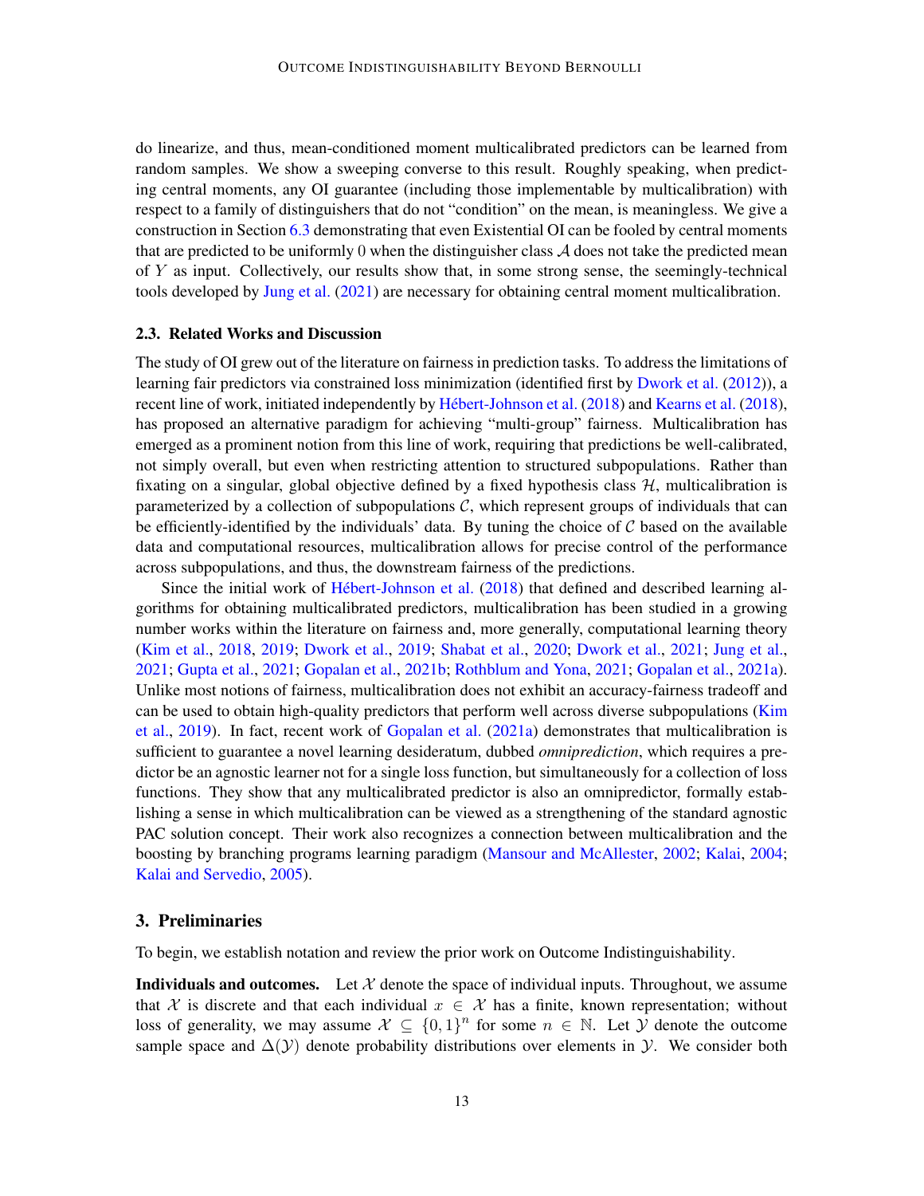do linearize, and thus, mean-conditioned moment multicalibrated predictors can be learned from random samples. We show a sweeping converse to this result. Roughly speaking, when predicting central moments, any OI guarantee (including those implementable by multicalibration) with respect to a family of distinguishers that do not "condition" on the mean, is meaningless. We give a construction in Section 6.3 demonstrating that even Existential OI can be fooled by central moments that are predicted to be uniformly 0 when the distinguisher class $\mathcal{A}$ does not take the predicted mean of $Y$ as input. Collectively, our results show that, in some strong sense, the seemingly-technical tools developed by Jung et al. (2021) are necessary for obtaining central moment multicalibration.

### 2.3. Related Works and Discussion

The study of OI grew out of the literature on fairness in prediction tasks. To address the limitations of learning fair predictors via constrained loss minimization (identified first by Dwork et al. (2012)), a recent line of work, initiated independently by Hébert-Johnson et al. (2018) and Kearns et al. (2018), has proposed an alternative paradigm for achieving "multi-group" fairness. Multicalibration has emerged as a prominent notion from this line of work, requiring that predictions be well-calibrated, not simply overall, but even when restricting attention to structured subpopulations. Rather than fixating on a singular, global objective defined by a fixed hypothesis class $\mathcal{H}$, multicalibration is parameterized by a collection of subpopulations $\mathcal{C}$, which represent groups of individuals that can be efficiently-identified by the individuals' data. By tuning the choice of $\mathcal{C}$ based on the available data and computational resources, multicalibration allows for precise control of the performance across subpopulations, and thus, the downstream fairness of the predictions.

Since the initial work of Hébert-Johnson et al. (2018) that defined and described learning algorithms for obtaining multicalibrated predictors, multicalibration has been studied in a growing number works within the literature on fairness and, more generally, computational learning theory (Kim et al., 2018, 2019; Dwork et al., 2019; Shabat et al., 2020; Dwork et al., 2021; Jung et al., 2021; Gupta et al., 2021; Gopalan et al., 2021b; Rothblum and Yona, 2021; Gopalan et al., 2021a). Unlike most notions of fairness, multicalibration does not exhibit an accuracy-fairness tradeoff and can be used to obtain high-quality predictors that perform well across diverse subpopulations (Kim et al., 2019). In fact, recent work of Gopalan et al. (2021a) demonstrates that multicalibration is sufficient to guarantee a novel learning desideratum, dubbed *omniprediction*, which requires a predictor be an agnostic learner not for a single loss function, but simultaneously for a collection of loss functions. They show that any multicalibrated predictor is also an omnipredictor, formally establishing a sense in which multicalibration can be viewed as a strengthening of the standard agnostic PAC solution concept. Their work also recognizes a connection between multicalibration and the boosting by branching programs learning paradigm (Mansour and McAllester, 2002; Kalai, 2004; Kalai and Servedio, 2005).

## 3. Preliminaries

To begin, we establish notation and review the prior work on Outcome Indistinguishability.

**Individuals and outcomes.** Let $\mathcal{X}$ denote the space of individual inputs. Throughout, we assume that $\mathcal{X}$ is discrete and that each individual $x \in \mathcal{X}$ has a finite, known representation; without loss of generality, we may assume $\mathcal{X} \subseteq \{0,1\}^n$ for some $n \in \mathbb{N}$. Let $\mathcal{Y}$ denote the outcome sample space and $\Delta(\mathcal{Y})$ denote probability distributions over elements in $\mathcal{Y}$. We consider both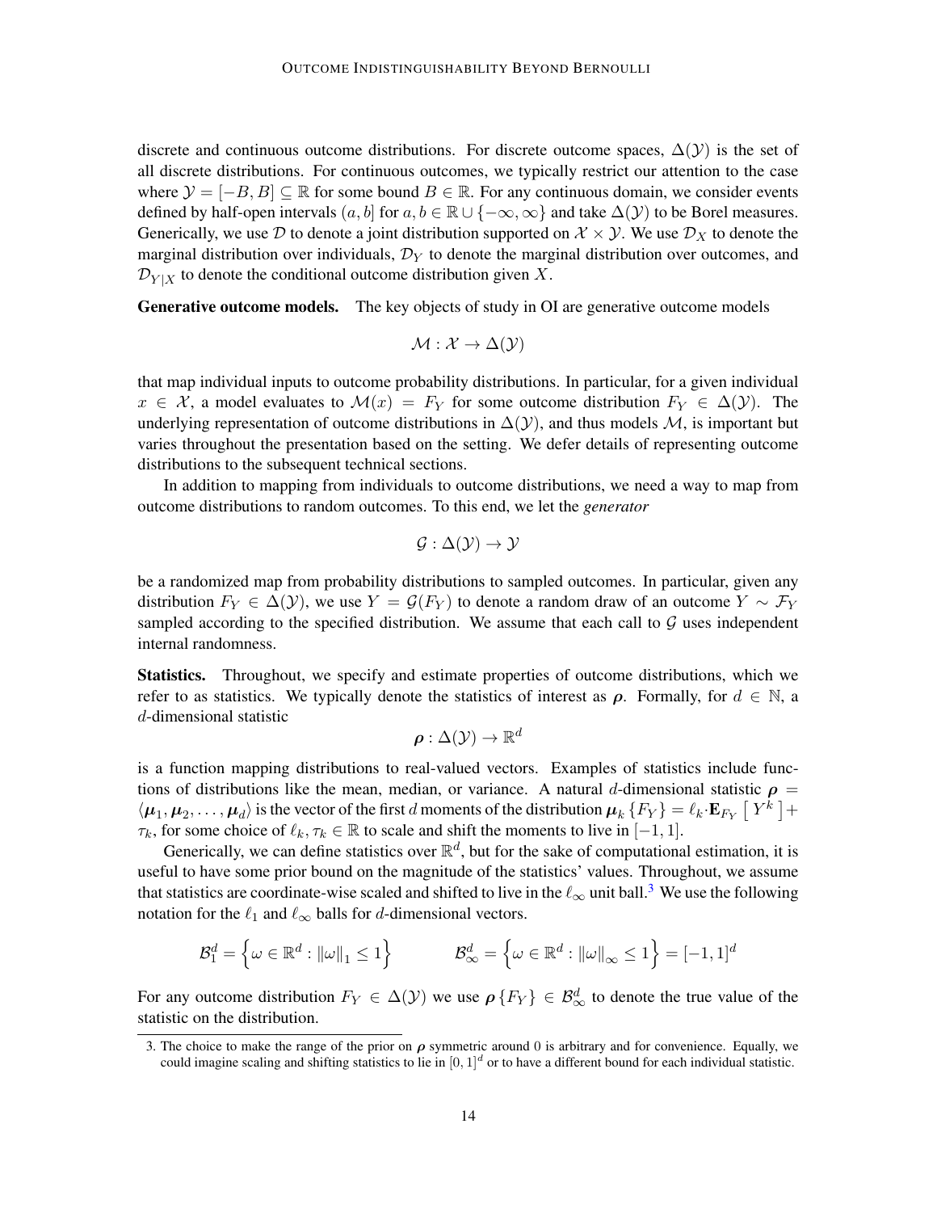discrete and continuous outcome distributions. For discrete outcome spaces, $\Delta(\mathcal{Y})$ is the set of all discrete distributions. For continuous outcomes, we typically restrict our attention to the case where $\mathcal{Y} = [-B, B] \subseteq \mathbb{R}$ for some bound $B \in \mathbb{R}$. For any continuous domain, we consider events defined by half-open intervals $(a, b]$ for $a, b \in \mathbb{R} \cup \{-\infty, \infty\}$ and take $\Delta(\mathcal{Y})$ to be Borel measures. Generically, we use $\mathcal{D}$ to denote a joint distribution supported on $\mathcal{X} \times \mathcal{Y}$. We use $\mathcal{D}_X$ to denote the marginal distribution over individuals, $\mathcal{D}_Y$ to denote the marginal distribution over outcomes, and $\mathcal{D}_{Y|X}$ to denote the conditional outcome distribution given $X$.

**Generative outcome models.** The key objects of study in OI are generative outcome models

$$\mathcal{M} : \mathcal{X} \to \Delta(\mathcal{Y})$$

that map individual inputs to outcome probability distributions. In particular, for a given individual $x \in \mathcal{X}$, a model evaluates to $\mathcal{M}(x) = F_Y$ for some outcome distribution $F_Y \in \Delta(\mathcal{Y})$. The underlying representation of outcome distributions in $\Delta(\mathcal{Y})$, and thus models $\mathcal{M}$, is important but varies throughout the presentation based on the setting. We defer details of representing outcome distributions to the subsequent technical sections.

In addition to mapping from individuals to outcome distributions, we need a way to map from outcome distributions to random outcomes. To this end, we let the *generator*

$$\mathcal{G} : \Delta(\mathcal{Y}) \to \mathcal{Y}$$

be a randomized map from probability distributions to sampled outcomes. In particular, given any distribution $F_Y \in \Delta(\mathcal{Y})$, we use $Y = \mathcal{G}(F_Y)$ to denote a random draw of an outcome $Y \sim \mathcal{F}_Y$ sampled according to the specified distribution. We assume that each call to $\mathcal{G}$ uses independent internal randomness.

**Statistics.** Throughout, we specify and estimate properties of outcome distributions, which we refer to as statistics. We typically denote the statistics of interest as $\boldsymbol{\rho}$. Formally, for $d \in \mathbb{N}$, a $d$-dimensional statistic

$$\boldsymbol{\rho} : \Delta(\mathcal{Y}) \to \mathbb{R}^d$$

is a function mapping distributions to real-valued vectors. Examples of statistics include functions of distributions like the mean, median, or variance. A natural $d$-dimensional statistic $\boldsymbol{\rho} = \langle \boldsymbol{\mu}_1, \boldsymbol{\mu}_2, \ldots, \boldsymbol{\mu}_d \rangle$ is the vector of the first $d$ moments of the distribution $\boldsymbol{\mu}_k\{F_Y\} = \ell_k \cdot \mathbf{E}_{F_Y}\left[\, Y^k \,\right] + \tau_k$, for some choice of $\ell_k, \tau_k \in \mathbb{R}$ to scale and shift the moments to live in $[-1, 1]$.

Generically, we can define statistics over $\mathbb{R}^d$, but for the sake of computational estimation, it is useful to have some prior bound on the magnitude of the statistics' values. Throughout, we assume that statistics are coordinate-wise scaled and shifted to live in the $\ell_\infty$ unit ball.[3] We use the following notation for the $\ell_1$ and $\ell_\infty$ balls for $d$-dimensional vectors.

$$\mathcal{B}_1^d = \left\{ \omega \in \mathbb{R}^d : \|\omega\|_1 \leq 1 \right\} \qquad\qquad \mathcal{B}_\infty^d = \left\{ \omega \in \mathbb{R}^d : \|\omega\|_\infty \leq 1 \right\} = [-1, 1]^d$$

For any outcome distribution $F_Y \in \Delta(\mathcal{Y})$ we use $\boldsymbol{\rho}\{F_Y\} \in \mathcal{B}_\infty^d$ to denote the true value of the statistic on the distribution.

3. The choice to make the range of the prior on $\boldsymbol{\rho}$ symmetric around 0 is arbitrary and for convenience. Equally, we could imagine scaling and shifting statistics to lie in $[0, 1]^d$ or to have a different bound for each individual statistic.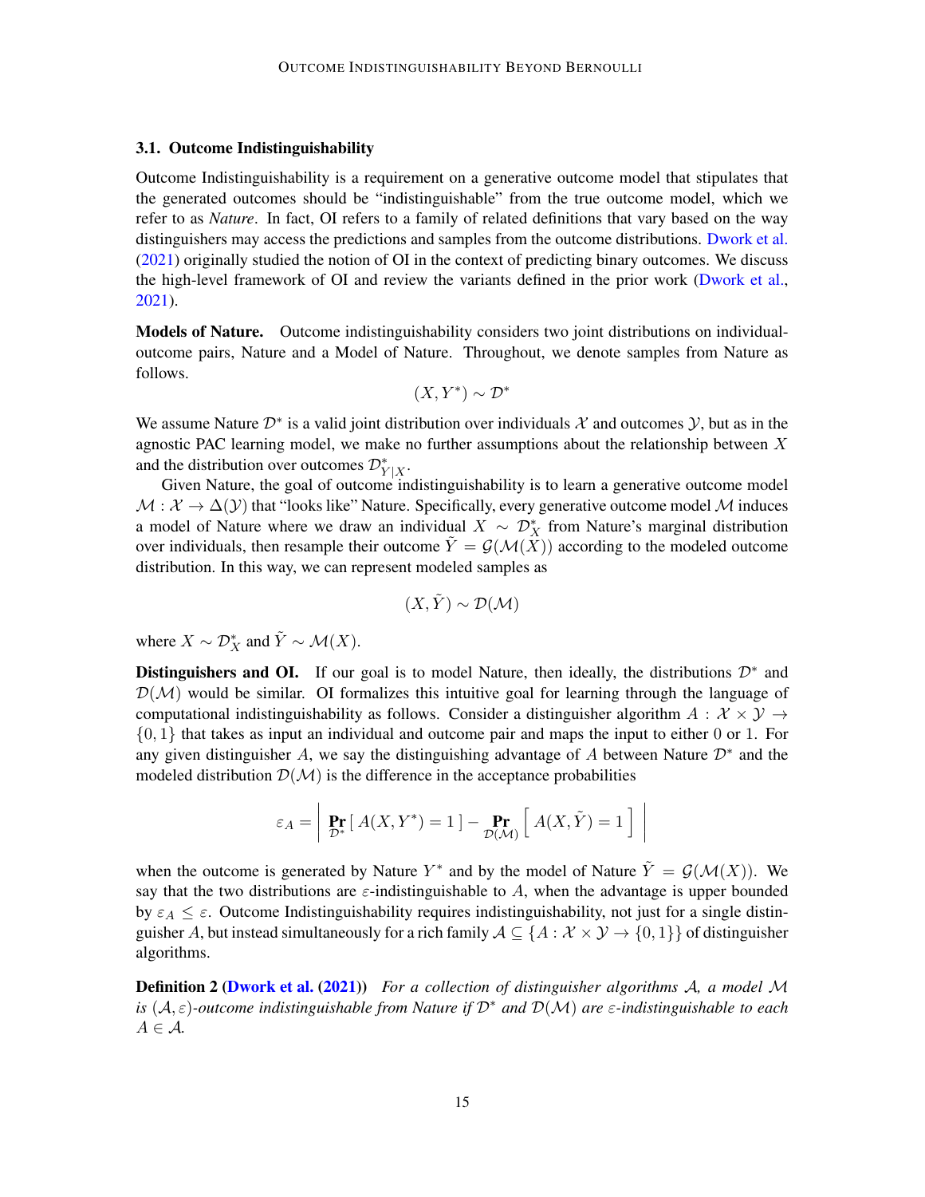### 3.1. Outcome Indistinguishability

Outcome Indistinguishability is a requirement on a generative outcome model that stipulates that the generated outcomes should be "indistinguishable" from the true outcome model, which we refer to as *Nature*. In fact, OI refers to a family of related definitions that vary based on the way distinguishers may access the predictions and samples from the outcome distributions. Dwork et al. (2021) originally studied the notion of OI in the context of predicting binary outcomes. We discuss the high-level framework of OI and review the variants defined in the prior work (Dwork et al., 2021).

**Models of Nature.** Outcome indistinguishability considers two joint distributions on individual-outcome pairs, Nature and a Model of Nature. Throughout, we denote samples from Nature as follows.

$$(X, Y^*) \sim \mathcal{D}^*$$

We assume Nature $\mathcal{D}^*$ is a valid joint distribution over individuals $\mathcal{X}$ and outcomes $\mathcal{Y}$, but as in the agnostic PAC learning model, we make no further assumptions about the relationship between $X$ and the distribution over outcomes $\mathcal{D}^*_{Y|X}$.

Given Nature, the goal of outcome indistinguishability is to learn a generative outcome model $\mathcal{M} : \mathcal{X} \to \Delta(\mathcal{Y})$ that "looks like" Nature. Specifically, every generative outcome model $\mathcal{M}$ induces a model of Nature where we draw an individual $X \sim \mathcal{D}^*_X$ from Nature's marginal distribution over individuals, then resample their outcome $\tilde{Y} = \mathcal{G}(\mathcal{M}(X))$ according to the modeled outcome distribution. In this way, we can represent modeled samples as

$$(X, \tilde{Y}) \sim \mathcal{D}(\mathcal{M})$$

where $X \sim \mathcal{D}^*_X$ and $\tilde{Y} \sim \mathcal{M}(X)$.

**Distinguishers and OI.** If our goal is to model Nature, then ideally, the distributions $\mathcal{D}^*$ and $\mathcal{D}(\mathcal{M})$ would be similar. OI formalizes this intuitive goal for learning through the language of computational indistinguishability as follows. Consider a distinguisher algorithm $A : \mathcal{X} \times \mathcal{Y} \to \{0, 1\}$ that takes as input an individual and outcome pair and maps the input to either 0 or 1. For any given distinguisher $A$, we say the distinguishing advantage of $A$ between Nature $\mathcal{D}^*$ and the modeled distribution $\mathcal{D}(\mathcal{M})$ is the difference in the acceptance probabilities

$$\varepsilon_A = \left| \Pr_{\mathcal{D}^*}\left[ A(X, Y^*) = 1 \right] - \Pr_{\mathcal{D}(\mathcal{M})}\left[ A(X, \tilde{Y}) = 1 \right] \right|$$

when the outcome is generated by Nature $Y^*$ and by the model of Nature $\tilde{Y} = \mathcal{G}(\mathcal{M}(X))$. We say that the two distributions are $\varepsilon$-indistinguishable to $A$, when the advantage is upper bounded by $\varepsilon_A \leq \varepsilon$. Outcome Indistinguishability requires indistinguishability, not just for a single distinguisher $A$, but instead simultaneously for a rich family $\mathcal{A} \subseteq \{A : \mathcal{X} \times \mathcal{Y} \to \{0, 1\}\}$ of distinguisher algorithms.

**Definition 2 (Dwork et al. (2021))** *For a collection of distinguisher algorithms $\mathcal{A}$, a model $\mathcal{M}$ is $(\mathcal{A}, \varepsilon)$-outcome indistinguishable from Nature if $\mathcal{D}^*$ and $\mathcal{D}(\mathcal{M})$ are $\varepsilon$-indistinguishable to each $A \in \mathcal{A}$.*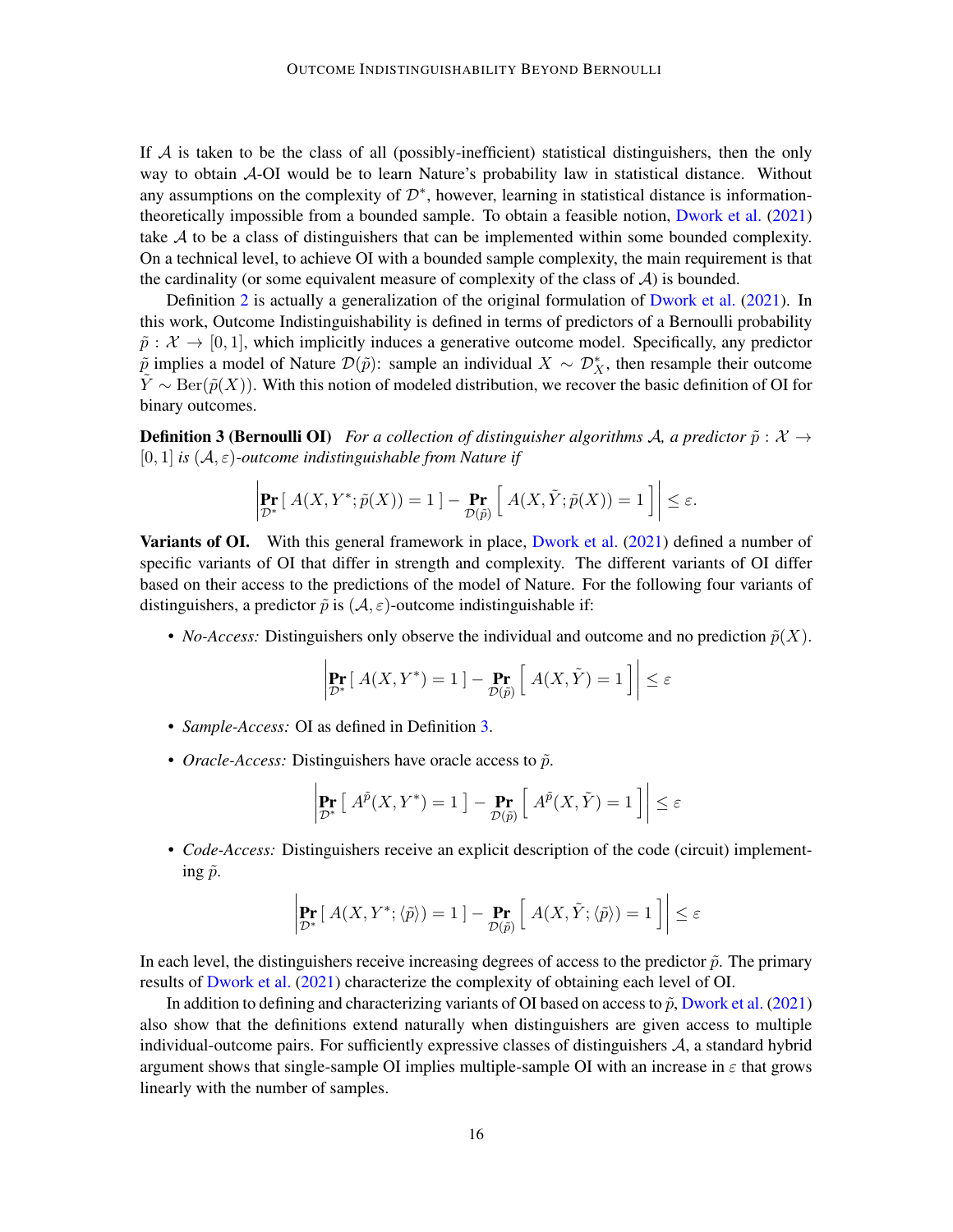If $\mathcal{A}$ is taken to be the class of all (possibly-inefficient) statistical distinguishers, then the only way to obtain $\mathcal{A}$-OI would be to learn Nature's probability law in statistical distance. Without any assumptions on the complexity of $\mathcal{D}^*$, however, learning in statistical distance is information-theoretically impossible from a bounded sample. To obtain a feasible notion, Dwork et al. (2021) take $\mathcal{A}$ to be a class of distinguishers that can be implemented within some bounded complexity. On a technical level, to achieve OI with a bounded sample complexity, the main requirement is that the cardinality (or some equivalent measure of complexity of the class of $\mathcal{A}$) is bounded.

Definition 2 is actually a generalization of the original formulation of Dwork et al. (2021). In this work, Outcome Indistinguishability is defined in terms of predictors of a Bernoulli probability $\tilde{p} : \mathcal{X} \to [0, 1]$, which implicitly induces a generative outcome model. Specifically, any predictor $\tilde{p}$ implies a model of Nature $\mathcal{D}(\tilde{p})$: sample an individual $X \sim \mathcal{D}^*_X$, then resample their outcome $\tilde{Y} \sim \mathrm{Ber}(\tilde{p}(X))$. With this notion of modeled distribution, we recover the basic definition of OI for binary outcomes.

**Definition 3 (Bernoulli OI)** *For a collection of distinguisher algorithms $\mathcal{A}$, a predictor $\tilde{p} : \mathcal{X} \to [0, 1]$ is $(\mathcal{A}, \varepsilon)$-outcome indistinguishable from Nature if*

$$\left| \Pr_{\mathcal{D}^*} [\, A(X, Y^*; \tilde{p}(X)) = 1 \,] - \Pr_{\mathcal{D}(\tilde{p})} \left[ \, A(X, \tilde{Y}; \tilde{p}(X)) = 1 \, \right] \right| \leq \varepsilon.$$

**Variants of OI.** With this general framework in place, Dwork et al. (2021) defined a number of specific variants of OI that differ in strength and complexity. The different variants of OI differ based on their access to the predictions of the model of Nature. For the following four variants of distinguishers, a predictor $\tilde{p}$ is $(\mathcal{A}, \varepsilon)$-outcome indistinguishable if:

- *No-Access:* Distinguishers only observe the individual and outcome and no prediction $\tilde{p}(X)$.

$$\left| \Pr_{\mathcal{D}^*} [\, A(X, Y^*) = 1 \,] - \Pr_{\mathcal{D}(\tilde{p})} \left[ \, A(X, \tilde{Y}) = 1 \, \right] \right| \leq \varepsilon$$

- *Sample-Access:* OI as defined in Definition 3.
- *Oracle-Access:* Distinguishers have oracle access to $\tilde{p}$.

$$\left| \Pr_{\mathcal{D}^*} \left[ \, A^{\tilde{p}}(X, Y^*) = 1 \, \right] - \Pr_{\mathcal{D}(\tilde{p})} \left[ \, A^{\tilde{p}}(X, \tilde{Y}) = 1 \, \right] \right| \leq \varepsilon$$

- *Code-Access:* Distinguishers receive an explicit description of the code (circuit) implementing $\tilde{p}$.

$$\left| \Pr_{\mathcal{D}^*} [\, A(X, Y^*; \langle \tilde{p} \rangle) = 1 \,] - \Pr_{\mathcal{D}(\tilde{p})} \left[ \, A(X, \tilde{Y}; \langle \tilde{p} \rangle) = 1 \, \right] \right| \leq \varepsilon$$

In each level, the distinguishers receive increasing degrees of access to the predictor $\tilde{p}$. The primary results of Dwork et al. (2021) characterize the complexity of obtaining each level of OI.

In addition to defining and characterizing variants of OI based on access to $\tilde{p}$, Dwork et al. (2021) also show that the definitions extend naturally when distinguishers are given access to multiple individual-outcome pairs. For sufficiently expressive classes of distinguishers $\mathcal{A}$, a standard hybrid argument shows that single-sample OI implies multiple-sample OI with an increase in $\varepsilon$ that grows linearly with the number of samples.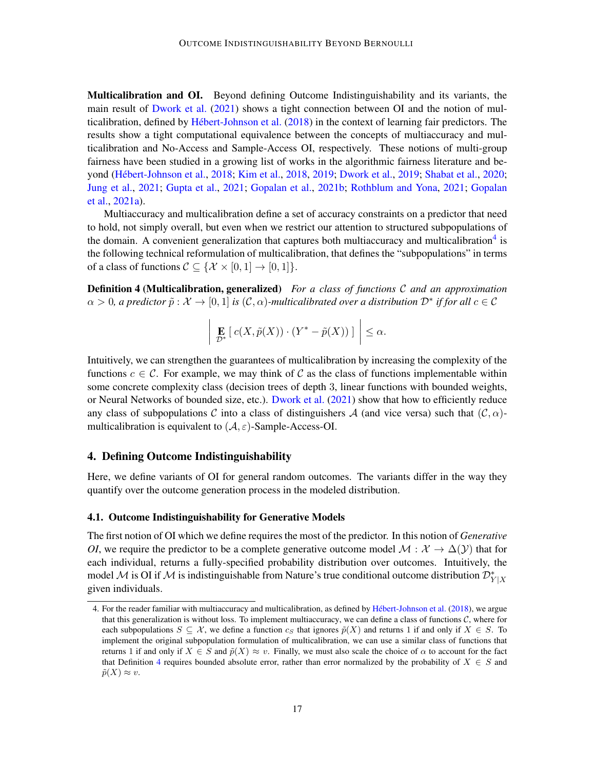**Multicalibration and OI.** Beyond defining Outcome Indistinguishability and its variants, the main result of Dwork et al. (2021) shows a tight connection between OI and the notion of multicalibration, defined by Hébert-Johnson et al. (2018) in the context of learning fair predictors. The results show a tight computational equivalence between the concepts of multiaccuracy and multicalibration and No-Access and Sample-Access OI, respectively. These notions of multi-group fairness have been studied in a growing list of works in the algorithmic fairness literature and beyond (Hébert-Johnson et al., 2018; Kim et al., 2018, 2019; Dwork et al., 2019; Shabat et al., 2020; Jung et al., 2021; Gupta et al., 2021; Gopalan et al., 2021b; Rothblum and Yona, 2021; Gopalan et al., 2021a).

Multiaccuracy and multicalibration define a set of accuracy constraints on a predictor that need to hold, not simply overall, but even when we restrict our attention to structured subpopulations of the domain. A convenient generalization that captures both multiaccuracy and multicalibration[4] is the following technical reformulation of multicalibration, that defines the "subpopulations" in terms of a class of functions $\mathcal{C} \subseteq \{\mathcal{X} \times [0,1] \to [0,1]\}$.

**Definition 4 (Multicalibration, generalized)** *For a class of functions $\mathcal{C}$ and an approximation $\alpha > 0$, a predictor $\tilde{p} : \mathcal{X} \to [0,1]$ is $(\mathcal{C}, \alpha)$-multicalibrated over a distribution $\mathcal{D}^*$ if for all $c \in \mathcal{C}$*

$$\left| \mathop{\mathbf{E}}_{\mathcal{D}^*} \left[ \, c(X, \tilde{p}(X)) \cdot (Y^* - \tilde{p}(X)) \, \right] \right| \leq \alpha.$$

Intuitively, we can strengthen the guarantees of multicalibration by increasing the complexity of the functions $c \in \mathcal{C}$. For example, we may think of $\mathcal{C}$ as the class of functions implementable within some concrete complexity class (decision trees of depth 3, linear functions with bounded weights, or Neural Networks of bounded size, etc.). Dwork et al. (2021) show that how to efficiently reduce any class of subpopulations $\mathcal{C}$ into a class of distinguishers $\mathcal{A}$ (and vice versa) such that $(\mathcal{C}, \alpha)$-multicalibration is equivalent to $(\mathcal{A}, \varepsilon)$-Sample-Access-OI.

## 4. Defining Outcome Indistinguishability

Here, we define variants of OI for general random outcomes. The variants differ in the way they quantify over the outcome generation process in the modeled distribution.

### 4.1. Outcome Indistinguishability for Generative Models

The first notion of OI which we define requires the most of the predictor. In this notion of *Generative OI*, we require the predictor to be a complete generative outcome model $\mathcal{M} : \mathcal{X} \to \Delta(\mathcal{Y})$ that for each individual, returns a fully-specified probability distribution over outcomes. Intuitively, the model $\mathcal{M}$ is OI if $\mathcal{M}$ is indistinguishable from Nature's true conditional outcome distribution $\mathcal{D}^*_{Y|X}$ given individuals.

---

4. For the reader familiar with multiaccuracy and multicalibration, as defined by Hébert-Johnson et al. (2018), we argue that this generalization is without loss. To implement multiaccuracy, we can define a class of functions $\mathcal{C}$, where for each subpopulations $S \subseteq \mathcal{X}$, we define a function $c_S$ that ignores $\tilde{p}(X)$ and returns 1 if and only if $X \in S$. To implement the original subpopulation formulation of multicalibration, we can use a similar class of functions that returns 1 if and only if $X \in S$ and $\tilde{p}(X) \approx v$. Finally, we must also scale the choice of $\alpha$ to account for the fact that Definition 4 requires bounded absolute error, rather than error normalized by the probability of $X \in S$ and $\tilde{p}(X) \approx v$.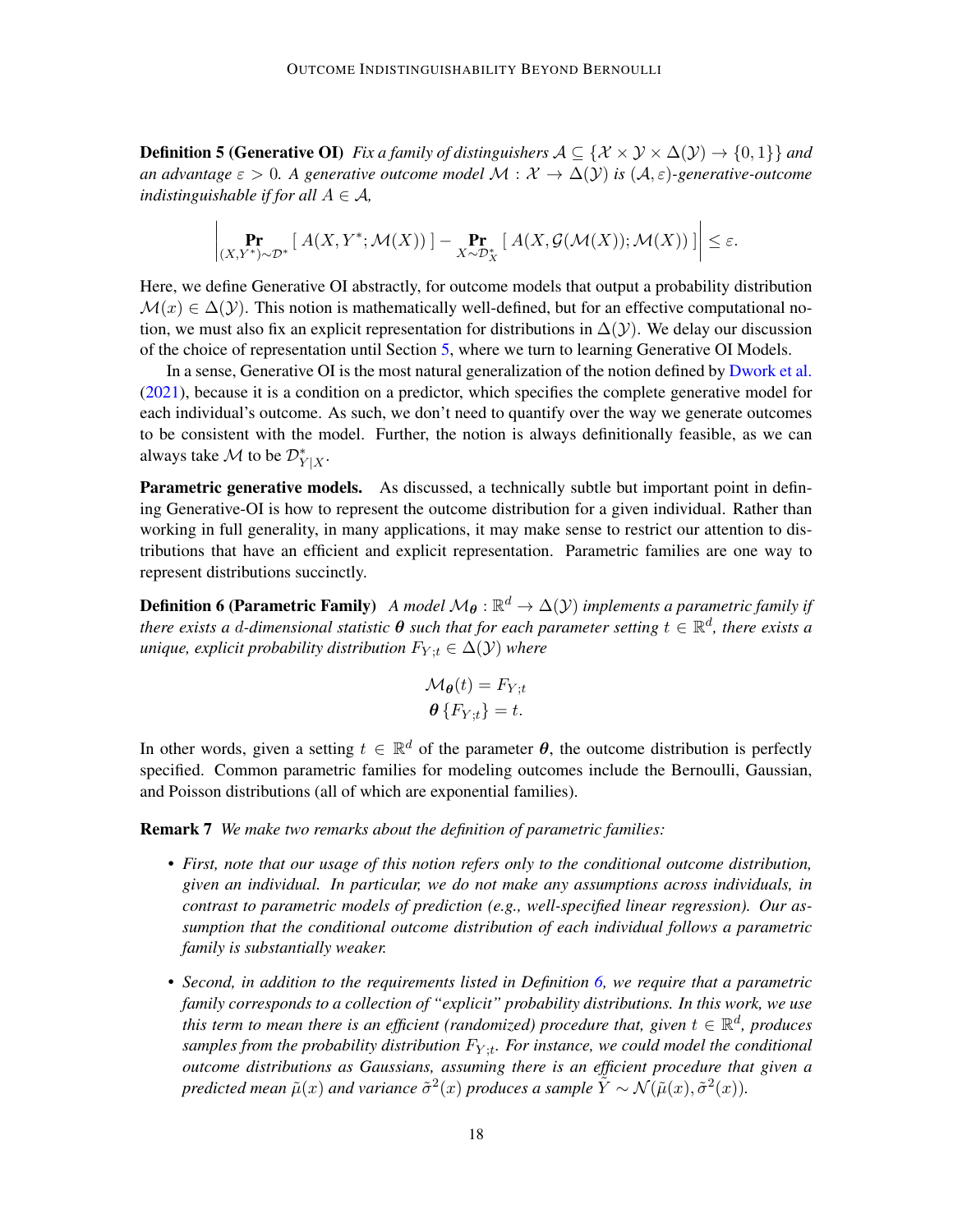**Definition 5 (Generative OI)** *Fix a family of distinguishers $\mathcal{A} \subseteq \{\mathcal{X} \times \mathcal{Y} \times \Delta(\mathcal{Y}) \to \{0,1\}\}$ and an advantage $\varepsilon > 0$. A generative outcome model $\mathcal{M} : \mathcal{X} \to \Delta(\mathcal{Y})$ is $(\mathcal{A}, \varepsilon)$-generative-outcome indistinguishable if for all $A \in \mathcal{A}$,*

$$\left| \Pr_{(X,Y^*) \sim \mathcal{D}^*} [\, A(X, Y^*; \mathcal{M}(X)) \,] - \Pr_{X \sim \mathcal{D}_X^*} [\, A(X, \mathcal{G}(\mathcal{M}(X)); \mathcal{M}(X)) \,] \right| \leq \varepsilon.$$

Here, we define Generative OI abstractly, for outcome models that output a probability distribution $\mathcal{M}(x) \in \Delta(\mathcal{Y})$. This notion is mathematically well-defined, but for an effective computational notion, we must also fix an explicit representation for distributions in $\Delta(\mathcal{Y})$. We delay our discussion of the choice of representation until Section 5, where we turn to learning Generative OI Models.

In a sense, Generative OI is the most natural generalization of the notion defined by Dwork et al. (2021), because it is a condition on a predictor, which specifies the complete generative model for each individual's outcome. As such, we don't need to quantify over the way we generate outcomes to be consistent with the model. Further, the notion is always definitionally feasible, as we can always take $\mathcal{M}$ to be $\mathcal{D}^*_{Y|X}$.

**Parametric generative models.** As discussed, a technically subtle but important point in defining Generative-OI is how to represent the outcome distribution for a given individual. Rather than working in full generality, in many applications, it may make sense to restrict our attention to distributions that have an efficient and explicit representation. Parametric families are one way to represent distributions succinctly.

**Definition 6 (Parametric Family)** *A model $\mathcal{M}_{\boldsymbol{\theta}} : \mathbb{R}^d \to \Delta(\mathcal{Y})$ implements a parametric family if there exists a $d$-dimensional statistic $\boldsymbol{\theta}$ such that for each parameter setting $t \in \mathbb{R}^d$, there exists a unique, explicit probability distribution $F_{Y;t} \in \Delta(\mathcal{Y})$ where*

$$\mathcal{M}_{\boldsymbol{\theta}}(t) = F_{Y;t}$$
$$\boldsymbol{\theta}\left\{F_{Y;t}\right\} = t.$$

In other words, given a setting $t \in \mathbb{R}^d$ of the parameter $\boldsymbol{\theta}$, the outcome distribution is perfectly specified. Common parametric families for modeling outcomes include the Bernoulli, Gaussian, and Poisson distributions (all of which are exponential families).

**Remark 7** *We make two remarks about the definition of parametric families:*

- *First, note that our usage of this notion refers only to the conditional outcome distribution, given an individual. In particular, we do not make any assumptions across individuals, in contrast to parametric models of prediction (e.g., well-specified linear regression). Our assumption that the conditional outcome distribution of each individual follows a parametric family is substantially weaker.*
- *Second, in addition to the requirements listed in Definition 6, we require that a parametric family corresponds to a collection of "explicit" probability distributions. In this work, we use this term to mean there is an efficient (randomized) procedure that, given $t \in \mathbb{R}^d$, produces samples from the probability distribution $F_{Y;t}$. For instance, we could model the conditional outcome distributions as Gaussians, assuming there is an efficient procedure that given a predicted mean $\tilde{\mu}(x)$ and variance $\tilde{\sigma}^2(x)$ produces a sample $\tilde{Y} \sim \mathcal{N}(\tilde{\mu}(x), \tilde{\sigma}^2(x))$.*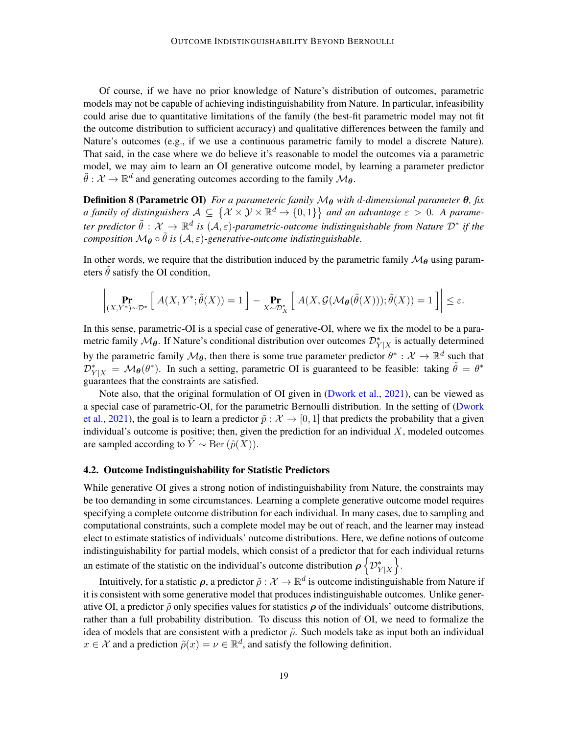Of course, if we have no prior knowledge of Nature's distribution of outcomes, parametric models may not be capable of achieving indistinguishability from Nature. In particular, infeasibility could arise due to quantitative limitations of the family (the best-fit parametric model may not fit the outcome distribution to sufficient accuracy) and qualitative differences between the family and Nature's outcomes (e.g., if we use a continuous parametric family to model a discrete Nature). That said, in the case where we do believe it's reasonable to model the outcomes via a parametric model, we may aim to learn an OI generative outcome model, by learning a parameter predictor $\tilde{\theta} : \mathcal{X} \to \mathbb{R}^d$ and generating outcomes according to the family $\mathcal{M}_{\boldsymbol{\theta}}$.

**Definition 8 (Parametric OI)** *For a parameteric family $\mathcal{M}_{\boldsymbol{\theta}}$ with $d$-dimensional parameter $\boldsymbol{\theta}$, fix a family of distinguishers $\mathcal{A} \subseteq \left\{\mathcal{X} \times \mathcal{Y} \times \mathbb{R}^d \to \{0,1\}\right\}$ and an advantage $\varepsilon > 0$. A parameter predictor $\tilde{\theta} : \mathcal{X} \to \mathbb{R}^d$ is $(\mathcal{A}, \varepsilon)$-parametric-outcome indistinguishable from Nature $\mathcal{D}^*$ if the composition $\mathcal{M}_{\boldsymbol{\theta}} \circ \tilde{\theta}$ is $(\mathcal{A}, \varepsilon)$-generative-outcome indistinguishable.*

In other words, we require that the distribution induced by the parametric family $\mathcal{M}_{\boldsymbol{\theta}}$ using parameters $\tilde{\theta}$ satisfy the OI condition,

$$\left| \Pr_{(X,Y^*) \sim \mathcal{D}^*} \left[ \, A(X, Y^*; \tilde{\theta}(X)) = 1 \, \right] - \Pr_{X \sim \mathcal{D}^*_X} \left[ \, A(X, \mathcal{G}(\mathcal{M}_{\boldsymbol{\theta}}(\tilde{\theta}(X))); \tilde{\theta}(X)) = 1 \, \right] \right| \leq \varepsilon.$$

In this sense, parametric-OI is a special case of generative-OI, where we fix the model to be a parametric family $\mathcal{M}_{\boldsymbol{\theta}}$. If Nature's conditional distribution over outcomes $\mathcal{D}^*_{Y|X}$ is actually determined by the parametric family $\mathcal{M}_{\boldsymbol{\theta}}$, then there is some true parameter predictor $\theta^* : \mathcal{X} \to \mathbb{R}^d$ such that $\mathcal{D}^*_{Y|X} = \mathcal{M}_{\boldsymbol{\theta}}(\theta^*)$. In such a setting, parametric OI is guaranteed to be feasible: taking $\tilde{\theta} = \theta^*$ guarantees that the constraints are satisfied.

Note also, that the original formulation of OI given in (Dwork et al., 2021), can be viewed as a special case of parametric-OI, for the parametric Bernoulli distribution. In the setting of (Dwork et al., 2021), the goal is to learn a predictor $\tilde{p} : \mathcal{X} \to [0,1]$ that predicts the probability that a given individual's outcome is positive; then, given the prediction for an individual $X$, modeled outcomes are sampled according to $\tilde{Y} \sim \mathrm{Ber}\left(\tilde{p}(X)\right)$.

### 4.2. Outcome Indistinguishability for Statistic Predictors

While generative OI gives a strong notion of indistinguishability from Nature, the constraints may be too demanding in some circumstances. Learning a complete generative outcome model requires specifying a complete outcome distribution for each individual. In many cases, due to sampling and computational constraints, such a complete model may be out of reach, and the learner may instead elect to estimate statistics of individuals' outcome distributions. Here, we define notions of outcome indistinguishability for partial models, which consist of a predictor that for each individual returns an estimate of the statistic on the individual's outcome distribution $\boldsymbol{\rho}\left\{\mathcal{D}^*_{Y|X}\right\}$.

Intuitively, for a statistic $\boldsymbol{\rho}$, a predictor $\tilde{\rho} : \mathcal{X} \to \mathbb{R}^d$ is outcome indistinguishable from Nature if it is consistent with some generative model that produces indistinguishable outcomes. Unlike generative OI, a predictor $\tilde{\rho}$ only specifies values for statistics $\boldsymbol{\rho}$ of the individuals' outcome distributions, rather than a full probability distribution. To discuss this notion of OI, we need to formalize the idea of models that are consistent with a predictor $\tilde{\rho}$. Such models take as input both an individual $x \in \mathcal{X}$ and a prediction $\tilde{\rho}(x) = \nu \in \mathbb{R}^d$, and satisfy the following definition.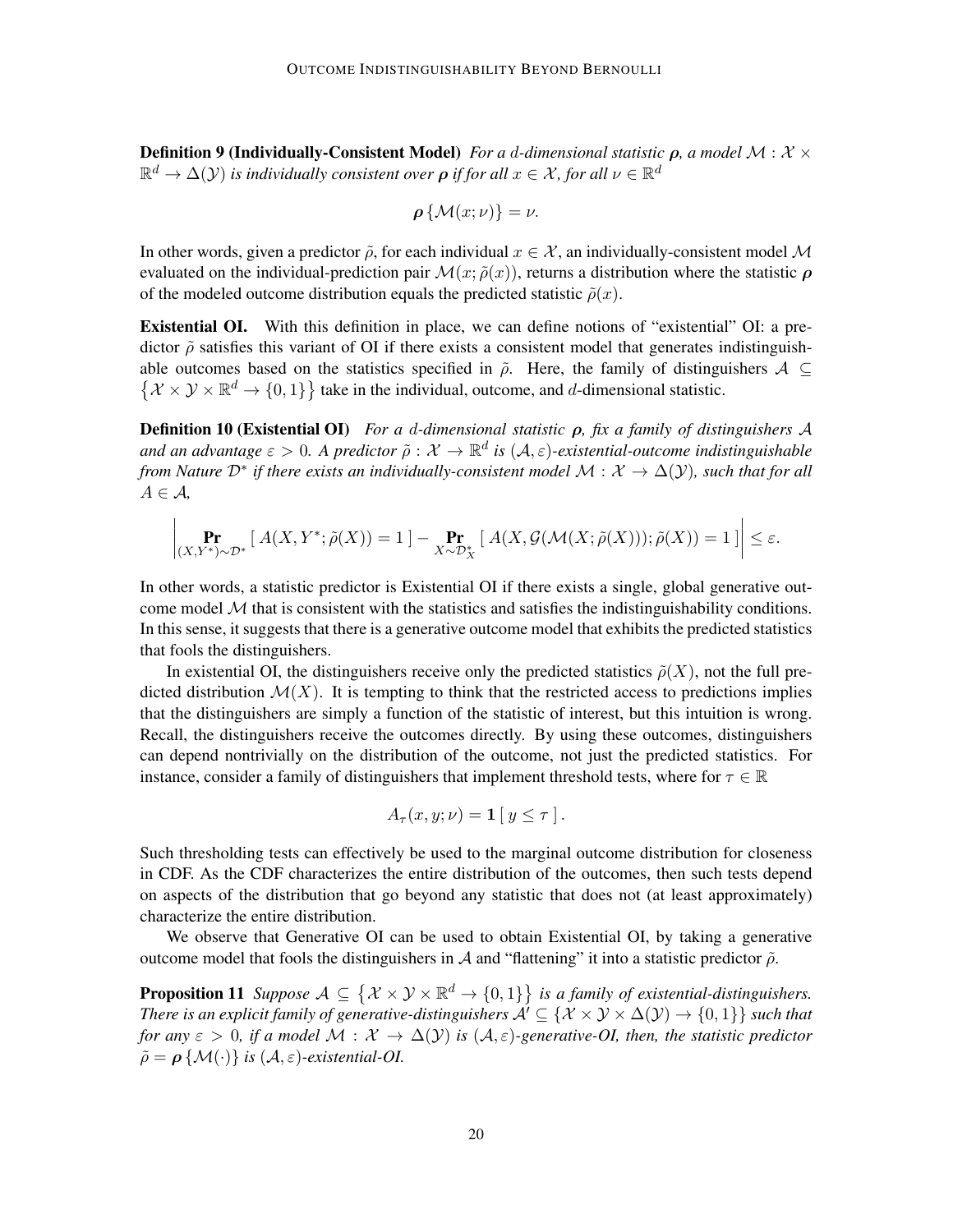**Definition 9 (Individually-Consistent Model)** *For a $d$-dimensional statistic $\boldsymbol{\rho}$, a model $\mathcal{M} : \mathcal{X} \times \mathbb{R}^d \to \Delta(\mathcal{Y})$ is individually consistent over $\boldsymbol{\rho}$ if for all $x \in \mathcal{X}$, for all $\nu \in \mathbb{R}^d$*

$$\boldsymbol{\rho}\left\{\mathcal{M}(x;\nu)\right\} = \nu.$$

In other words, given a predictor $\tilde{\rho}$, for each individual $x \in \mathcal{X}$, an individually-consistent model $\mathcal{M}$ evaluated on the individual-prediction pair $\mathcal{M}(x;\tilde{\rho}(x))$, returns a distribution where the statistic $\boldsymbol{\rho}$ of the modeled outcome distribution equals the predicted statistic $\tilde{\rho}(x)$.

**Existential OI.** With this definition in place, we can define notions of "existential" OI: a predictor $\tilde{\rho}$ satisfies this variant of OI if there exists a consistent model that generates indistinguishable outcomes based on the statistics specified in $\tilde{\rho}$. Here, the family of distinguishers $\mathcal{A} \subseteq \left\{\mathcal{X} \times \mathcal{Y} \times \mathbb{R}^d \to \{0,1\}\right\}$ take in the individual, outcome, and $d$-dimensional statistic.

**Definition 10 (Existential OI)** *For a $d$-dimensional statistic $\boldsymbol{\rho}$, fix a family of distinguishers $\mathcal{A}$ and an advantage $\varepsilon > 0$. A predictor $\tilde{\rho} : \mathcal{X} \to \mathbb{R}^d$ is $(\mathcal{A}, \varepsilon)$-existential-outcome indistinguishable from Nature $\mathcal{D}^*$ if there exists an individually-consistent model $\mathcal{M} : \mathcal{X} \to \Delta(\mathcal{Y})$, such that for all $A \in \mathcal{A}$,*

$$\left| \Pr_{(X,Y^*)\sim\mathcal{D}^*}\left[\, A(X, Y^*; \tilde{\rho}(X)) = 1 \,\right] - \Pr_{X\sim\mathcal{D}^*_X}\left[\, A(X, \mathcal{G}(\mathcal{M}(X;\tilde{\rho}(X))); \tilde{\rho}(X)) = 1 \,\right] \right| \leq \varepsilon.$$

In other words, a statistic predictor is Existential OI if there exists a single, global generative outcome model $\mathcal{M}$ that is consistent with the statistics and satisfies the indistinguishability conditions. In this sense, it suggests that there is a generative outcome model that exhibits the predicted statistics that fools the distinguishers.

In existential OI, the distinguishers receive only the predicted statistics $\tilde{\rho}(X)$, not the full predicted distribution $\mathcal{M}(X)$. It is tempting to think that the restricted access to predictions implies that the distinguishers are simply a function of the statistic of interest, but this intuition is wrong. Recall, the distinguishers receive the outcomes directly. By using these outcomes, distinguishers can depend nontrivially on the distribution of the outcome, not just the predicted statistics. For instance, consider a family of distinguishers that implement threshold tests, where for $\tau \in \mathbb{R}$

$$A_\tau(x, y; \nu) = \mathbf{1}\left[\, y \leq \tau \,\right].$$

Such thresholding tests can effectively be used to the marginal outcome distribution for closeness in CDF. As the CDF characterizes the entire distribution of the outcomes, then such tests depend on aspects of the distribution that go beyond any statistic that does not (at least approximately) characterize the entire distribution.

We observe that Generative OI can be used to obtain Existential OI, by taking a generative outcome model that fools the distinguishers in $\mathcal{A}$ and "flattening" it into a statistic predictor $\tilde{\rho}$.

**Proposition 11** *Suppose $\mathcal{A} \subseteq \left\{\mathcal{X} \times \mathcal{Y} \times \mathbb{R}^d \to \{0,1\}\right\}$ is a family of existential-distinguishers. There is an explicit family of generative-distinguishers $\mathcal{A}' \subseteq \{\mathcal{X} \times \mathcal{Y} \times \Delta(\mathcal{Y}) \to \{0,1\}\}$ such that for any $\varepsilon > 0$, if a model $\mathcal{M} : \mathcal{X} \to \Delta(\mathcal{Y})$ is $(\mathcal{A}, \varepsilon)$-generative-OI, then, the statistic predictor $\tilde{\rho} = \boldsymbol{\rho}\left\{\mathcal{M}(\cdot)\right\}$ is $(\mathcal{A}, \varepsilon)$-existential-OI.*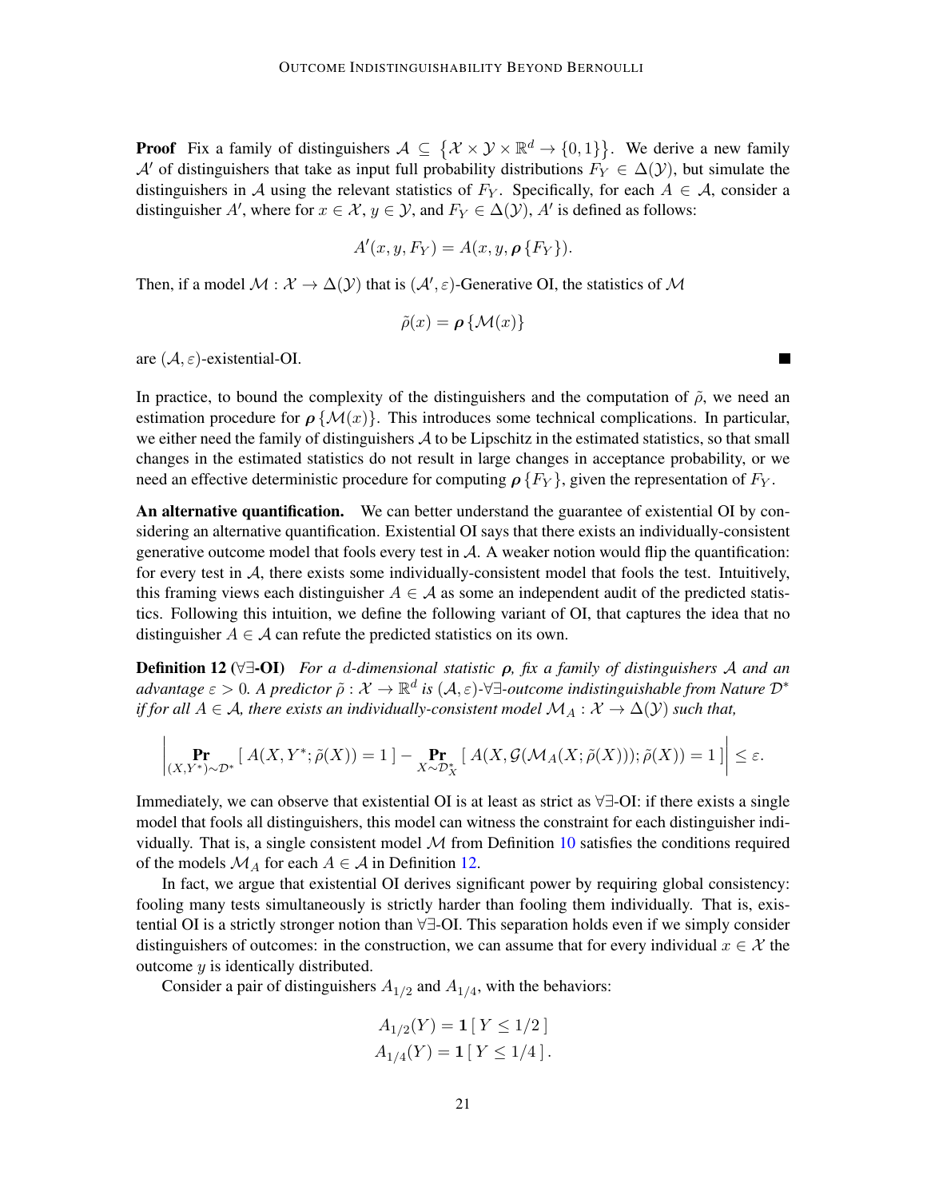**Proof** Fix a family of distinguishers $\mathcal{A} \subseteq \{\mathcal{X} \times \mathcal{Y} \times \mathbb{R}^d \to \{0,1\}\}$. We derive a new family $\mathcal{A}'$ of distinguishers that take as input full probability distributions $F_Y \in \Delta(\mathcal{Y})$, but simulate the distinguishers in $\mathcal{A}$ using the relevant statistics of $F_Y$. Specifically, for each $A \in \mathcal{A}$, consider a distinguisher $A'$, where for $x \in \mathcal{X}$, $y \in \mathcal{Y}$, and $F_Y \in \Delta(\mathcal{Y})$, $A'$ is defined as follows:

$$A'(x, y, F_Y) = A(x, y, \boldsymbol{\rho}\{F_Y\}).$$

Then, if a model $\mathcal{M} : \mathcal{X} \to \Delta(\mathcal{Y})$ that is $(\mathcal{A}', \varepsilon)$-Generative OI, the statistics of $\mathcal{M}$

$$\tilde{\rho}(x) = \boldsymbol{\rho}\{\mathcal{M}(x)\}$$

are $(\mathcal{A}, \varepsilon)$-existential-OI. ∎

In practice, to bound the complexity of the distinguishers and the computation of $\tilde{\rho}$, we need an estimation procedure for $\boldsymbol{\rho}\{\mathcal{M}(x)\}$. This introduces some technical complications. In particular, we either need the family of distinguishers $\mathcal{A}$ to be Lipschitz in the estimated statistics, so that small changes in the estimated statistics do not result in large changes in acceptance probability, or we need an effective deterministic procedure for computing $\boldsymbol{\rho}\{F_Y\}$, given the representation of $F_Y$.

**An alternative quantification.** We can better understand the guarantee of existential OI by considering an alternative quantification. Existential OI says that there exists an individually-consistent generative outcome model that fools every test in $\mathcal{A}$. A weaker notion would flip the quantification: for every test in $\mathcal{A}$, there exists some individually-consistent model that fools the test. Intuitively, this framing views each distinguisher $A \in \mathcal{A}$ as some an independent audit of the predicted statistics. Following this intuition, we define the following variant of OI, that captures the idea that no distinguisher $A \in \mathcal{A}$ can refute the predicted statistics on its own.

**Definition 12 (∀∃-OI)** *For a $d$-dimensional statistic $\boldsymbol{\rho}$, fix a family of distinguishers $\mathcal{A}$ and an advantage $\varepsilon > 0$. A predictor $\tilde{\rho} : \mathcal{X} \to \mathbb{R}^d$ is $(\mathcal{A}, \varepsilon)$-∀∃-outcome indistinguishable from Nature $\mathcal{D}^*$ if for all $A \in \mathcal{A}$, there exists an individually-consistent model $\mathcal{M}_A : \mathcal{X} \to \Delta(\mathcal{Y})$ such that,*

$$\left| \Pr_{(X,Y^*)\sim\mathcal{D}^*}[\, A(X, Y^*; \tilde{\rho}(X)) = 1 \,] - \Pr_{X\sim\mathcal{D}^*_X}[\, A(X, \mathcal{G}(\mathcal{M}_A(X; \tilde{\rho}(X))); \tilde{\rho}(X)) = 1 \,] \right| \leq \varepsilon.$$

Immediately, we can observe that existential OI is at least as strict as ∀∃-OI: if there exists a single model that fools all distinguishers, this model can witness the constraint for each distinguisher individually. That is, a single consistent model $\mathcal{M}$ from Definition 10 satisfies the conditions required of the models $\mathcal{M}_A$ for each $A \in \mathcal{A}$ in Definition 12.

In fact, we argue that existential OI derives significant power by requiring global consistency: fooling many tests simultaneously is strictly harder than fooling them individually. That is, existential OI is a strictly stronger notion than ∀∃-OI. This separation holds even if we simply consider distinguishers of outcomes: in the construction, we can assume that for every individual $x \in \mathcal{X}$ the outcome $y$ is identically distributed.

Consider a pair of distinguishers $A_{1/2}$ and $A_{1/4}$, with the behaviors:

$$A_{1/2}(Y) = \mathbf{1}[\, Y \leq 1/2 \,]$$
$$A_{1/4}(Y) = \mathbf{1}[\, Y \leq 1/4 \,].$$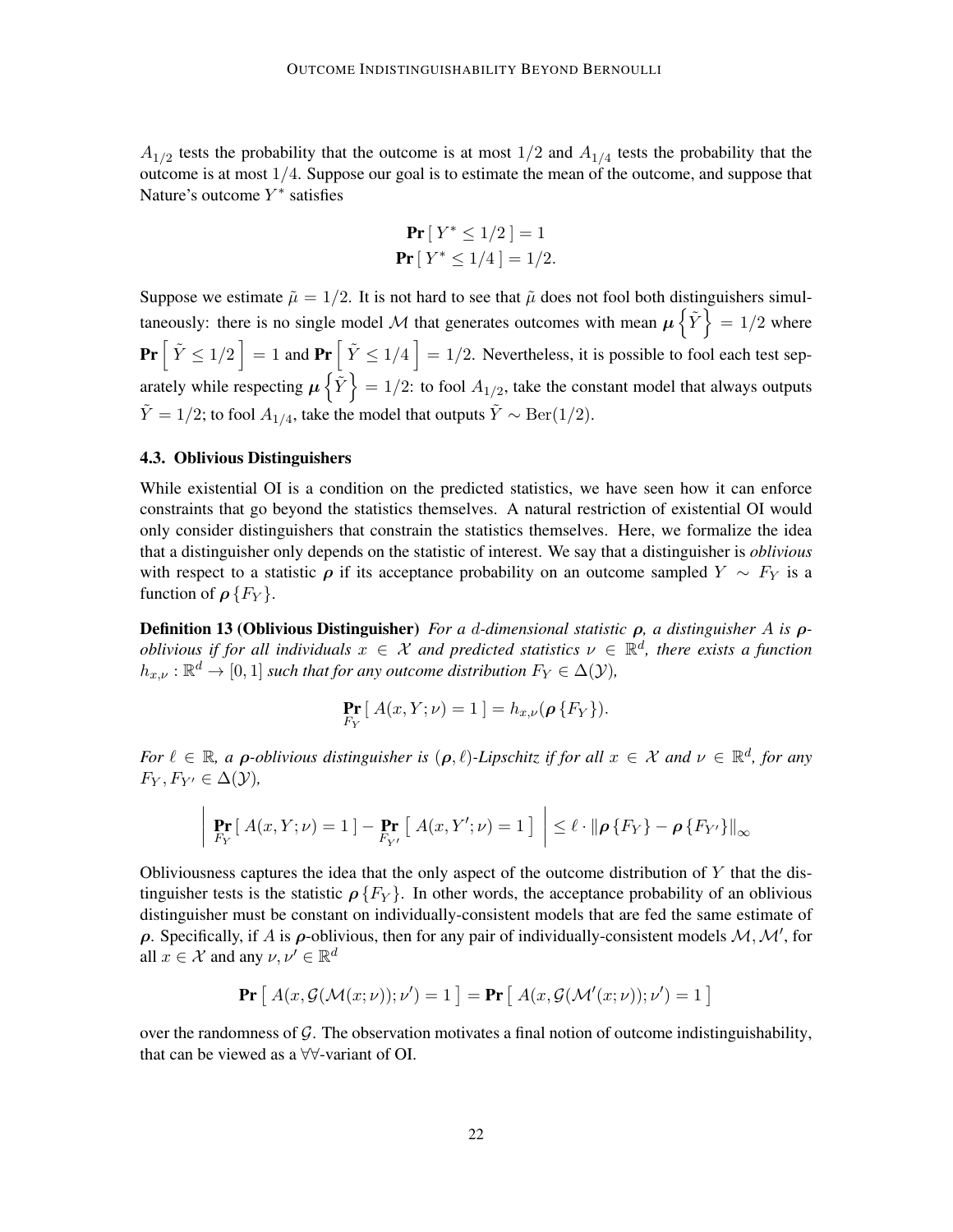$A_{1/2}$ tests the probability that the outcome is at most $1/2$ and $A_{1/4}$ tests the probability that the outcome is at most $1/4$. Suppose our goal is to estimate the mean of the outcome, and suppose that Nature's outcome $Y^*$ satisfies

$$\mathbf{Pr}[\, Y^* \leq 1/2 \,] = 1$$
$$\mathbf{Pr}[\, Y^* \leq 1/4 \,] = 1/2.$$

Suppose we estimate $\tilde{\mu} = 1/2$. It is not hard to see that $\tilde{\mu}$ does not fool both distinguishers simultaneously: there is no single model $\mathcal{M}$ that generates outcomes with mean $\boldsymbol{\mu}\left\{\tilde{Y}\right\} = 1/2$ where $\mathbf{Pr}\left[\, \tilde{Y} \leq 1/2 \,\right] = 1$ and $\mathbf{Pr}\left[\, \tilde{Y} \leq 1/4 \,\right] = 1/2$. Nevertheless, it is possible to fool each test separately while respecting $\boldsymbol{\mu}\left\{\tilde{Y}\right\} = 1/2$: to fool $A_{1/2}$, take the constant model that always outputs $\tilde{Y} = 1/2$; to fool $A_{1/4}$, take the model that outputs $\tilde{Y} \sim \mathrm{Ber}(1/2)$.

### 4.3. Oblivious Distinguishers

While existential OI is a condition on the predicted statistics, we have seen how it can enforce constraints that go beyond the statistics themselves. A natural restriction of existential OI would only consider distinguishers that constrain the statistics themselves. Here, we formalize the idea that a distinguisher only depends on the statistic of interest. We say that a distinguisher is *oblivious* with respect to a statistic $\boldsymbol{\rho}$ if its acceptance probability on an outcome sampled $Y \sim F_Y$ is a function of $\boldsymbol{\rho}\{F_Y\}$.

**Definition 13 (Oblivious Distinguisher)** *For a $d$-dimensional statistic $\boldsymbol{\rho}$, a distinguisher $A$ is $\boldsymbol{\rho}$-oblivious if for all individuals $x \in \mathcal{X}$ and predicted statistics $\nu \in \mathbb{R}^d$, there exists a function $h_{x,\nu} : \mathbb{R}^d \to [0,1]$ such that for any outcome distribution $F_Y \in \Delta(\mathcal{Y})$,*

$$\mathop{\mathbf{Pr}}_{F_Y}[\, A(x, Y; \nu) = 1 \,] = h_{x,\nu}(\boldsymbol{\rho}\{F_Y\}).$$

*For $\ell \in \mathbb{R}$, a $\boldsymbol{\rho}$-oblivious distinguisher is $(\boldsymbol{\rho}, \ell)$-Lipschitz if for all $x \in \mathcal{X}$ and $\nu \in \mathbb{R}^d$, for any $F_Y, F_{Y'} \in \Delta(\mathcal{Y})$,*

$$\left| \mathop{\mathbf{Pr}}_{F_Y}[\, A(x, Y; \nu) = 1 \,] - \mathop{\mathbf{Pr}}_{F_{Y'}}\left[\, A(x, Y'; \nu) = 1 \,\right] \right| \leq \ell \cdot \left\| \boldsymbol{\rho}\{F_Y\} - \boldsymbol{\rho}\{F_{Y'}\} \right\|_\infty$$

Obliviousness captures the idea that the only aspect of the outcome distribution of $Y$ that the distinguisher tests is the statistic $\boldsymbol{\rho}\{F_Y\}$. In other words, the acceptance probability of an oblivious distinguisher must be constant on individually-consistent models that are fed the same estimate of $\boldsymbol{\rho}$. Specifically, if $A$ is $\boldsymbol{\rho}$-oblivious, then for any pair of individually-consistent models $\mathcal{M}, \mathcal{M}'$, for all $x \in \mathcal{X}$ and any $\nu, \nu' \in \mathbb{R}^d$

$$\mathbf{Pr}\left[\, A(x, \mathcal{G}(\mathcal{M}(x;\nu)); \nu') = 1 \,\right] = \mathbf{Pr}\left[\, A(x, \mathcal{G}(\mathcal{M}'(x;\nu)); \nu') = 1 \,\right]$$

over the randomness of $\mathcal{G}$. The observation motivates a final notion of outcome indistinguishability, that can be viewed as a $\forall\forall$-variant of OI.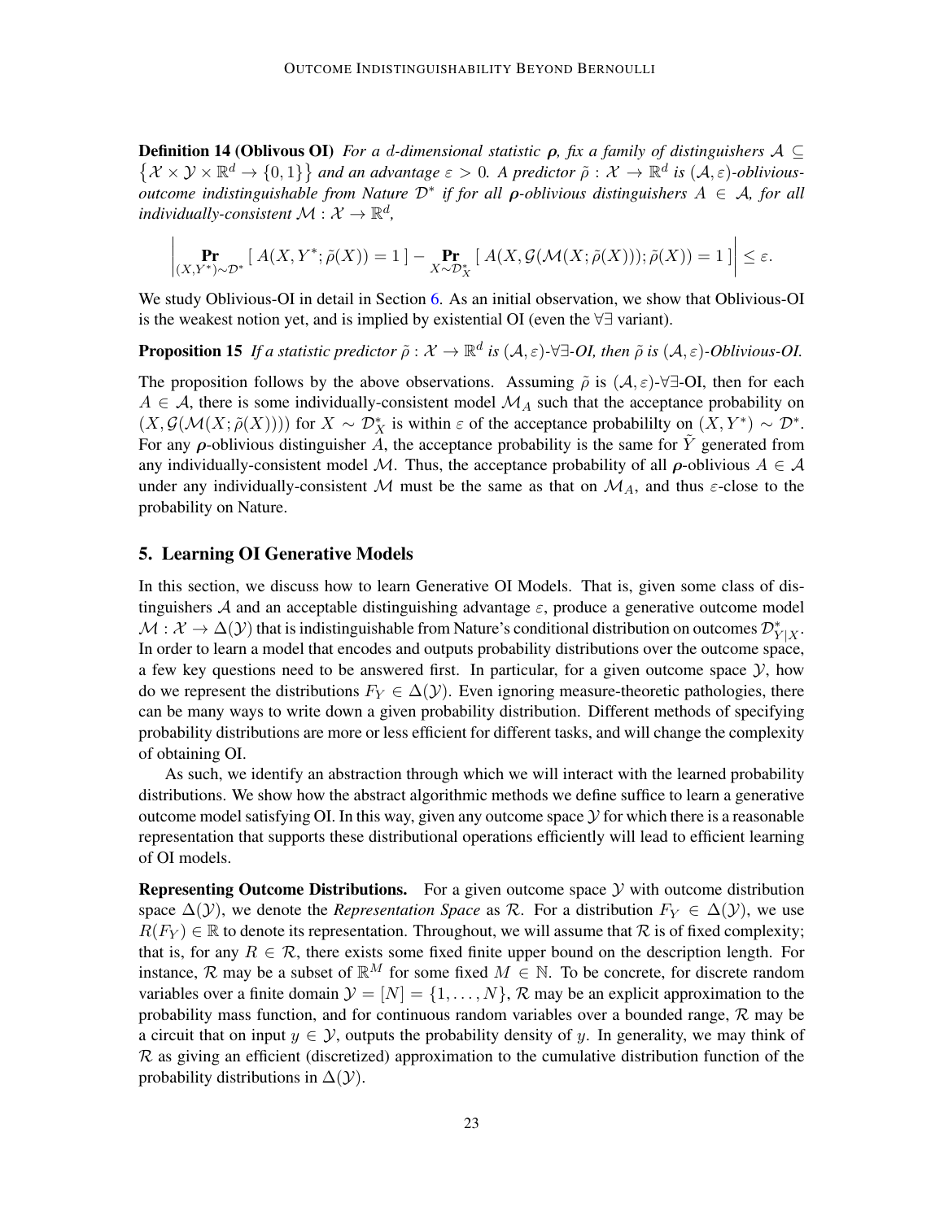**Definition 14 (Oblivous OI)** *For a $d$-dimensional statistic $\boldsymbol{\rho}$, fix a family of distinguishers $\mathcal{A} \subseteq \{\mathcal{X} \times \mathcal{Y} \times \mathbb{R}^d \to \{0,1\}\}$ and an advantage $\varepsilon > 0$. A predictor $\tilde{\rho} : \mathcal{X} \to \mathbb{R}^d$ is $(\mathcal{A}, \varepsilon)$-oblivious-outcome indistinguishable from Nature $\mathcal{D}^*$ if for all $\boldsymbol{\rho}$-oblivious distinguishers $A \in \mathcal{A}$, for all individually-consistent $\mathcal{M} : \mathcal{X} \to \mathbb{R}^d$,*

$$\left| \Pr_{(X,Y^*)\sim\mathcal{D}^*} [\, A(X, Y^*; \tilde{\rho}(X)) = 1 \,] - \Pr_{X\sim\mathcal{D}^*_X} [\, A(X, \mathcal{G}(\mathcal{M}(X; \tilde{\rho}(X))); \tilde{\rho}(X)) = 1 \,] \right| \leq \varepsilon.$$

We study Oblivious-OI in detail in Section 6. As an initial observation, we show that Oblivious-OI is the weakest notion yet, and is implied by existential OI (even the $\forall\exists$ variant).

**Proposition 15** *If a statistic predictor $\tilde{\rho} : \mathcal{X} \to \mathbb{R}^d$ is $(\mathcal{A}, \varepsilon)$-$\forall\exists$-OI, then $\tilde{\rho}$ is $(\mathcal{A}, \varepsilon)$-Oblivious-OI.*

The proposition follows by the above observations. Assuming $\tilde{\rho}$ is $(\mathcal{A}, \varepsilon)$-$\forall\exists$-OI, then for each $A \in \mathcal{A}$, there is some individually-consistent model $\mathcal{M}_A$ such that the acceptance probability on $(X, \mathcal{G}(\mathcal{M}(X; \tilde{\rho}(X))))$ for $X \sim \mathcal{D}^*_X$ is within $\varepsilon$ of the acceptance probabililty on $(X, Y^*) \sim \mathcal{D}^*$. For any $\boldsymbol{\rho}$-oblivious distinguisher $A$, the acceptance probability is the same for $\tilde{Y}$ generated from any individually-consistent model $\mathcal{M}$. Thus, the acceptance probability of all $\boldsymbol{\rho}$-oblivious $A \in \mathcal{A}$ under any individually-consistent $\mathcal{M}$ must be the same as that on $\mathcal{M}_A$, and thus $\varepsilon$-close to the probability on Nature.

## 5. Learning OI Generative Models

In this section, we discuss how to learn Generative OI Models. That is, given some class of distinguishers $\mathcal{A}$ and an acceptable distinguishing advantage $\varepsilon$, produce a generative outcome model $\mathcal{M} : \mathcal{X} \to \Delta(\mathcal{Y})$ that is indistinguishable from Nature's conditional distribution on outcomes $\mathcal{D}^*_{Y|X}$. In order to learn a model that encodes and outputs probability distributions over the outcome space, a few key questions need to be answered first. In particular, for a given outcome space $\mathcal{Y}$, how do we represent the distributions $F_Y \in \Delta(\mathcal{Y})$. Even ignoring measure-theoretic pathologies, there can be many ways to write down a given probability distribution. Different methods of specifying probability distributions are more or less efficient for different tasks, and will change the complexity of obtaining OI.

As such, we identify an abstraction through which we will interact with the learned probability distributions. We show how the abstract algorithmic methods we define suffice to learn a generative outcome model satisfying OI. In this way, given any outcome space $\mathcal{Y}$ for which there is a reasonable representation that supports these distributional operations efficiently will lead to efficient learning of OI models.

**Representing Outcome Distributions.** For a given outcome space $\mathcal{Y}$ with outcome distribution space $\Delta(\mathcal{Y})$, we denote the *Representation Space* as $\mathcal{R}$. For a distribution $F_Y \in \Delta(\mathcal{Y})$, we use $R(F_Y) \in \mathbb{R}$ to denote its representation. Throughout, we will assume that $\mathcal{R}$ is of fixed complexity; that is, for any $R \in \mathcal{R}$, there exists some fixed finite upper bound on the description length. For instance, $\mathcal{R}$ may be a subset of $\mathbb{R}^M$ for some fixed $M \in \mathbb{N}$. To be concrete, for discrete random variables over a finite domain $\mathcal{Y} = [N] = \{1, \ldots, N\}$, $\mathcal{R}$ may be an explicit approximation to the probability mass function, and for continuous random variables over a bounded range, $\mathcal{R}$ may be a circuit that on input $y \in \mathcal{Y}$, outputs the probability density of $y$. In generality, we may think of $\mathcal{R}$ as giving an efficient (discretized) approximation to the cumulative distribution function of the probability distributions in $\Delta(\mathcal{Y})$.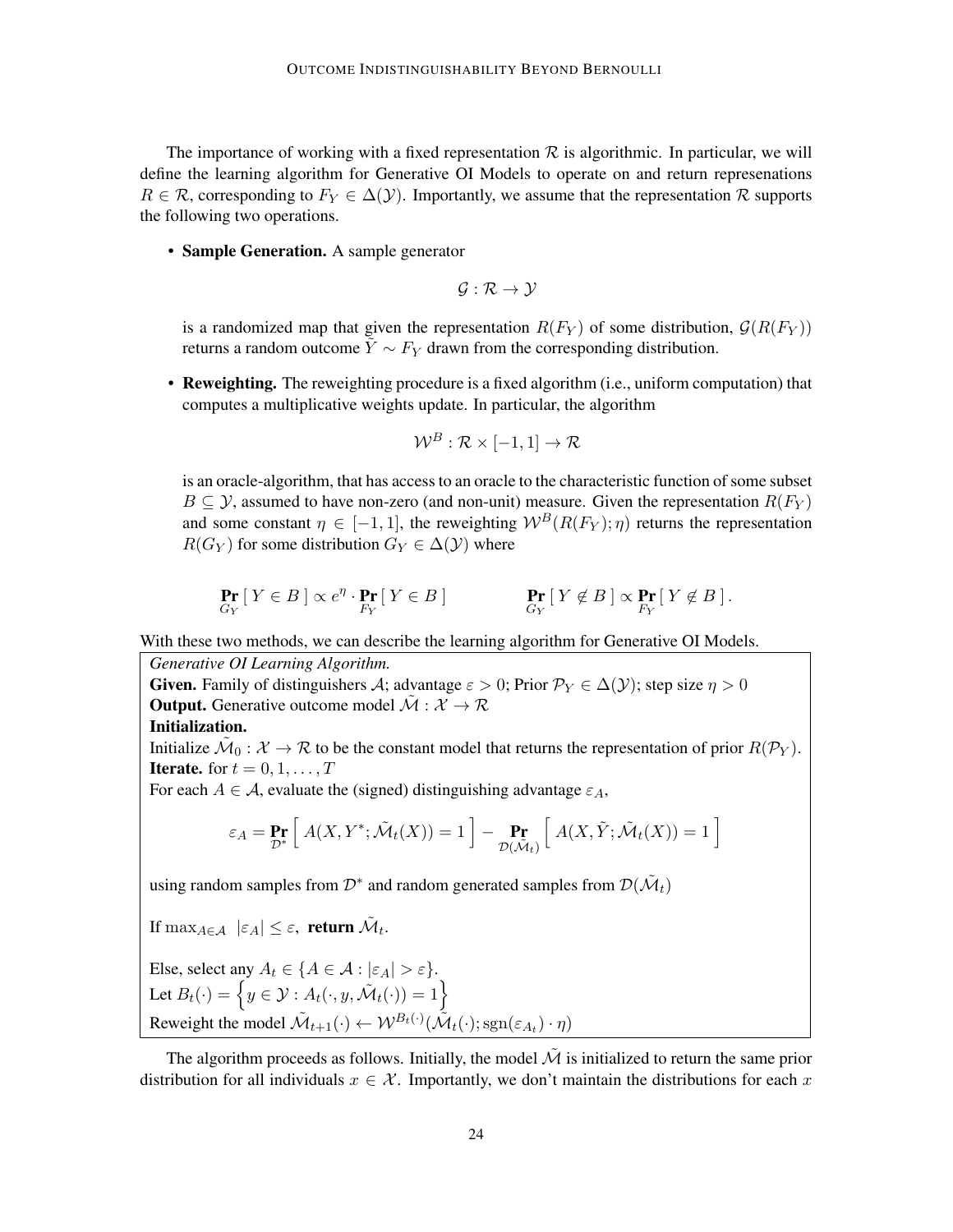The importance of working with a fixed representation $\mathcal{R}$ is algorithmic. In particular, we will define the learning algorithm for Generative OI Models to operate on and return represenations $R \in \mathcal{R}$, corresponding to $F_Y \in \Delta(\mathcal{Y})$. Importantly, we assume that the representation $\mathcal{R}$ supports the following two operations.

- **Sample Generation.** A sample generator

$$\mathcal{G} : \mathcal{R} \to \mathcal{Y}$$

  is a randomized map that given the representation $R(F_Y)$ of some distribution, $\mathcal{G}(R(F_Y))$ returns a random outcome $\tilde{Y} \sim F_Y$ drawn from the corresponding distribution.

- **Reweighting.** The reweighting procedure is a fixed algorithm (i.e., uniform computation) that computes a multiplicative weights update. In particular, the algorithm

$$\mathcal{W}^B : \mathcal{R} \times [-1, 1] \to \mathcal{R}$$

  is an oracle-algorithm, that has access to an oracle to the characteristic function of some subset $B \subseteq \mathcal{Y}$, assumed to have non-zero (and non-unit) measure. Given the representation $R(F_Y)$ and some constant $\eta \in [-1, 1]$, the reweighting $\mathcal{W}^B(R(F_Y); \eta)$ returns the representation $R(G_Y)$ for some distribution $G_Y \in \Delta(\mathcal{Y})$ where

$$\Pr_{G_Y}[\, Y \in B \,] \propto e^{\eta} \cdot \Pr_{F_Y}[\, Y \in B \,] \qquad\qquad \Pr_{G_Y}[\, Y \notin B \,] \propto \Pr_{F_Y}[\, Y \notin B \,].$$

With these two methods, we can describe the learning algorithm for Generative OI Models.

*Generative OI Learning Algorithm.*
**Given.** Family of distinguishers $\mathcal{A}$; advantage $\varepsilon > 0$; Prior $\mathcal{P}_Y \in \Delta(\mathcal{Y})$; step size $\eta > 0$
**Output.** Generative outcome model $\tilde{\mathcal{M}} : \mathcal{X} \to \mathcal{R}$
**Initialization.**
Initialize $\tilde{\mathcal{M}}_0 : \mathcal{X} \to \mathcal{R}$ to be the constant model that returns the representation of prior $R(\mathcal{P}_Y)$.
**Iterate.** for $t = 0, 1, \ldots, T$
For each $A \in \mathcal{A}$, evaluate the (signed) distinguishing advantage $\varepsilon_A$,

$$\varepsilon_A = \Pr_{\mathcal{D}^*}\left[\, A(X, Y^*; \tilde{\mathcal{M}}_t(X)) = 1 \,\right] - \Pr_{\mathcal{D}(\tilde{\mathcal{M}}_t)}\left[\, A(X, \tilde{Y}; \tilde{\mathcal{M}}_t(X)) = 1 \,\right]$$

using random samples from $\mathcal{D}^*$ and random generated samples from $\mathcal{D}(\tilde{\mathcal{M}}_t)$

If $\max_{A \in \mathcal{A}} \; |\varepsilon_A| \leq \varepsilon$, **return** $\tilde{\mathcal{M}}_t$.

Else, select any $A_t \in \{A \in \mathcal{A} : |\varepsilon_A| > \varepsilon\}$.
Let $B_t(\cdot) = \left\{ y \in \mathcal{Y} : A_t(\cdot, y, \tilde{\mathcal{M}}_t(\cdot)) = 1 \right\}$
Reweight the model $\tilde{\mathcal{M}}_{t+1}(\cdot) \leftarrow \mathcal{W}^{B_t(\cdot)}(\tilde{\mathcal{M}}_t(\cdot); \mathrm{sgn}(\varepsilon_{A_t}) \cdot \eta)$

The algorithm proceeds as follows. Initially, the model $\tilde{\mathcal{M}}$ is initialized to return the same prior distribution for all individuals $x \in \mathcal{X}$. Importantly, we don't maintain the distributions for each $x$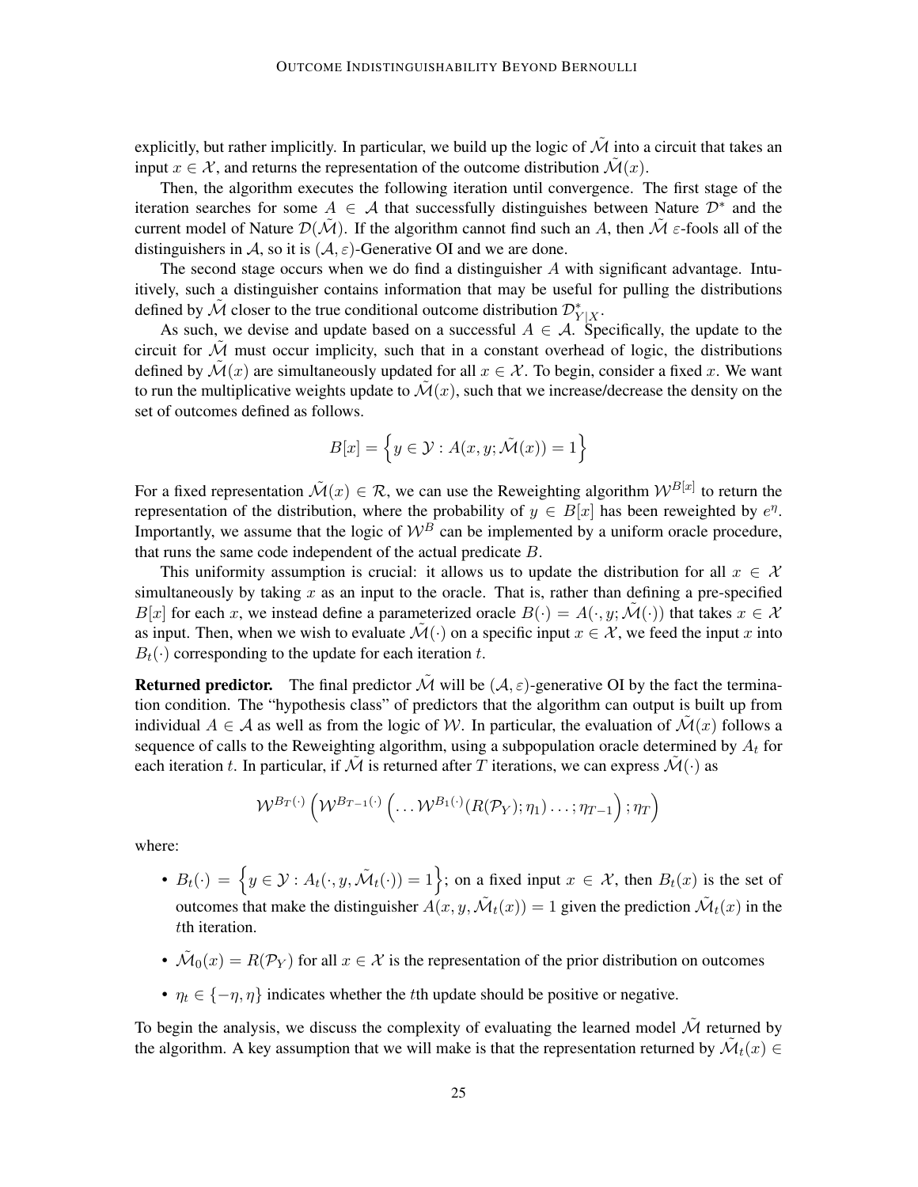explicitly, but rather implicitly. In particular, we build up the logic of $\tilde{\mathcal{M}}$ into a circuit that takes an input $x \in \mathcal{X}$, and returns the representation of the outcome distribution $\tilde{\mathcal{M}}(x)$.

Then, the algorithm executes the following iteration until convergence. The first stage of the iteration searches for some $A \in \mathcal{A}$ that successfully distinguishes between Nature $\mathcal{D}^*$ and the current model of Nature $\mathcal{D}(\tilde{\mathcal{M}})$. If the algorithm cannot find such an $A$, then $\tilde{\mathcal{M}}$ $\varepsilon$-fools all of the distinguishers in $\mathcal{A}$, so it is $(\mathcal{A}, \varepsilon)$-Generative OI and we are done.

The second stage occurs when we do find a distinguisher $A$ with significant advantage. Intuitively, such a distinguisher contains information that may be useful for pulling the distributions defined by $\tilde{\mathcal{M}}$ closer to the true conditional outcome distribution $\mathcal{D}^*_{Y|X}$.

As such, we devise and update based on a successful $A \in \mathcal{A}$. Specifically, the update to the circuit for $\tilde{\mathcal{M}}$ must occur implicity, such that in a constant overhead of logic, the distributions defined by $\tilde{\mathcal{M}}(x)$ are simultaneously updated for all $x \in \mathcal{X}$. To begin, consider a fixed $x$. We want to run the multiplicative weights update to $\tilde{\mathcal{M}}(x)$, such that we increase/decrease the density on the set of outcomes defined as follows.

$$B[x] = \left\{ y \in \mathcal{Y} : A(x, y; \tilde{\mathcal{M}}(x)) = 1 \right\}$$

For a fixed representation $\tilde{\mathcal{M}}(x) \in \mathcal{R}$, we can use the Reweighting algorithm $\mathcal{W}^{B[x]}$ to return the representation of the distribution, where the probability of $y \in B[x]$ has been reweighted by $e^{\eta}$. Importantly, we assume that the logic of $\mathcal{W}^B$ can be implemented by a uniform oracle procedure, that runs the same code independent of the actual predicate $B$.

This uniformity assumption is crucial: it allows us to update the distribution for all $x \in \mathcal{X}$ simultaneously by taking $x$ as an input to the oracle. That is, rather than defining a pre-specified $B[x]$ for each $x$, we instead define a parameterized oracle $B(\cdot) = A(\cdot, y; \tilde{\mathcal{M}}(\cdot))$ that takes $x \in \mathcal{X}$ as input. Then, when we wish to evaluate $\tilde{\mathcal{M}}(\cdot)$ on a specific input $x \in \mathcal{X}$, we feed the input $x$ into $B_t(\cdot)$ corresponding to the update for each iteration $t$.

**Returned predictor.** The final predictor $\tilde{\mathcal{M}}$ will be $(\mathcal{A}, \varepsilon)$-generative OI by the fact the termination condition. The "hypothesis class" of predictors that the algorithm can output is built up from individual $A \in \mathcal{A}$ as well as from the logic of $\mathcal{W}$. In particular, the evaluation of $\tilde{\mathcal{M}}(x)$ follows a sequence of calls to the Reweighting algorithm, using a subpopulation oracle determined by $A_t$ for each iteration $t$. In particular, if $\tilde{\mathcal{M}}$ is returned after $T$ iterations, we can express $\tilde{\mathcal{M}}(\cdot)$ as

$$\mathcal{W}^{B_T(\cdot)} \left( \mathcal{W}^{B_{T-1}(\cdot)} \left( \ldots \mathcal{W}^{B_1(\cdot)}(R(\mathcal{P}_Y); \eta_1) \ldots ; \eta_{T-1} \right) ; \eta_T \right)$$

where:

- $B_t(\cdot) = \left\{ y \in \mathcal{Y} : A_t(\cdot, y, \tilde{\mathcal{M}}_t(\cdot)) = 1 \right\}$; on a fixed input $x \in \mathcal{X}$, then $B_t(x)$ is the set of outcomes that make the distinguisher $A(x, y, \tilde{\mathcal{M}}_t(x)) = 1$ given the prediction $\tilde{\mathcal{M}}_t(x)$ in the $t$th iteration.
- $\tilde{\mathcal{M}}_0(x) = R(\mathcal{P}_Y)$ for all $x \in \mathcal{X}$ is the representation of the prior distribution on outcomes
- $\eta_t \in \{-\eta, \eta\}$ indicates whether the $t$th update should be positive or negative.

To begin the analysis, we discuss the complexity of evaluating the learned model $\tilde{\mathcal{M}}$ returned by the algorithm. A key assumption that we will make is that the representation returned by $\tilde{\mathcal{M}}_t(x) \in$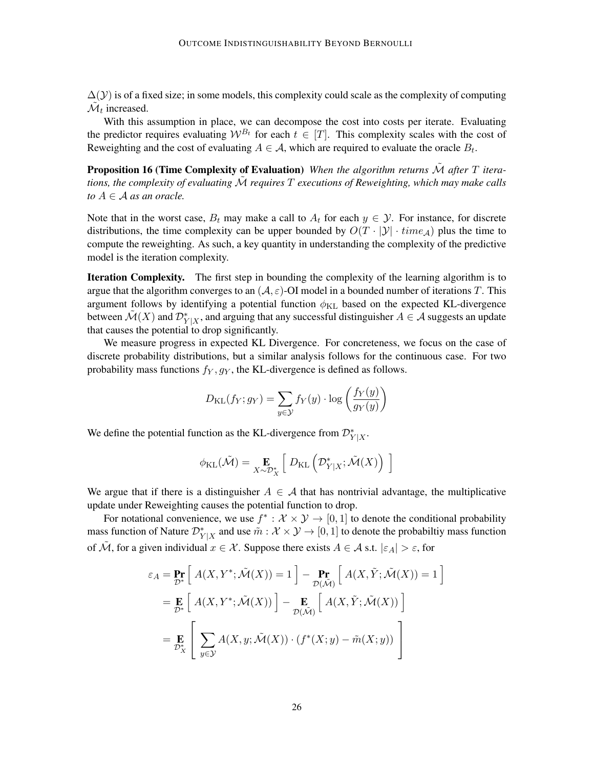$\Delta(\mathcal{Y})$ is of a fixed size; in some models, this complexity could scale as the complexity of computing $\tilde{\mathcal{M}}_t$ increased.

With this assumption in place, we can decompose the cost into costs per iterate. Evaluating the predictor requires evaluating $\mathcal{W}^{B_t}$ for each $t \in [T]$. This complexity scales with the cost of Reweighting and the cost of evaluating $A \in \mathcal{A}$, which are required to evaluate the oracle $B_t$.

**Proposition 16 (Time Complexity of Evaluation)** *When the algorithm returns $\tilde{\mathcal{M}}$ after $T$ iterations, the complexity of evaluating $\tilde{\mathcal{M}}$ requires $T$ executions of Reweighting, which may make calls to $A \in \mathcal{A}$ as an oracle.*

Note that in the worst case, $B_t$ may make a call to $A_t$ for each $y \in \mathcal{Y}$. For instance, for discrete distributions, the time complexity can be upper bounded by $O(T \cdot |\mathcal{Y}| \cdot time_{\mathcal{A}})$ plus the time to compute the reweighting. As such, a key quantity in understanding the complexity of the predictive model is the iteration complexity.

**Iteration Complexity.** The first step in bounding the complexity of the learning algorithm is to argue that the algorithm converges to an $(\mathcal{A}, \varepsilon)$-OI model in a bounded number of iterations $T$. This argument follows by identifying a potential function $\phi_{\mathrm{KL}}$ based on the expected KL-divergence between $\tilde{\mathcal{M}}(X)$ and $\mathcal{D}^*_{Y|X}$, and arguing that any successful distinguisher $A \in \mathcal{A}$ suggests an update that causes the potential to drop significantly.

We measure progress in expected KL Divergence. For concreteness, we focus on the case of discrete probability distributions, but a similar analysis follows for the continuous case. For two probability mass functions $f_Y, g_Y$, the KL-divergence is defined as follows.

$$D_{\mathrm{KL}}(f_Y; g_Y) = \sum_{y \in \mathcal{Y}} f_Y(y) \cdot \log\left(\frac{f_Y(y)}{g_Y(y)}\right)$$

We define the potential function as the KL-divergence from $\mathcal{D}^*_{Y|X}$.

$$\phi_{\mathrm{KL}}(\tilde{\mathcal{M}}) = \mathop{\mathbf{E}}_{X \sim \mathcal{D}^*_X}\left[\, D_{\mathrm{KL}}\left(\mathcal{D}^*_{Y|X}; \tilde{\mathcal{M}}(X)\right)\,\right]$$

We argue that if there is a distinguisher $A \in \mathcal{A}$ that has nontrivial advantage, the multiplicative update under Reweighting causes the potential function to drop.

For notational convenience, we use $f^* : \mathcal{X} \times \mathcal{Y} \to [0,1]$ to denote the conditional probability mass function of Nature $\mathcal{D}^*_{Y|X}$ and use $\tilde{m} : \mathcal{X} \times \mathcal{Y} \to [0,1]$ to denote the probabiltiy mass function of $\tilde{\mathcal{M}}$, for a given individual $x \in \mathcal{X}$. Suppose there exists $A \in \mathcal{A}$ s.t. $|\varepsilon_A| > \varepsilon$, for

$$\begin{aligned}
\varepsilon_A &= \mathop{\mathbf{Pr}}_{\mathcal{D}^*}\left[\, A(X, Y^*; \tilde{\mathcal{M}}(X)) = 1\,\right] - \mathop{\mathbf{Pr}}_{\mathcal{D}(\tilde{\mathcal{M}})}\left[\, A(X, \tilde{Y}; \tilde{\mathcal{M}}(X)) = 1\,\right] \\
&= \mathop{\mathbf{E}}_{\mathcal{D}^*}\left[\, A(X, Y^*; \tilde{\mathcal{M}}(X))\,\right] - \mathop{\mathbf{E}}_{\mathcal{D}(\tilde{\mathcal{M}})}\left[\, A(X, \tilde{Y}; \tilde{\mathcal{M}}(X))\,\right] \\
&= \mathop{\mathbf{E}}_{\mathcal{D}^*_X}\left[\, \sum_{y \in \mathcal{Y}} A(X, y; \tilde{\mathcal{M}}(X)) \cdot (f^*(X; y) - \tilde{m}(X; y))\,\right]
\end{aligned}$$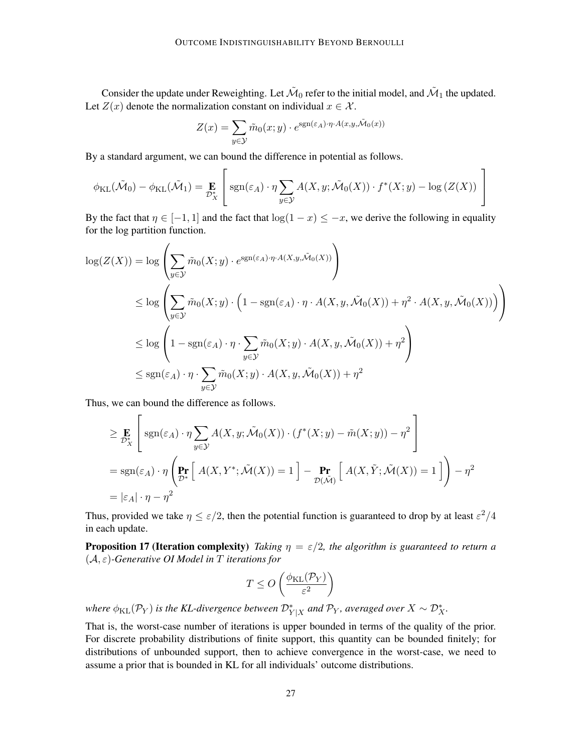Consider the update under Reweighting. Let $\tilde{\mathcal{M}}_0$ refer to the initial model, and $\tilde{\mathcal{M}}_1$ the updated. Let $Z(x)$ denote the normalization constant on individual $x \in \mathcal{X}$.

$$Z(x) = \sum_{y \in \mathcal{Y}} \tilde{m}_0(x; y) \cdot e^{\mathrm{sgn}(\varepsilon_A) \cdot \eta \cdot A(x, y, \tilde{\mathcal{M}}_0(x))}$$

By a standard argument, we can bound the difference in potential as follows.

$$\phi_{\mathrm{KL}}(\tilde{\mathcal{M}}_0) - \phi_{\mathrm{KL}}(\tilde{\mathcal{M}}_1) = \mathop{\mathbf{E}}_{\mathcal{D}^*_X} \left[ \mathrm{sgn}(\varepsilon_A) \cdot \eta \sum_{y \in \mathcal{Y}} A(X, y; \tilde{\mathcal{M}}_0(X)) \cdot f^*(X; y) - \log\left(Z(X)\right) \right]$$

By the fact that $\eta \in [-1, 1]$ and the fact that $\log(1 - x) \leq -x$, we derive the following in equality for the log partition function.

$$\begin{aligned}
\log(Z(X)) &= \log\left( \sum_{y \in \mathcal{Y}} \tilde{m}_0(X; y) \cdot e^{\mathrm{sgn}(\varepsilon_A) \cdot \eta \cdot A(X, y, \tilde{\mathcal{M}}_0(X))} \right) \\
&\leq \log\left( \sum_{y \in \mathcal{Y}} \tilde{m}_0(X; y) \cdot \left( 1 - \mathrm{sgn}(\varepsilon_A) \cdot \eta \cdot A(X, y, \tilde{\mathcal{M}}_0(X)) + \eta^2 \cdot A(X, y, \tilde{\mathcal{M}}_0(X)) \right) \right) \\
&\leq \log\left( 1 - \mathrm{sgn}(\varepsilon_A) \cdot \eta \cdot \sum_{y \in \mathcal{Y}} \tilde{m}_0(X; y) \cdot A(X, y, \tilde{\mathcal{M}}_0(X)) + \eta^2 \right) \\
&\leq \mathrm{sgn}(\varepsilon_A) \cdot \eta \cdot \sum_{y \in \mathcal{Y}} \tilde{m}_0(X; y) \cdot A(X, y, \tilde{\mathcal{M}}_0(X)) + \eta^2
\end{aligned}$$

Thus, we can bound the difference as follows.

$$\begin{aligned}
&\geq \mathop{\mathbf{E}}_{\mathcal{D}^*_X} \left[ \mathrm{sgn}(\varepsilon_A) \cdot \eta \sum_{y \in \mathcal{Y}} A(X, y; \tilde{\mathcal{M}}_0(X)) \cdot (f^*(X; y) - \tilde{m}(X; y)) - \eta^2 \right] \\
&= \mathrm{sgn}(\varepsilon_A) \cdot \eta \left( \Pr_{\mathcal{D}^*}\left[ A(X, Y^*; \tilde{\mathcal{M}}(X)) = 1 \right] - \Pr_{\mathcal{D}(\tilde{\mathcal{M}})}\left[ A(X, \tilde{Y}; \tilde{\mathcal{M}}(X)) = 1 \right] \right) - \eta^2 \\
&= |\varepsilon_A| \cdot \eta - \eta^2
\end{aligned}$$

Thus, provided we take $\eta \leq \varepsilon/2$, then the potential function is guaranteed to drop by at least $\varepsilon^2/4$ in each update.

**Proposition 17 (Iteration complexity)** *Taking $\eta = \varepsilon/2$, the algorithm is guaranteed to return a $(\mathcal{A}, \varepsilon)$-Generative OI Model in $T$ iterations for*

$$T \leq O\left( \frac{\phi_{\mathrm{KL}}(\mathcal{P}_Y)}{\varepsilon^2} \right)$$

*where $\phi_{\mathrm{KL}}(\mathcal{P}_Y)$ is the KL-divergence between $\mathcal{D}^*_{Y|X}$ and $\mathcal{P}_Y$, averaged over $X \sim \mathcal{D}^*_X$.*

That is, the worst-case number of iterations is upper bounded in terms of the quality of the prior. For discrete probability distributions of finite support, this quantity can be bounded finitely; for distributions of unbounded support, then to achieve convergence in the worst-case, we need to assume a prior that is bounded in KL for all individuals' outcome distributions.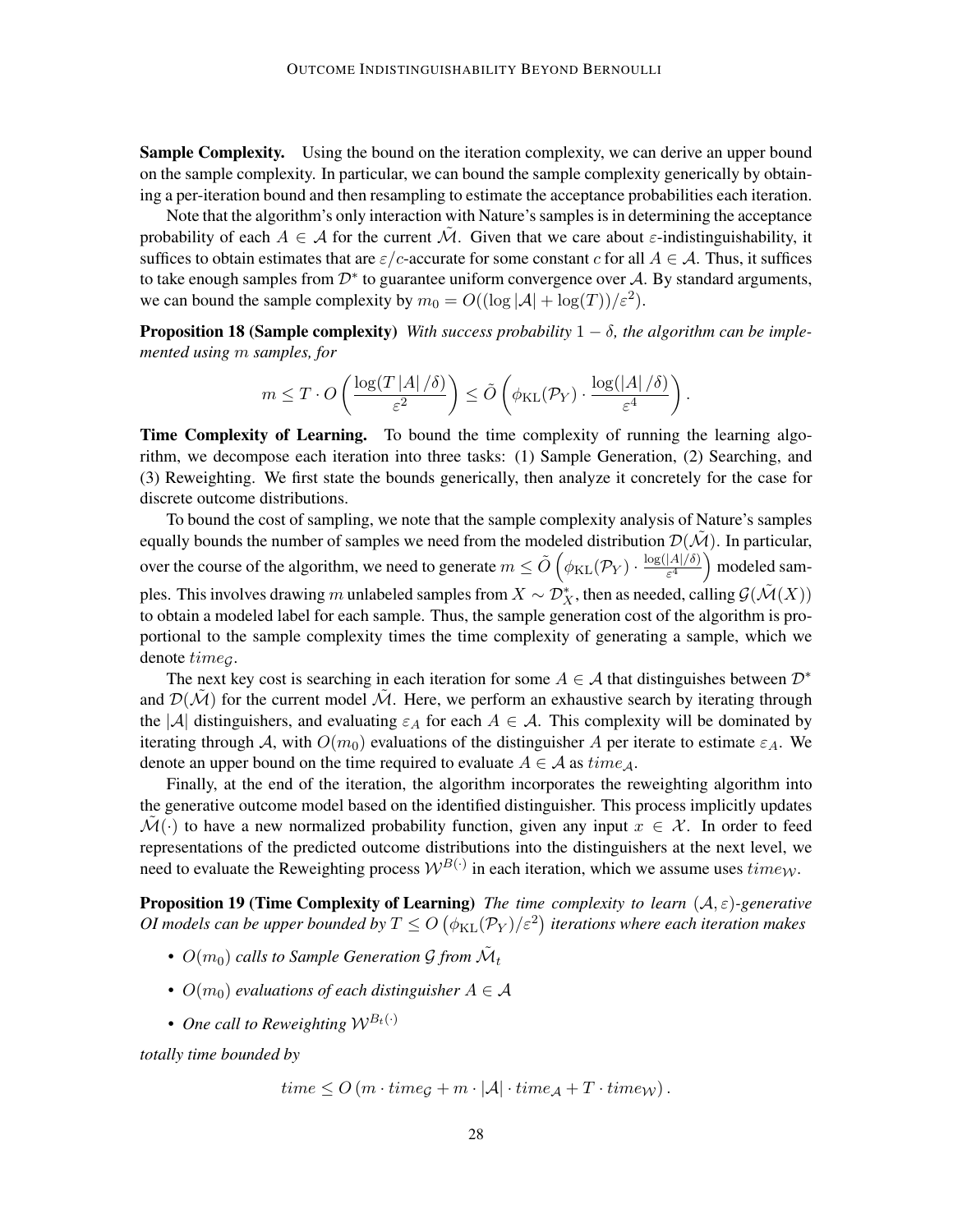**Sample Complexity.** Using the bound on the iteration complexity, we can derive an upper bound on the sample complexity. In particular, we can bound the sample complexity generically by obtaining a per-iteration bound and then resampling to estimate the acceptance probabilities each iteration.

Note that the algorithm's only interaction with Nature's samples is in determining the acceptance probability of each $A \in \mathcal{A}$ for the current $\tilde{\mathcal{M}}$. Given that we care about $\varepsilon$-indistinguishability, it suffices to obtain estimates that are $\varepsilon/c$-accurate for some constant $c$ for all $A \in \mathcal{A}$. Thus, it suffices to take enough samples from $\mathcal{D}^*$ to guarantee uniform convergence over $\mathcal{A}$. By standard arguments, we can bound the sample complexity by $m_0 = O((\log |\mathcal{A}| + \log(T))/\varepsilon^2)$.

**Proposition 18 (Sample complexity)** *With success probability $1-\delta$, the algorithm can be implemented using $m$ samples, for*

$$m \leq T \cdot O\left(\frac{\log(T\,|A|\,/\delta)}{\varepsilon^2}\right) \leq \tilde{O}\left(\phi_{\mathrm{KL}}(\mathcal{P}_Y) \cdot \frac{\log(|A|\,/\delta)}{\varepsilon^4}\right).$$

**Time Complexity of Learning.** To bound the time complexity of running the learning algorithm, we decompose each iteration into three tasks: (1) Sample Generation, (2) Searching, and (3) Reweighting. We first state the bounds generically, then analyze it concretely for the case for discrete outcome distributions.

To bound the cost of sampling, we note that the sample complexity analysis of Nature's samples equally bounds the number of samples we need from the modeled distribution $\mathcal{D}(\tilde{\mathcal{M}})$. In particular, over the course of the algorithm, we need to generate $m \leq \tilde{O}\left(\phi_{\mathrm{KL}}(\mathcal{P}_Y) \cdot \frac{\log(|A|/\delta)}{\varepsilon^4}\right)$ modeled samples. This involves drawing $m$ unlabeled samples from $X \sim \mathcal{D}^*_X$, then as needed, calling $\mathcal{G}(\tilde{\mathcal{M}}(X))$ to obtain a modeled label for each sample. Thus, the sample generation cost of the algorithm is proportional to the sample complexity times the time complexity of generating a sample, which we denote $time_{\mathcal{G}}$.

The next key cost is searching in each iteration for some $A \in \mathcal{A}$ that distinguishes between $\mathcal{D}^*$ and $\mathcal{D}(\tilde{\mathcal{M}})$ for the current model $\tilde{\mathcal{M}}$. Here, we perform an exhaustive search by iterating through the $|\mathcal{A}|$ distinguishers, and evaluating $\varepsilon_A$ for each $A \in \mathcal{A}$. This complexity will be dominated by iterating through $\mathcal{A}$, with $O(m_0)$ evaluations of the distinguisher $A$ per iterate to estimate $\varepsilon_A$. We denote an upper bound on the time required to evaluate $A \in \mathcal{A}$ as $time_{\mathcal{A}}$.

Finally, at the end of the iteration, the algorithm incorporates the reweighting algorithm into the generative outcome model based on the identified distinguisher. This process implicitly updates $\tilde{\mathcal{M}}(\cdot)$ to have a new normalized probability function, given any input $x \in \mathcal{X}$. In order to feed representations of the predicted outcome distributions into the distinguishers at the next level, we need to evaluate the Reweighting process $\mathcal{W}^{B(\cdot)}$ in each iteration, which we assume uses $time_{\mathcal{W}}$.

**Proposition 19 (Time Complexity of Learning)** *The time complexity to learn $(\mathcal{A}, \varepsilon)$-generative OI models can be upper bounded by $T \leq O\left(\phi_{\mathrm{KL}}(\mathcal{P}_Y)/\varepsilon^2\right)$ iterations where each iteration makes*

- *$O(m_0)$ calls to Sample Generation $\mathcal{G}$ from $\tilde{\mathcal{M}}_t$*
- *$O(m_0)$ evaluations of each distinguisher $A \in \mathcal{A}$*
- *One call to Reweighting $\mathcal{W}^{B_t(\cdot)}$*

*totally time bounded by*

$$time \leq O\left(m \cdot time_{\mathcal{G}} + m \cdot |\mathcal{A}| \cdot time_{\mathcal{A}} + T \cdot time_{\mathcal{W}}\right).$$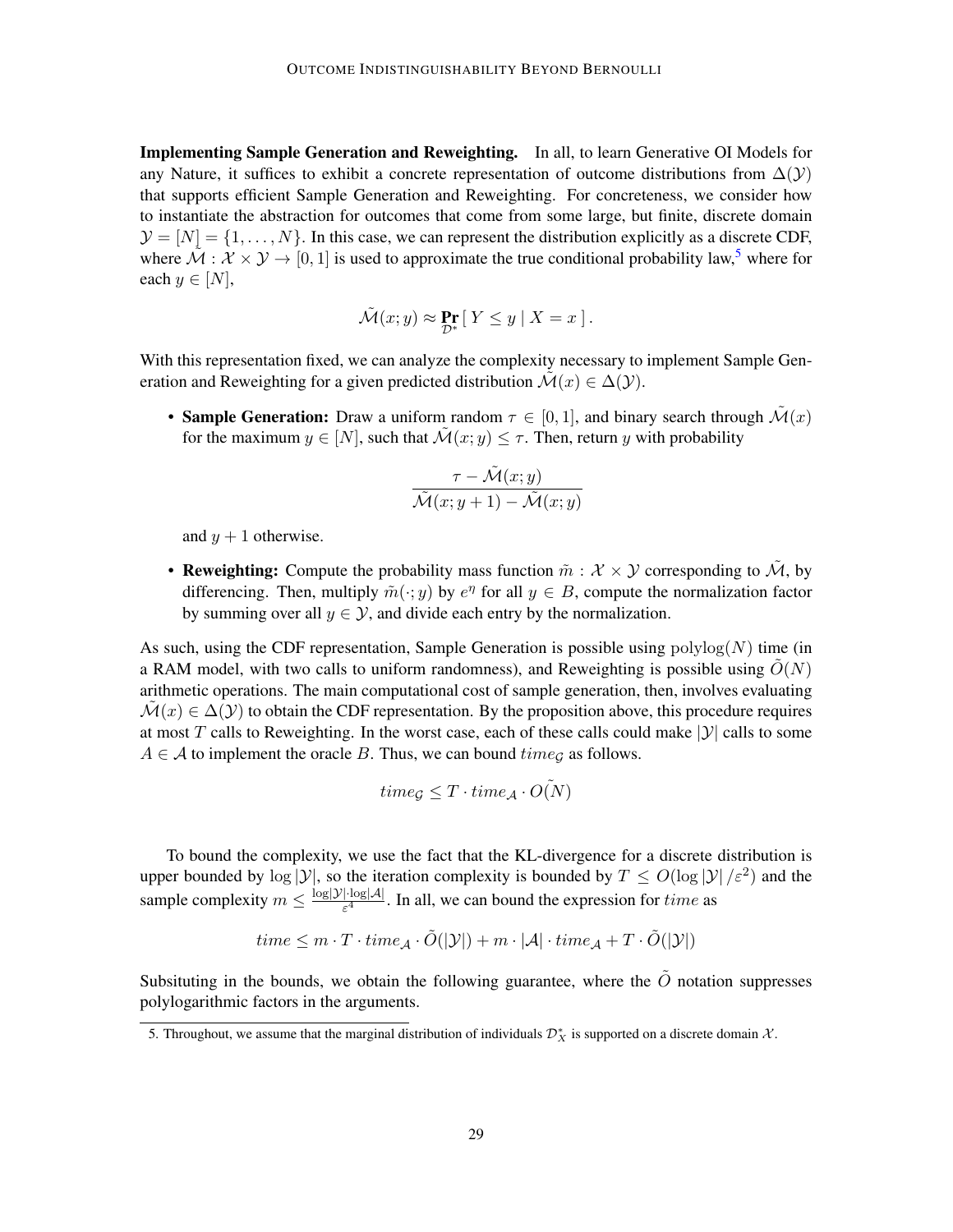**Implementing Sample Generation and Reweighting.** In all, to learn Generative OI Models for any Nature, it suffices to exhibit a concrete representation of outcome distributions from $\Delta(\mathcal{Y})$ that supports efficient Sample Generation and Reweighting. For concreteness, we consider how to instantiate the abstraction for outcomes that come from some large, but finite, discrete domain $\mathcal{Y} = [N] = \{1, \ldots, N\}$. In this case, we can represent the distribution explicitly as a discrete CDF, where $\tilde{\mathcal{M}} : \mathcal{X} \times \mathcal{Y} \to [0,1]$ is used to approximate the true conditional probability law,[5] where for each $y \in [N]$,

$$\tilde{\mathcal{M}}(x; y) \approx \Pr_{\mathcal{D}^*}[\, Y \leq y \mid X = x \,].$$

With this representation fixed, we can analyze the complexity necessary to implement Sample Generation and Reweighting for a given predicted distribution $\tilde{\mathcal{M}}(x) \in \Delta(\mathcal{Y})$.

- **Sample Generation:** Draw a uniform random $\tau \in [0,1]$, and binary search through $\tilde{\mathcal{M}}(x)$ for the maximum $y \in [N]$, such that $\tilde{\mathcal{M}}(x; y) \leq \tau$. Then, return $y$ with probability

$$\frac{\tau - \tilde{\mathcal{M}}(x; y)}{\tilde{\mathcal{M}}(x; y+1) - \tilde{\mathcal{M}}(x; y)}$$

  and $y + 1$ otherwise.

- **Reweighting:** Compute the probability mass function $\tilde{m} : \mathcal{X} \times \mathcal{Y}$ corresponding to $\tilde{\mathcal{M}}$, by differencing. Then, multiply $\tilde{m}(\cdot; y)$ by $e^{\eta}$ for all $y \in B$, compute the normalization factor by summing over all $y \in \mathcal{Y}$, and divide each entry by the normalization.

As such, using the CDF representation, Sample Generation is possible using $\mathrm{polylog}(N)$ time (in a RAM model, with two calls to uniform randomness), and Reweighting is possible using $\tilde{O}(N)$ arithmetic operations. The main computational cost of sample generation, then, involves evaluating $\tilde{\mathcal{M}}(x) \in \Delta(\mathcal{Y})$ to obtain the CDF representation. By the proposition above, this procedure requires at most $T$ calls to Reweighting. In the worst case, each of these calls could make $|\mathcal{Y}|$ calls to some $A \in \mathcal{A}$ to implement the oracle $B$. Thus, we can bound $time_{\mathcal{G}}$ as follows.

$$time_{\mathcal{G}} \leq T \cdot time_{\mathcal{A}} \cdot \tilde{O(N)}$$

To bound the complexity, we use the fact that the KL-divergence for a discrete distribution is upper bounded by $\log |\mathcal{Y}|$, so the iteration complexity is bounded by $T \leq O(\log |\mathcal{Y}| / \varepsilon^2)$ and the sample complexity $m \leq \frac{\log|\mathcal{Y}| \cdot \log|\mathcal{A}|}{\varepsilon^4}$. In all, we can bound the expression for $time$ as

$$time \leq m \cdot T \cdot time_{\mathcal{A}} \cdot \tilde{O}(|\mathcal{Y}|) + m \cdot |\mathcal{A}| \cdot time_{\mathcal{A}} + T \cdot \tilde{O}(|\mathcal{Y}|)$$

Subsituting in the bounds, we obtain the following guarantee, where the $\tilde{O}$ notation suppresses polylogarithmic factors in the arguments.

5. Throughout, we assume that the marginal distribution of individuals $\mathcal{D}^*_X$ is supported on a discrete domain $\mathcal{X}$.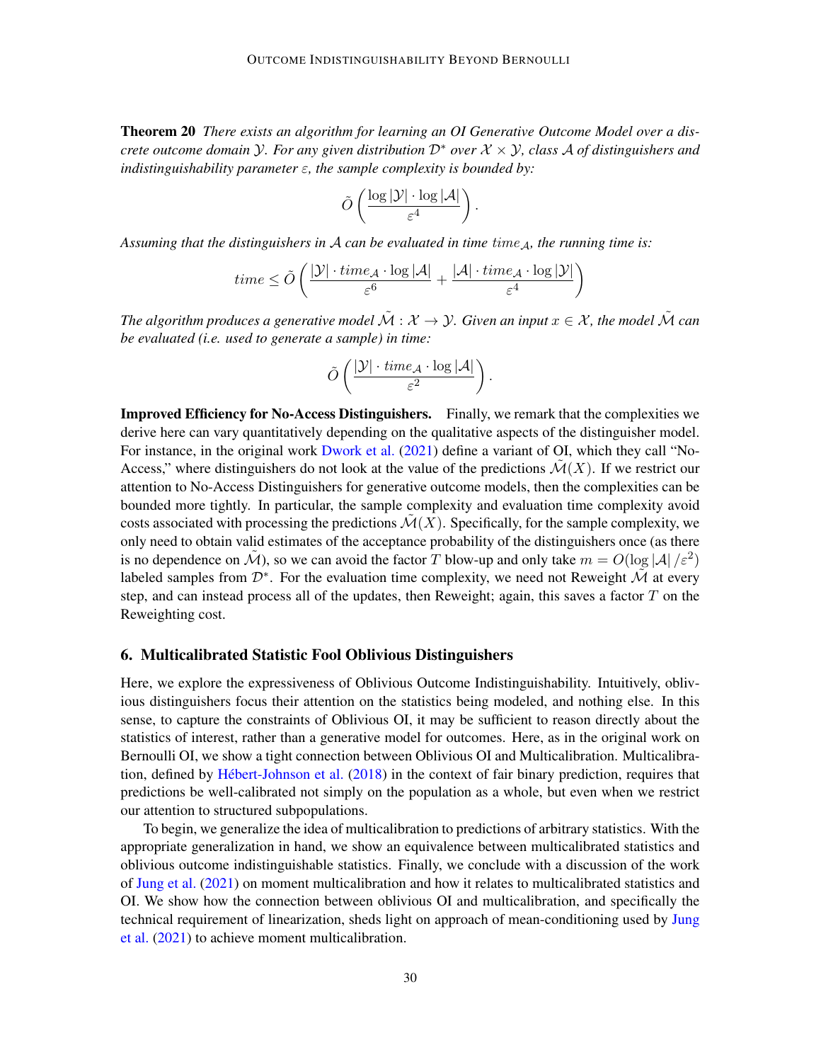**Theorem 20** *There exists an algorithm for learning an OI Generative Outcome Model over a discrete outcome domain $\mathcal{Y}$. For any given distribution $\mathcal{D}^*$ over $\mathcal{X} \times \mathcal{Y}$, class $\mathcal{A}$ of distinguishers and indistinguishability parameter $\varepsilon$, the sample complexity is bounded by:*

$$\tilde{O}\left(\frac{\log |\mathcal{Y}| \cdot \log |\mathcal{A}|}{\varepsilon^4}\right).$$

*Assuming that the distinguishers in $\mathcal{A}$ can be evaluated in time $time_{\mathcal{A}}$, the running time is:*

$$time \leq \tilde{O}\left(\frac{|\mathcal{Y}| \cdot time_{\mathcal{A}} \cdot \log |\mathcal{A}|}{\varepsilon^6} + \frac{|\mathcal{A}| \cdot time_{\mathcal{A}} \cdot \log |\mathcal{Y}|}{\varepsilon^4}\right)$$

*The algorithm produces a generative model $\tilde{\mathcal{M}} : \mathcal{X} \to \mathcal{Y}$. Given an input $x \in \mathcal{X}$, the model $\tilde{\mathcal{M}}$ can be evaluated (i.e. used to generate a sample) in time:*

$$\tilde{O}\left(\frac{|\mathcal{Y}| \cdot time_{\mathcal{A}} \cdot \log |\mathcal{A}|}{\varepsilon^2}\right).$$

**Improved Efficiency for No-Access Distinguishers.** Finally, we remark that the complexities we derive here can vary quantitatively depending on the qualitative aspects of the distinguisher model. For instance, in the original work Dwork et al. (2021) define a variant of OI, which they call "No-Access," where distinguishers do not look at the value of the predictions $\tilde{\mathcal{M}}(X)$. If we restrict our attention to No-Access Distinguishers for generative outcome models, then the complexities can be bounded more tightly. In particular, the sample complexity and evaluation time complexity avoid costs associated with processing the predictions $\tilde{\mathcal{M}}(X)$. Specifically, for the sample complexity, we only need to obtain valid estimates of the acceptance probability of the distinguishers once (as there is no dependence on $\tilde{\mathcal{M}}$), so we can avoid the factor $T$ blow-up and only take $m = O(\log |\mathcal{A}| / \varepsilon^2)$ labeled samples from $\mathcal{D}^*$. For the evaluation time complexity, we need not Reweight $\tilde{\mathcal{M}}$ at every step, and can instead process all of the updates, then Reweight; again, this saves a factor $T$ on the Reweighting cost.

## 6. Multicalibrated Statistic Fool Oblivious Distinguishers

Here, we explore the expressiveness of Oblivious Outcome Indistinguishability. Intuitively, oblivious distinguishers focus their attention on the statistics being modeled, and nothing else. In this sense, to capture the constraints of Oblivious OI, it may be sufficient to reason directly about the statistics of interest, rather than a generative model for outcomes. Here, as in the original work on Bernoulli OI, we show a tight connection between Oblivious OI and Multicalibration. Multicalibration, defined by Hébert-Johnson et al. (2018) in the context of fair binary prediction, requires that predictions be well-calibrated not simply on the population as a whole, but even when we restrict our attention to structured subpopulations.

To begin, we generalize the idea of multicalibration to predictions of arbitrary statistics. With the appropriate generalization in hand, we show an equivalence between multicalibrated statistics and oblivious outcome indistinguishable statistics. Finally, we conclude with a discussion of the work of Jung et al. (2021) on moment multicalibration and how it relates to multicalibrated statistics and OI. We show how the connection between oblivious OI and multicalibration, and specifically the technical requirement of linearization, sheds light on approach of mean-conditioning used by Jung et al. (2021) to achieve moment multicalibration.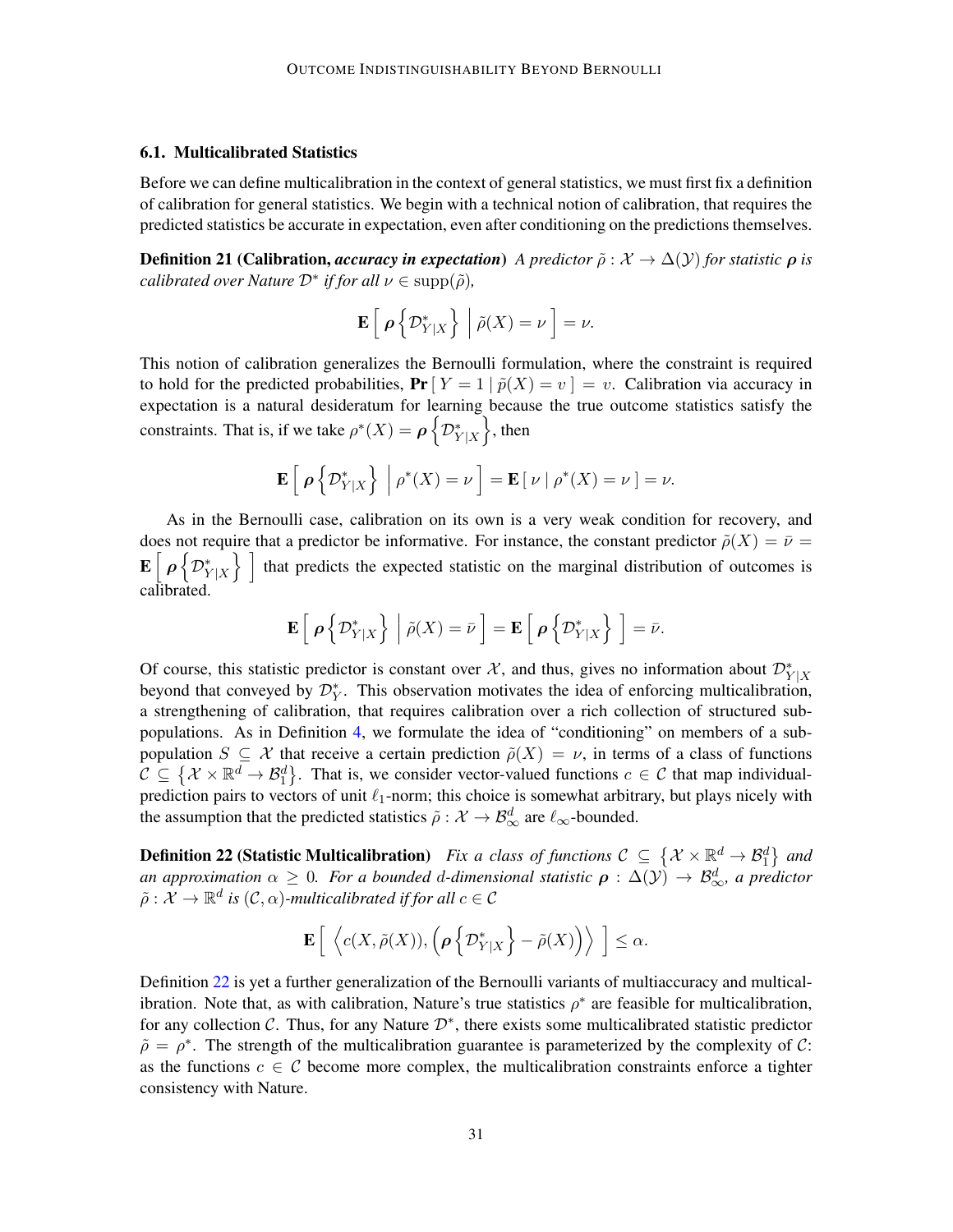### 6.1. Multicalibrated Statistics

Before we can define multicalibration in the context of general statistics, we must first fix a definition of calibration for general statistics. We begin with a technical notion of calibration, that requires the predicted statistics be accurate in expectation, even after conditioning on the predictions themselves.

**Definition 21 (Calibration, *accuracy in expectation*)** *A predictor $\tilde{\rho} : \mathcal{X} \to \Delta(\mathcal{Y})$ for statistic $\boldsymbol{\rho}$ is calibrated over Nature $\mathcal{D}^*$ if for all $\nu \in \operatorname{supp}(\tilde{\rho})$,*

$$\mathbf{E}\left[ \boldsymbol{\rho}\left\{\mathcal{D}^*_{Y|X}\right\} \;\middle|\; \tilde{\rho}(X) = \nu \right] = \nu.$$

This notion of calibration generalizes the Bernoulli formulation, where the constraint is required to hold for the predicted probabilities, $\mathbf{Pr}[\, Y = 1 \mid \tilde{p}(X) = v \,] = v$. Calibration via accuracy in expectation is a natural desideratum for learning because the true outcome statistics satisfy the constraints. That is, if we take $\rho^*(X) = \boldsymbol{\rho}\left\{\mathcal{D}^*_{Y|X}\right\}$, then

$$\mathbf{E}\left[ \boldsymbol{\rho}\left\{\mathcal{D}^*_{Y|X}\right\} \;\middle|\; \rho^*(X) = \nu \right] = \mathbf{E}\left[\, \nu \mid \rho^*(X) = \nu \,\right] = \nu.$$

As in the Bernoulli case, calibration on its own is a very weak condition for recovery, and does not require that a predictor be informative. For instance, the constant predictor $\tilde{\rho}(X) = \bar{\nu} = \mathbf{E}\left[ \boldsymbol{\rho}\left\{\mathcal{D}^*_{Y|X}\right\} \right]$ that predicts the expected statistic on the marginal distribution of outcomes is calibrated.

$$\mathbf{E}\left[ \boldsymbol{\rho}\left\{\mathcal{D}^*_{Y|X}\right\} \;\middle|\; \tilde{\rho}(X) = \bar{\nu} \right] = \mathbf{E}\left[ \boldsymbol{\rho}\left\{\mathcal{D}^*_{Y|X}\right\} \right] = \bar{\nu}.$$

Of course, this statistic predictor is constant over $\mathcal{X}$, and thus, gives no information about $\mathcal{D}^*_{Y|X}$ beyond that conveyed by $\mathcal{D}^*_Y$. This observation motivates the idea of enforcing multicalibration, a strengthening of calibration, that requires calibration over a rich collection of structured subpopulations. As in Definition 4, we formulate the idea of "conditioning" on members of a subpopulation $S \subseteq \mathcal{X}$ that receive a certain prediction $\tilde{\rho}(X) = \nu$, in terms of a class of functions $\mathcal{C} \subseteq \left\{\mathcal{X} \times \mathbb{R}^d \to \mathcal{B}_1^d\right\}$. That is, we consider vector-valued functions $c \in \mathcal{C}$ that map individual-prediction pairs to vectors of unit $\ell_1$-norm; this choice is somewhat arbitrary, but plays nicely with the assumption that the predicted statistics $\tilde{\rho} : \mathcal{X} \to \mathcal{B}_\infty^d$ are $\ell_\infty$-bounded.

**Definition 22 (Statistic Multicalibration)** *Fix a class of functions $\mathcal{C} \subseteq \left\{\mathcal{X} \times \mathbb{R}^d \to \mathcal{B}_1^d\right\}$ and an approximation $\alpha \geq 0$. For a bounded $d$-dimensional statistic $\boldsymbol{\rho} : \Delta(\mathcal{Y}) \to \mathcal{B}_\infty^d$, a predictor $\tilde{\rho} : \mathcal{X} \to \mathbb{R}^d$ is $(\mathcal{C}, \alpha)$-multicalibrated if for all $c \in \mathcal{C}$*

$$\mathbf{E}\left[ \left\langle c(X, \tilde{\rho}(X)), \left(\boldsymbol{\rho}\left\{\mathcal{D}^*_{Y|X}\right\} - \tilde{\rho}(X)\right) \right\rangle \right] \leq \alpha.$$

Definition 22 is yet a further generalization of the Bernoulli variants of multiaccuracy and multicalibration. Note that, as with calibration, Nature's true statistics $\rho^*$ are feasible for multicalibration, for any collection $\mathcal{C}$. Thus, for any Nature $\mathcal{D}^*$, there exists some multicalibrated statistic predictor $\tilde{\rho} = \rho^*$. The strength of the multicalibration guarantee is parameterized by the complexity of $\mathcal{C}$: as the functions $c \in \mathcal{C}$ become more complex, the multicalibration constraints enforce a tighter consistency with Nature.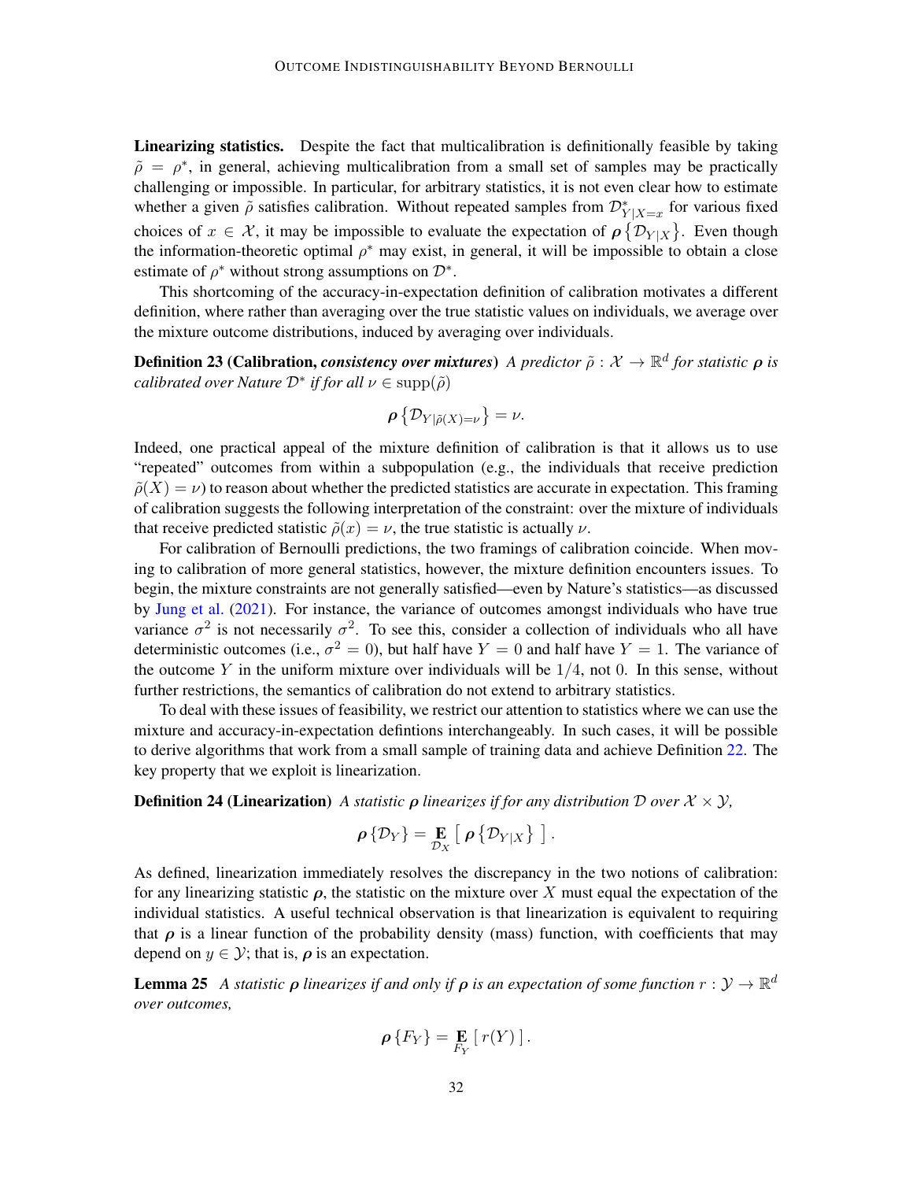**Linearizing statistics.** Despite the fact that multicalibration is definitionally feasible by taking $\tilde{\rho} = \rho^*$, in general, achieving multicalibration from a small set of samples may be practically challenging or impossible. In particular, for arbitrary statistics, it is not even clear how to estimate whether a given $\tilde{\rho}$ satisfies calibration. Without repeated samples from $\mathcal{D}^*_{Y|X=x}$ for various fixed choices of $x \in \mathcal{X}$, it may be impossible to evaluate the expectation of $\boldsymbol{\rho}\left\{\mathcal{D}_{Y|X}\right\}$. Even though the information-theoretic optimal $\rho^*$ may exist, in general, it will be impossible to obtain a close estimate of $\rho^*$ without strong assumptions on $\mathcal{D}^*$.

This shortcoming of the accuracy-in-expectation definition of calibration motivates a different definition, where rather than averaging over the true statistic values on individuals, we average over the mixture outcome distributions, induced by averaging over individuals.

**Definition 23 (Calibration, *consistency over mixtures*)** *A predictor $\tilde{\rho} : \mathcal{X} \to \mathbb{R}^d$ for statistic $\boldsymbol{\rho}$ is calibrated over Nature $\mathcal{D}^*$ if for all $\nu \in \operatorname{supp}(\tilde{\rho})$*

$$\boldsymbol{\rho}\left\{\mathcal{D}_{Y|\tilde{\rho}(X)=\nu}\right\} = \nu.$$

Indeed, one practical appeal of the mixture definition of calibration is that it allows us to use "repeated" outcomes from within a subpopulation (e.g., the individuals that receive prediction $\tilde{\rho}(X) = \nu$) to reason about whether the predicted statistics are accurate in expectation. This framing of calibration suggests the following interpretation of the constraint: over the mixture of individuals that receive predicted statistic $\tilde{\rho}(x) = \nu$, the true statistic is actually $\nu$.

For calibration of Bernoulli predictions, the two framings of calibration coincide. When moving to calibration of more general statistics, however, the mixture definition encounters issues. To begin, the mixture constraints are not generally satisfied—even by Nature's statistics—as discussed by Jung et al. (2021). For instance, the variance of outcomes amongst individuals who have true variance $\sigma^2$ is not necessarily $\sigma^2$. To see this, consider a collection of individuals who all have deterministic outcomes (i.e., $\sigma^2 = 0$), but half have $Y = 0$ and half have $Y = 1$. The variance of the outcome $Y$ in the uniform mixture over individuals will be $1/4$, not $0$. In this sense, without further restrictions, the semantics of calibration do not extend to arbitrary statistics.

To deal with these issues of feasibility, we restrict our attention to statistics where we can use the mixture and accuracy-in-expectation defintions interchangeably. In such cases, it will be possible to derive algorithms that work from a small sample of training data and achieve Definition 22. The key property that we exploit is linearization.

**Definition 24 (Linearization)** *A statistic $\boldsymbol{\rho}$ linearizes if for any distribution $\mathcal{D}$ over $\mathcal{X} \times \mathcal{Y}$,*

$$\boldsymbol{\rho}\left\{\mathcal{D}_Y\right\} = \mathop{\mathbf{E}}_{\mathcal{D}_X}\left[\, \boldsymbol{\rho}\left\{\mathcal{D}_{Y|X}\right\}\,\right].$$

As defined, linearization immediately resolves the discrepancy in the two notions of calibration: for any linearizing statistic $\boldsymbol{\rho}$, the statistic on the mixture over $X$ must equal the expectation of the individual statistics. A useful technical observation is that linearization is equivalent to requiring that $\boldsymbol{\rho}$ is a linear function of the probability density (mass) function, with coefficients that may depend on $y \in \mathcal{Y}$; that is, $\boldsymbol{\rho}$ is an expectation.

**Lemma 25** *A statistic $\boldsymbol{\rho}$ linearizes if and only if $\boldsymbol{\rho}$ is an expectation of some function $r : \mathcal{Y} \to \mathbb{R}^d$ over outcomes,*

$$\boldsymbol{\rho}\left\{F_Y\right\} = \mathop{\mathbf{E}}_{F_Y}\left[\, r(Y)\,\right].$$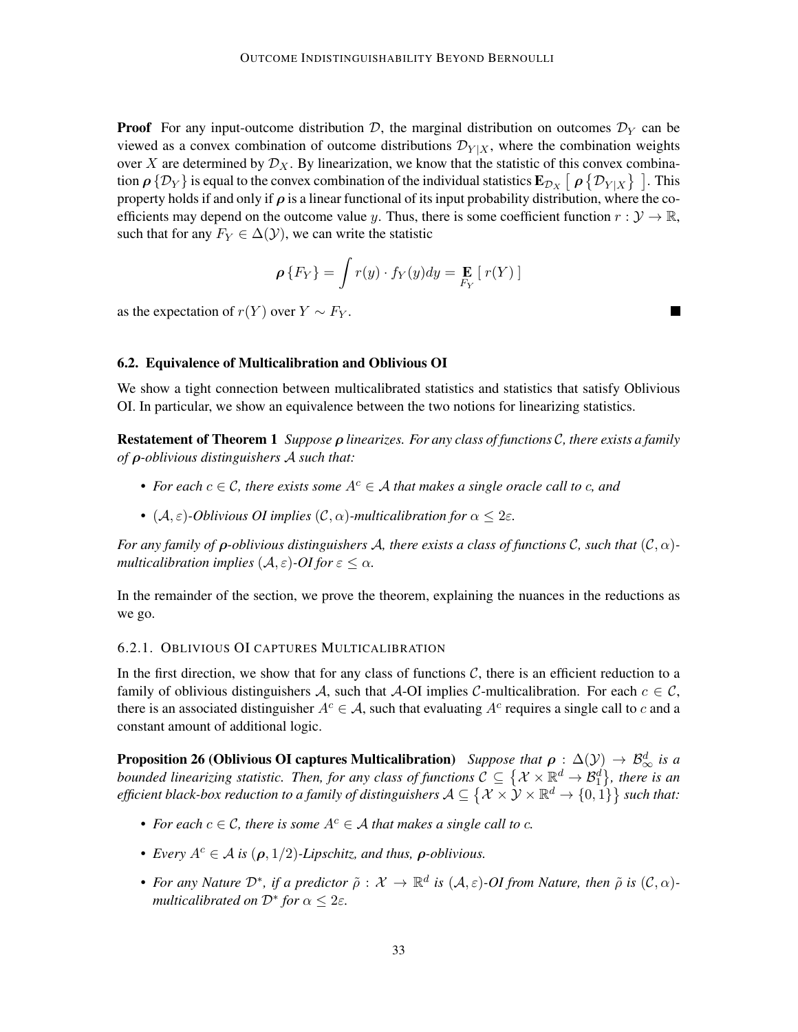**Proof** For any input-outcome distribution $\mathcal{D}$, the marginal distribution on outcomes $\mathcal{D}_Y$ can be viewed as a convex combination of outcome distributions $\mathcal{D}_{Y|X}$, where the combination weights over $X$ are determined by $\mathcal{D}_X$. By linearization, we know that the statistic of this convex combination $\boldsymbol{\rho}\left\{\mathcal{D}_Y\right\}$ is equal to the convex combination of the individual statistics $\mathbf{E}_{\mathcal{D}_X}\left[\,\boldsymbol{\rho}\left\{\mathcal{D}_{Y|X}\right\}\,\right]$. This property holds if and only if $\boldsymbol{\rho}$ is a linear functional of its input probability distribution, where the coefficients may depend on the outcome value $y$. Thus, there is some coefficient function $r : \mathcal{Y} \to \mathbb{R}$, such that for any $F_Y \in \Delta(\mathcal{Y})$, we can write the statistic

$$\boldsymbol{\rho}\left\{F_Y\right\} = \int r(y) \cdot f_Y(y) dy = \mathop{\mathbf{E}}_{F_Y}\left[\, r(Y) \,\right]$$

as the expectation of $r(Y)$ over $Y \sim F_Y$. ∎

### 6.2. Equivalence of Multicalibration and Oblivious OI

We show a tight connection between multicalibrated statistics and statistics that satisfy Oblivious OI. In particular, we show an equivalence between the two notions for linearizing statistics.

**Restatement of Theorem 1** *Suppose $\boldsymbol{\rho}$ linearizes. For any class of functions $\mathcal{C}$, there exists a family of $\boldsymbol{\rho}$-oblivious distinguishers $\mathcal{A}$ such that:*

- *For each $c \in \mathcal{C}$, there exists some $A^c \in \mathcal{A}$ that makes a single oracle call to $c$, and*
- *$(\mathcal{A}, \varepsilon)$-Oblivious OI implies $(\mathcal{C}, \alpha)$-multicalibration for $\alpha \leq 2\varepsilon$.*

*For any family of $\boldsymbol{\rho}$-oblivious distinguishers $\mathcal{A}$, there exists a class of functions $\mathcal{C}$, such that $(\mathcal{C}, \alpha)$-multicalibration implies $(\mathcal{A}, \varepsilon)$-OI for $\varepsilon \leq \alpha$.*

In the remainder of the section, we prove the theorem, explaining the nuances in the reductions as we go.

#### 6.2.1. Oblivious OI captures Multicalibration

In the first direction, we show that for any class of functions $\mathcal{C}$, there is an efficient reduction to a family of oblivious distinguishers $\mathcal{A}$, such that $\mathcal{A}$-OI implies $\mathcal{C}$-multicalibration. For each $c \in \mathcal{C}$, there is an associated distinguisher $A^c \in \mathcal{A}$, such that evaluating $A^c$ requires a single call to $c$ and a constant amount of additional logic.

**Proposition 26 (Oblivious OI captures Multicalibration)** *Suppose that $\boldsymbol{\rho} : \Delta(\mathcal{Y}) \to \mathcal{B}_\infty^d$ is a bounded linearizing statistic. Then, for any class of functions $\mathcal{C} \subseteq \left\{\mathcal{X} \times \mathbb{R}^d \to \mathcal{B}_1^d\right\}$, there is an efficient black-box reduction to a family of distinguishers $\mathcal{A} \subseteq \left\{\mathcal{X} \times \mathcal{Y} \times \mathbb{R}^d \to \{0,1\}\right\}$ such that:*

- *For each $c \in \mathcal{C}$, there is some $A^c \in \mathcal{A}$ that makes a single call to $c$.*
- *Every $A^c \in \mathcal{A}$ is $(\boldsymbol{\rho}, 1/2)$-Lipschitz, and thus, $\boldsymbol{\rho}$-oblivious.*
- *For any Nature $\mathcal{D}^*$, if a predictor $\tilde{\rho} : \mathcal{X} \to \mathbb{R}^d$ is $(\mathcal{A}, \varepsilon)$-OI from Nature, then $\tilde{\rho}$ is $(\mathcal{C}, \alpha)$-multicalibrated on $\mathcal{D}^*$ for $\alpha \leq 2\varepsilon$.*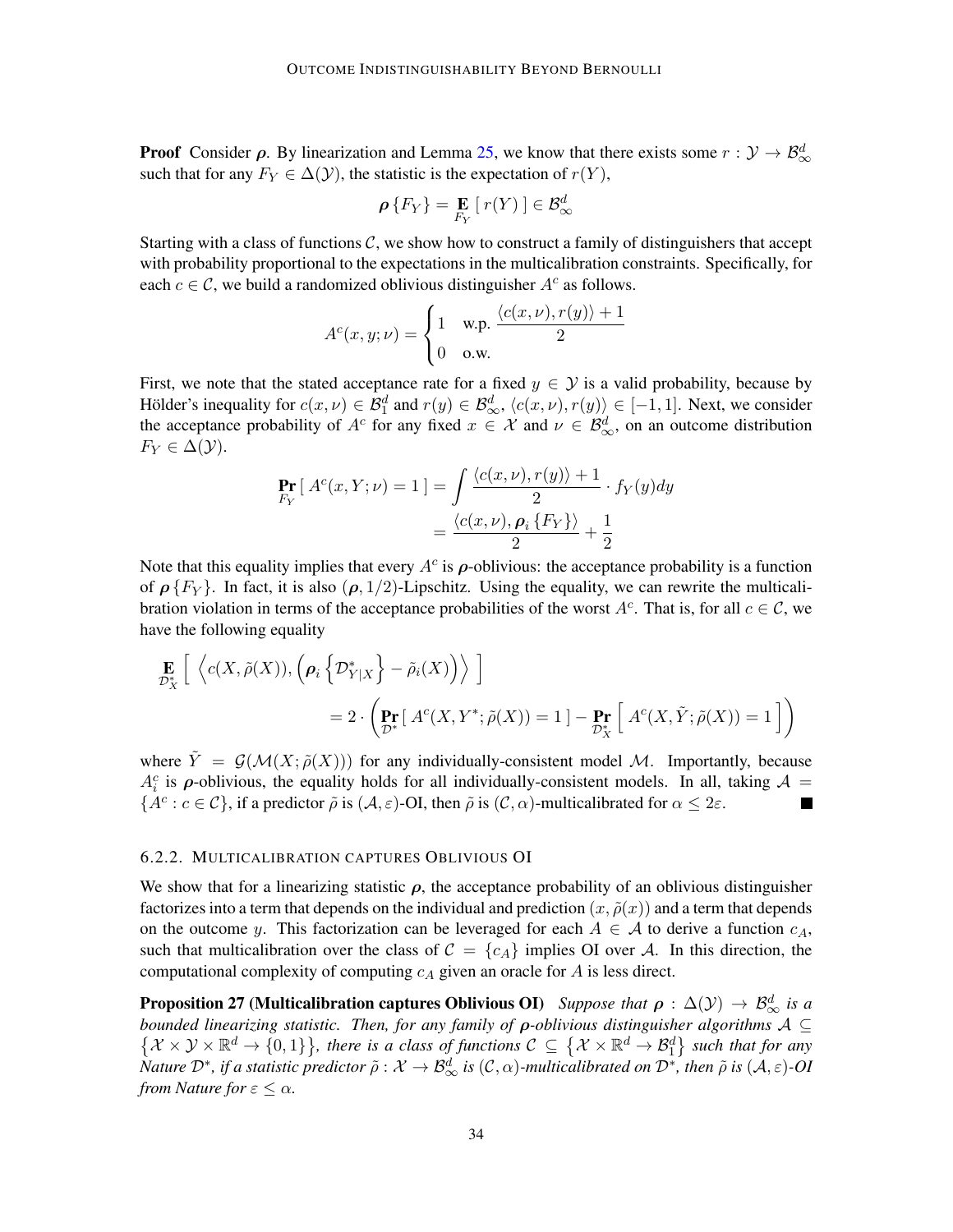**Proof** Consider $\boldsymbol{\rho}$. By linearization and Lemma 25, we know that there exists some $r : \mathcal{Y} \to \mathcal{B}_\infty^d$ such that for any $F_Y \in \Delta(\mathcal{Y})$, the statistic is the expectation of $r(Y)$,

$$\boldsymbol{\rho}\{F_Y\} = \mathop{\mathbf{E}}_{F_Y}[\, r(Y) \,] \in \mathcal{B}_\infty^d$$

Starting with a class of functions $\mathcal{C}$, we show how to construct a family of distinguishers that accept with probability proportional to the expectations in the multicalibration constraints. Specifically, for each $c \in \mathcal{C}$, we build a randomized oblivious distinguisher $A^c$ as follows.

$$A^c(x, y; \nu) = \begin{cases} 1 & \text{w.p. } \dfrac{\langle c(x,\nu), r(y)\rangle + 1}{2} \\ 0 & \text{o.w.} \end{cases}$$

First, we note that the stated acceptance rate for a fixed $y \in \mathcal{Y}$ is a valid probability, because by Hölder's inequality for $c(x,\nu) \in \mathcal{B}_1^d$ and $r(y) \in \mathcal{B}_\infty^d$, $\langle c(x,\nu), r(y)\rangle \in [-1,1]$. Next, we consider the acceptance probability of $A^c$ for any fixed $x \in \mathcal{X}$ and $\nu \in \mathcal{B}_\infty^d$, on an outcome distribution $F_Y \in \Delta(\mathcal{Y})$.

$$\begin{aligned} \mathop{\mathbf{Pr}}_{F_Y}[\, A^c(x, Y; \nu) = 1 \,] &= \int \frac{\langle c(x,\nu), r(y)\rangle + 1}{2} \cdot f_Y(y) dy \\ &= \frac{\langle c(x,\nu), \boldsymbol{\rho}_i\{F_Y\}\rangle}{2} + \frac{1}{2} \end{aligned}$$

Note that this equality implies that every $A^c$ is $\boldsymbol{\rho}$-oblivious: the acceptance probability is a function of $\boldsymbol{\rho}\{F_Y\}$. In fact, it is also $(\boldsymbol{\rho}, 1/2)$-Lipschitz. Using the equality, we can rewrite the multicalibration violation in terms of the acceptance probabilities of the worst $A^c$. That is, for all $c \in \mathcal{C}$, we have the following equality

$$\begin{aligned} &\mathop{\mathbf{E}}_{\mathcal{D}_X^*}\left[\ \left\langle c(X, \tilde{\rho}(X)), \left(\boldsymbol{\rho}_i\left\{\mathcal{D}_{Y|X}^*\right\} - \tilde{\rho}_i(X)\right)\right\rangle\ \right] \\ &\qquad\qquad = 2 \cdot \left(\mathop{\mathbf{Pr}}_{\mathcal{D}^*}[\, A^c(X, Y^*; \tilde{\rho}(X)) = 1 \,] - \mathop{\mathbf{Pr}}_{\mathcal{D}_X^*}\left[\ A^c(X, \tilde{Y}; \tilde{\rho}(X)) = 1 \ \right]\right) \end{aligned}$$

where $\tilde{Y} = \mathcal{G}(\mathcal{M}(X; \tilde{\rho}(X)))$ for any individually-consistent model $\mathcal{M}$. Importantly, because $A_i^c$ is $\boldsymbol{\rho}$-oblivious, the equality holds for all individually-consistent models. In all, taking $\mathcal{A} = \{A^c : c \in \mathcal{C}\}$, if a predictor $\tilde{\rho}$ is $(\mathcal{A}, \varepsilon)$-OI, then $\tilde{\rho}$ is $(\mathcal{C}, \alpha)$-multicalibrated for $\alpha \leq 2\varepsilon$. ■

### 6.2.2. Multicalibration captures Oblivious OI

We show that for a linearizing statistic $\boldsymbol{\rho}$, the acceptance probability of an oblivious distinguisher factorizes into a term that depends on the individual and prediction $(x, \tilde{\rho}(x))$ and a term that depends on the outcome $y$. This factorization can be leveraged for each $A \in \mathcal{A}$ to derive a function $c_A$, such that multicalibration over the class of $\mathcal{C} = \{c_A\}$ implies OI over $\mathcal{A}$. In this direction, the computational complexity of computing $c_A$ given an oracle for $A$ is less direct.

**Proposition 27 (Multicalibration captures Oblivious OI)** *Suppose that $\boldsymbol{\rho} : \Delta(\mathcal{Y}) \to \mathcal{B}_\infty^d$ is a bounded linearizing statistic. Then, for any family of $\boldsymbol{\rho}$-oblivious distinguisher algorithms $\mathcal{A} \subseteq \left\{\mathcal{X} \times \mathcal{Y} \times \mathbb{R}^d \to \{0,1\}\right\}$, there is a class of functions $\mathcal{C} \subseteq \left\{\mathcal{X} \times \mathbb{R}^d \to \mathcal{B}_1^d\right\}$ such that for any Nature $\mathcal{D}^*$, if a statistic predictor $\tilde{\rho} : \mathcal{X} \to \mathcal{B}_\infty^d$ is $(\mathcal{C}, \alpha)$-multicalibrated on $\mathcal{D}^*$, then $\tilde{\rho}$ is $(\mathcal{A}, \varepsilon)$-OI from Nature for $\varepsilon \leq \alpha$.*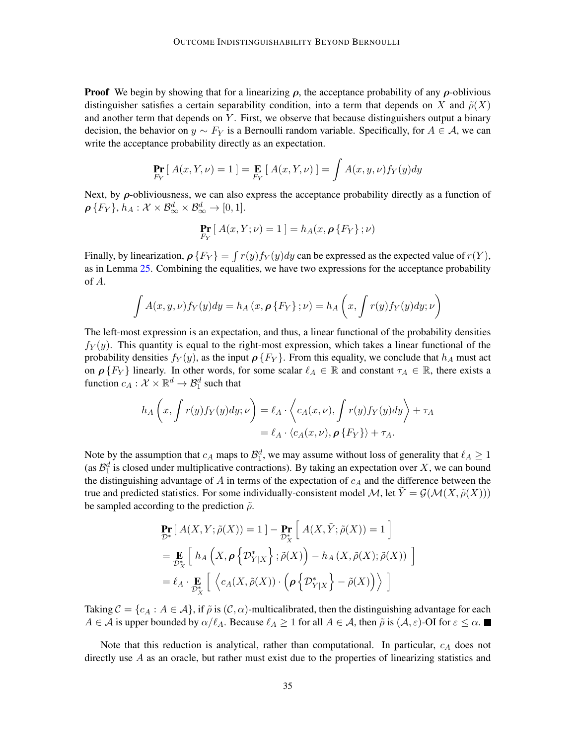**Proof** We begin by showing that for a linearizing $\boldsymbol{\rho}$, the acceptance probability of any $\boldsymbol{\rho}$-oblivious distinguisher satisfies a certain separability condition, into a term that depends on $X$ and $\tilde{\rho}(X)$ and another term that depends on $Y$. First, we observe that because distinguishers output a binary decision, the behavior on $y \sim F_Y$ is a Bernoulli random variable. Specifically, for $A \in \mathcal{A}$, we can write the acceptance probability directly as an expectation.

$$\Pr_{F_Y}[\, A(x, Y, \nu) = 1 \,] = \mathop{\mathbf{E}}_{F_Y}[\, A(x, Y, \nu) \,] = \int A(x, y, \nu) f_Y(y) dy$$

Next, by $\boldsymbol{\rho}$-obliviousness, we can also express the acceptance probability directly as a function of $\boldsymbol{\rho}\{F_Y\}$, $h_A : \mathcal{X} \times \mathcal{B}_\infty^d \times \mathcal{B}_\infty^d \to [0, 1]$.

$$\Pr_{F_Y}[\, A(x, Y; \nu) = 1 \,] = h_A(x, \boldsymbol{\rho}\{F_Y\}; \nu)$$

Finally, by linearization, $\boldsymbol{\rho}\{F_Y\} = \int r(y) f_Y(y) dy$ can be expressed as the expected value of $r(Y)$, as in Lemma 25. Combining the equalities, we have two expressions for the acceptance probability of $A$.

$$\int A(x, y, \nu) f_Y(y) dy = h_A\left(x, \boldsymbol{\rho}\{F_Y\}; \nu\right) = h_A\left(x, \int r(y) f_Y(y) dy; \nu\right)$$

The left-most expression is an expectation, and thus, a linear functional of the probability densities $f_Y(y)$. This quantity is equal to the right-most expression, which takes a linear functional of the probability densities $f_Y(y)$, as the input $\boldsymbol{\rho}\{F_Y\}$. From this equality, we conclude that $h_A$ must act on $\boldsymbol{\rho}\{F_Y\}$ linearly. In other words, for some scalar $\ell_A \in \mathbb{R}$ and constant $\tau_A \in \mathbb{R}$, there exists a function $c_A : \mathcal{X} \times \mathbb{R}^d \to \mathcal{B}_1^d$ such that

$$\begin{aligned} h_A\left(x, \int r(y) f_Y(y) dy; \nu\right) &= \ell_A \cdot \left\langle c_A(x, \nu), \int r(y) f_Y(y) dy \right\rangle + \tau_A \\ &= \ell_A \cdot \langle c_A(x, \nu), \boldsymbol{\rho}\{F_Y\} \rangle + \tau_A. \end{aligned}$$

Note by the assumption that $c_A$ maps to $\mathcal{B}_1^d$, we may assume without loss of generality that $\ell_A \geq 1$ (as $\mathcal{B}_1^d$ is closed under multiplicative contractions). By taking an expectation over $X$, we can bound the distinguishing advantage of $A$ in terms of the expectation of $c_A$ and the difference between the true and predicted statistics. For some individually-consistent model $\mathcal{M}$, let $\tilde{Y} = \mathcal{G}(\mathcal{M}(X, \tilde{\rho}(X)))$ be sampled according to the prediction $\tilde{\rho}$.

$$\begin{aligned} &\Pr_{\mathcal{D}^*}[\, A(X, Y; \tilde{\rho}(X)) = 1 \,] - \Pr_{\mathcal{D}_X^*}\left[\, A(X, \tilde{Y}; \tilde{\rho}(X)) = 1 \,\right] \\ &= \mathop{\mathbf{E}}_{\mathcal{D}_X^*}\left[\, h_A\left(X, \boldsymbol{\rho}\left\{\mathcal{D}_{Y|X}^*\right\}; \tilde{\rho}(X)\right) - h_A\left(X, \tilde{\rho}(X); \tilde{\rho}(X)\right) \,\right] \\ &= \ell_A \cdot \mathop{\mathbf{E}}_{\mathcal{D}_X^*}\left[\, \left\langle c_A(X, \tilde{\rho}(X)) \cdot \left(\boldsymbol{\rho}\left\{\mathcal{D}_{Y|X}^*\right\} - \tilde{\rho}(X)\right) \right\rangle \,\right] \end{aligned}$$

Taking $\mathcal{C} = \{c_A : A \in \mathcal{A}\}$, if $\tilde{\rho}$ is $(\mathcal{C}, \alpha)$-multicalibrated, then the distinguishing advantage for each $A \in \mathcal{A}$ is upper bounded by $\alpha/\ell_A$. Because $\ell_A \geq 1$ for all $A \in \mathcal{A}$, then $\tilde{\rho}$ is $(\mathcal{A}, \varepsilon)$-OI for $\varepsilon \leq \alpha$. ■

Note that this reduction is analytical, rather than computational. In particular, $c_A$ does not directly use $A$ as an oracle, but rather must exist due to the properties of linearizing statistics and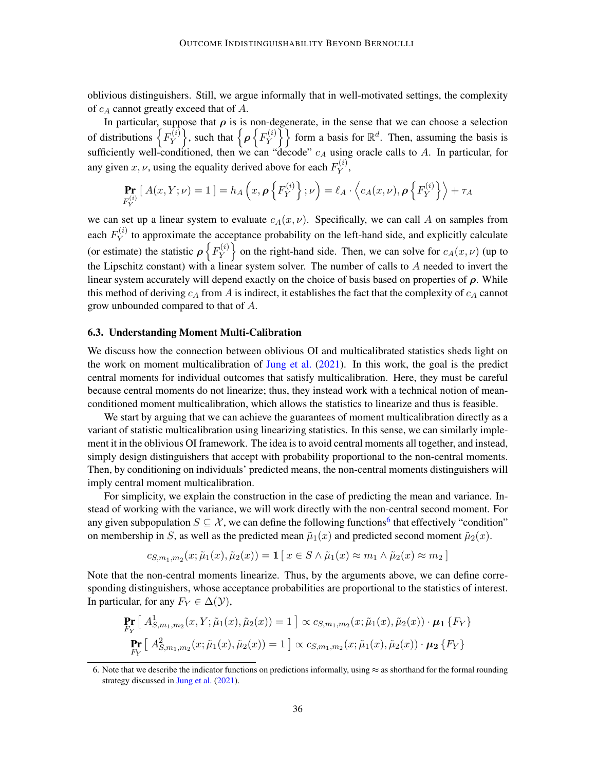oblivious distinguishers. Still, we argue informally that in well-motivated settings, the complexity of $c_A$ cannot greatly exceed that of $A$.

In particular, suppose that $\boldsymbol{\rho}$ is is non-degenerate, in the sense that we can choose a selection of distributions $\left\{F_Y^{(i)}\right\}$, such that $\left\{\boldsymbol{\rho}\left\{F_Y^{(i)}\right\}\right\}$ form a basis for $\mathbb{R}^d$. Then, assuming the basis is sufficiently well-conditioned, then we can "decode" $c_A$ using oracle calls to $A$. In particular, for any given $x, \nu$, using the equality derived above for each $F_Y^{(i)}$,

$$\Pr_{F_Y^{(i)}}[\, A(x, Y; \nu) = 1 \,] = h_A\left(x, \boldsymbol{\rho}\left\{F_Y^{(i)}\right\}; \nu\right) = \ell_A \cdot \left\langle c_A(x, \nu), \boldsymbol{\rho}\left\{F_Y^{(i)}\right\}\right\rangle + \tau_A$$

we can set up a linear system to evaluate $c_A(x, \nu)$. Specifically, we can call $A$ on samples from each $F_Y^{(i)}$ to approximate the acceptance probability on the left-hand side, and explicitly calculate (or estimate) the statistic $\boldsymbol{\rho}\left\{F_Y^{(i)}\right\}$ on the right-hand side. Then, we can solve for $c_A(x, \nu)$ (up to the Lipschitz constant) with a linear system solver. The number of calls to $A$ needed to invert the linear system accurately will depend exactly on the choice of basis based on properties of $\boldsymbol{\rho}$. While this method of deriving $c_A$ from $A$ is indirect, it establishes the fact that the complexity of $c_A$ cannot grow unbounded compared to that of $A$.

### 6.3. Understanding Moment Multi-Calibration

We discuss how the connection between oblivious OI and multicalibrated statistics sheds light on the work on moment multicalibration of Jung et al. (2021). In this work, the goal is the predict central moments for individual outcomes that satisfy multicalibration. Here, they must be careful because central moments do not linearize; thus, they instead work with a technical notion of mean-conditioned moment multicalibration, which allows the statistics to linearize and thus is feasible.

We start by arguing that we can achieve the guarantees of moment multicalibration directly as a variant of statistic multicalibration using linearizing statistics. In this sense, we can similarly implement it in the oblivious OI framework. The idea is to avoid central moments all together, and instead, simply design distinguishers that accept with probability proportional to the non-central moments. Then, by conditioning on individuals' predicted means, the non-central moments distinguishers will imply central moment multicalibration.

For simplicity, we explain the construction in the case of predicting the mean and variance. Instead of working with the variance, we will work directly with the non-central second moment. For any given subpopulation $S \subseteq \mathcal{X}$, we can define the following functions[6] that effectively "condition" on membership in $S$, as well as the predicted mean $\tilde{\mu}_1(x)$ and predicted second moment $\tilde{\mu}_2(x)$.

$$c_{S,m_1,m_2}(x; \tilde{\mu}_1(x), \tilde{\mu}_2(x)) = \mathbf{1}[\, x \in S \wedge \tilde{\mu}_1(x) \approx m_1 \wedge \tilde{\mu}_2(x) \approx m_2 \,]$$

Note that the non-central moments linearize. Thus, by the arguments above, we can define corresponding distinguishers, whose acceptance probabilities are proportional to the statistics of interest. In particular, for any $F_Y \in \Delta(\mathcal{Y})$,

$$\Pr_{F_Y}\left[\, A^1_{S,m_1,m_2}(x, Y; \tilde{\mu}_1(x), \tilde{\mu}_2(x)) = 1 \,\right] \propto c_{S,m_1,m_2}(x; \tilde{\mu}_1(x), \tilde{\mu}_2(x)) \cdot \boldsymbol{\mu_1}\{F_Y\}$$

$$\Pr_{F_Y}\left[\, A^2_{S,m_1,m_2}(x; \tilde{\mu}_1(x), \tilde{\mu}_2(x)) = 1 \,\right] \propto c_{S,m_1,m_2}(x; \tilde{\mu}_1(x), \tilde{\mu}_2(x)) \cdot \boldsymbol{\mu_2}\{F_Y\}$$

6. Note that we describe the indicator functions on predictions informally, using $\approx$ as shorthand for the formal rounding strategy discussed in Jung et al. (2021).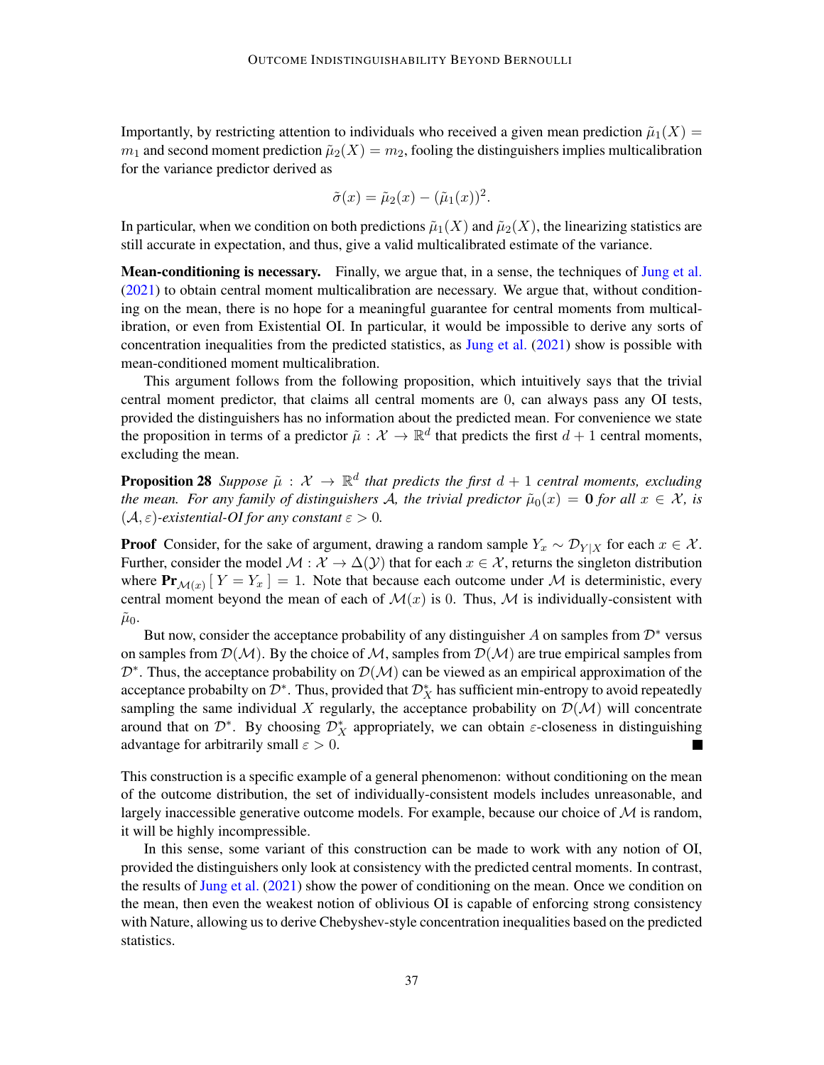Importantly, by restricting attention to individuals who received a given mean prediction $\tilde{\mu}_1(X) = m_1$ and second moment prediction $\tilde{\mu}_2(X) = m_2$, fooling the distinguishers implies multicalibration for the variance predictor derived as

$$\tilde{\sigma}(x) = \tilde{\mu}_2(x) - (\tilde{\mu}_1(x))^2.$$

In particular, when we condition on both predictions $\tilde{\mu}_1(X)$ and $\tilde{\mu}_2(X)$, the linearizing statistics are still accurate in expectation, and thus, give a valid multicalibrated estimate of the variance.

**Mean-conditioning is necessary.** Finally, we argue that, in a sense, the techniques of Jung et al. (2021) to obtain central moment multicalibration are necessary. We argue that, without conditioning on the mean, there is no hope for a meaningful guarantee for central moments from multicalibration, or even from Existential OI. In particular, it would be impossible to derive any sorts of concentration inequalities from the predicted statistics, as Jung et al. (2021) show is possible with mean-conditioned moment multicalibration.

This argument follows from the following proposition, which intuitively says that the trivial central moment predictor, that claims all central moments are 0, can always pass any OI tests, provided the distinguishers has no information about the predicted mean. For convenience we state the proposition in terms of a predictor $\tilde{\mu} : \mathcal{X} \to \mathbb{R}^d$ that predicts the first $d+1$ central moments, excluding the mean.

**Proposition 28** *Suppose $\tilde{\mu} : \mathcal{X} \to \mathbb{R}^d$ that predicts the first $d+1$ central moments, excluding the mean. For any family of distinguishers $\mathcal{A}$, the trivial predictor $\tilde{\mu}_0(x) = \mathbf{0}$ for all $x \in \mathcal{X}$, is $(\mathcal{A}, \varepsilon)$-existential-OI for any constant $\varepsilon > 0$.*

**Proof** Consider, for the sake of argument, drawing a random sample $Y_x \sim \mathcal{D}_{Y|X}$ for each $x \in \mathcal{X}$. Further, consider the model $\mathcal{M} : \mathcal{X} \to \Delta(\mathcal{Y})$ that for each $x \in \mathcal{X}$, returns the singleton distribution where $\mathbf{Pr}_{\mathcal{M}(x)}[\, Y = Y_x \,] = 1$. Note that because each outcome under $\mathcal{M}$ is deterministic, every central moment beyond the mean of each of $\mathcal{M}(x)$ is 0. Thus, $\mathcal{M}$ is individually-consistent with $\tilde{\mu}_0$.

But now, consider the acceptance probability of any distinguisher $A$ on samples from $\mathcal{D}^*$ versus on samples from $\mathcal{D}(\mathcal{M})$. By the choice of $\mathcal{M}$, samples from $\mathcal{D}(\mathcal{M})$ are true empirical samples from $\mathcal{D}^*$. Thus, the acceptance probability on $\mathcal{D}(\mathcal{M})$ can be viewed as an empirical approximation of the acceptance probabilty on $\mathcal{D}^*$. Thus, provided that $\mathcal{D}^*_X$ has sufficient min-entropy to avoid repeatedly sampling the same individual $X$ regularly, the acceptance probability on $\mathcal{D}(\mathcal{M})$ will concentrate around that on $\mathcal{D}^*$. By choosing $\mathcal{D}^*_X$ appropriately, we can obtain $\varepsilon$-closeness in distinguishing advantage for arbitrarily small $\varepsilon > 0$. ∎

This construction is a specific example of a general phenomenon: without conditioning on the mean of the outcome distribution, the set of individually-consistent models includes unreasonable, and largely inaccessible generative outcome models. For example, because our choice of $\mathcal{M}$ is random, it will be highly incompressible.

In this sense, some variant of this construction can be made to work with any notion of OI, provided the distinguishers only look at consistency with the predicted central moments. In contrast, the results of Jung et al. (2021) show the power of conditioning on the mean. Once we condition on the mean, then even the weakest notion of oblivious OI is capable of enforcing strong consistency with Nature, allowing us to derive Chebyshev-style concentration inequalities based on the predicted statistics.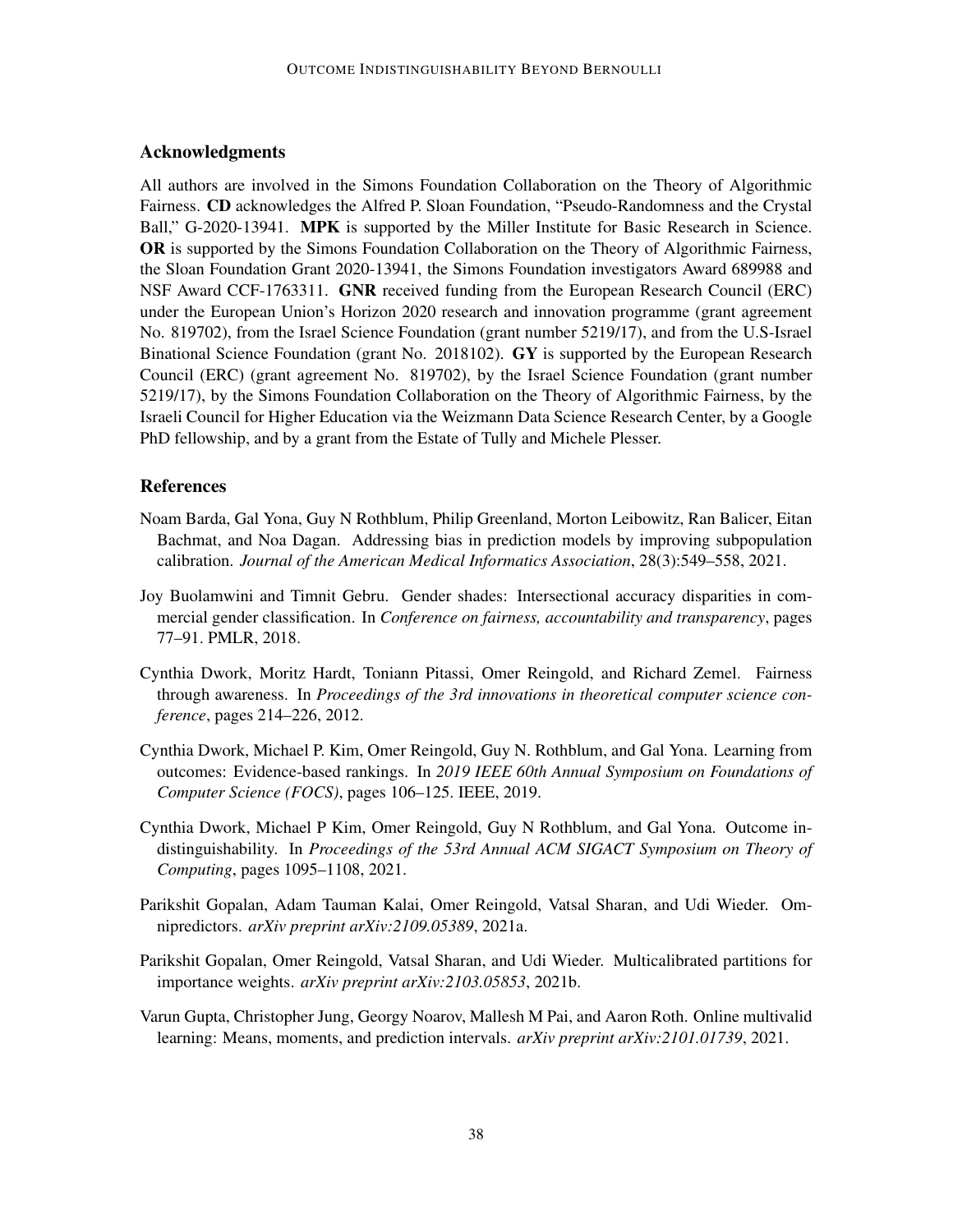## Acknowledgments

All authors are involved in the Simons Foundation Collaboration on the Theory of Algorithmic Fairness. **CD** acknowledges the Alfred P. Sloan Foundation, "Pseudo-Randomness and the Crystal Ball," G-2020-13941. **MPK** is supported by the Miller Institute for Basic Research in Science. **OR** is supported by the Simons Foundation Collaboration on the Theory of Algorithmic Fairness, the Sloan Foundation Grant 2020-13941, the Simons Foundation investigators Award 689988 and NSF Award CCF-1763311. **GNR** received funding from the European Research Council (ERC) under the European Union's Horizon 2020 research and innovation programme (grant agreement No. 819702), from the Israel Science Foundation (grant number 5219/17), and from the U.S-Israel Binational Science Foundation (grant No. 2018102). **GY** is supported by the European Research Council (ERC) (grant agreement No. 819702), by the Israel Science Foundation (grant number 5219/17), by the Simons Foundation Collaboration on the Theory of Algorithmic Fairness, by the Israeli Council for Higher Education via the Weizmann Data Science Research Center, by a Google PhD fellowship, and by a grant from the Estate of Tully and Michele Plesser.

## References

Noam Barda, Gal Yona, Guy N Rothblum, Philip Greenland, Morton Leibowitz, Ran Balicer, Eitan Bachmat, and Noa Dagan. Addressing bias in prediction models by improving subpopulation calibration. *Journal of the American Medical Informatics Association*, 28(3):549–558, 2021.

Joy Buolamwini and Timnit Gebru. Gender shades: Intersectional accuracy disparities in commercial gender classification. In *Conference on fairness, accountability and transparency*, pages 77–91. PMLR, 2018.

Cynthia Dwork, Moritz Hardt, Toniann Pitassi, Omer Reingold, and Richard Zemel. Fairness through awareness. In *Proceedings of the 3rd innovations in theoretical computer science conference*, pages 214–226, 2012.

Cynthia Dwork, Michael P. Kim, Omer Reingold, Guy N. Rothblum, and Gal Yona. Learning from outcomes: Evidence-based rankings. In *2019 IEEE 60th Annual Symposium on Foundations of Computer Science (FOCS)*, pages 106–125. IEEE, 2019.

Cynthia Dwork, Michael P Kim, Omer Reingold, Guy N Rothblum, and Gal Yona. Outcome indistinguishability. In *Proceedings of the 53rd Annual ACM SIGACT Symposium on Theory of Computing*, pages 1095–1108, 2021.

Parikshit Gopalan, Adam Tauman Kalai, Omer Reingold, Vatsal Sharan, and Udi Wieder. Omnipredictors. *arXiv preprint arXiv:2109.05389*, 2021a.

Parikshit Gopalan, Omer Reingold, Vatsal Sharan, and Udi Wieder. Multicalibrated partitions for importance weights. *arXiv preprint arXiv:2103.05853*, 2021b.

Varun Gupta, Christopher Jung, Georgy Noarov, Mallesh M Pai, and Aaron Roth. Online multivalid learning: Means, moments, and prediction intervals. *arXiv preprint arXiv:2101.01739*, 2021.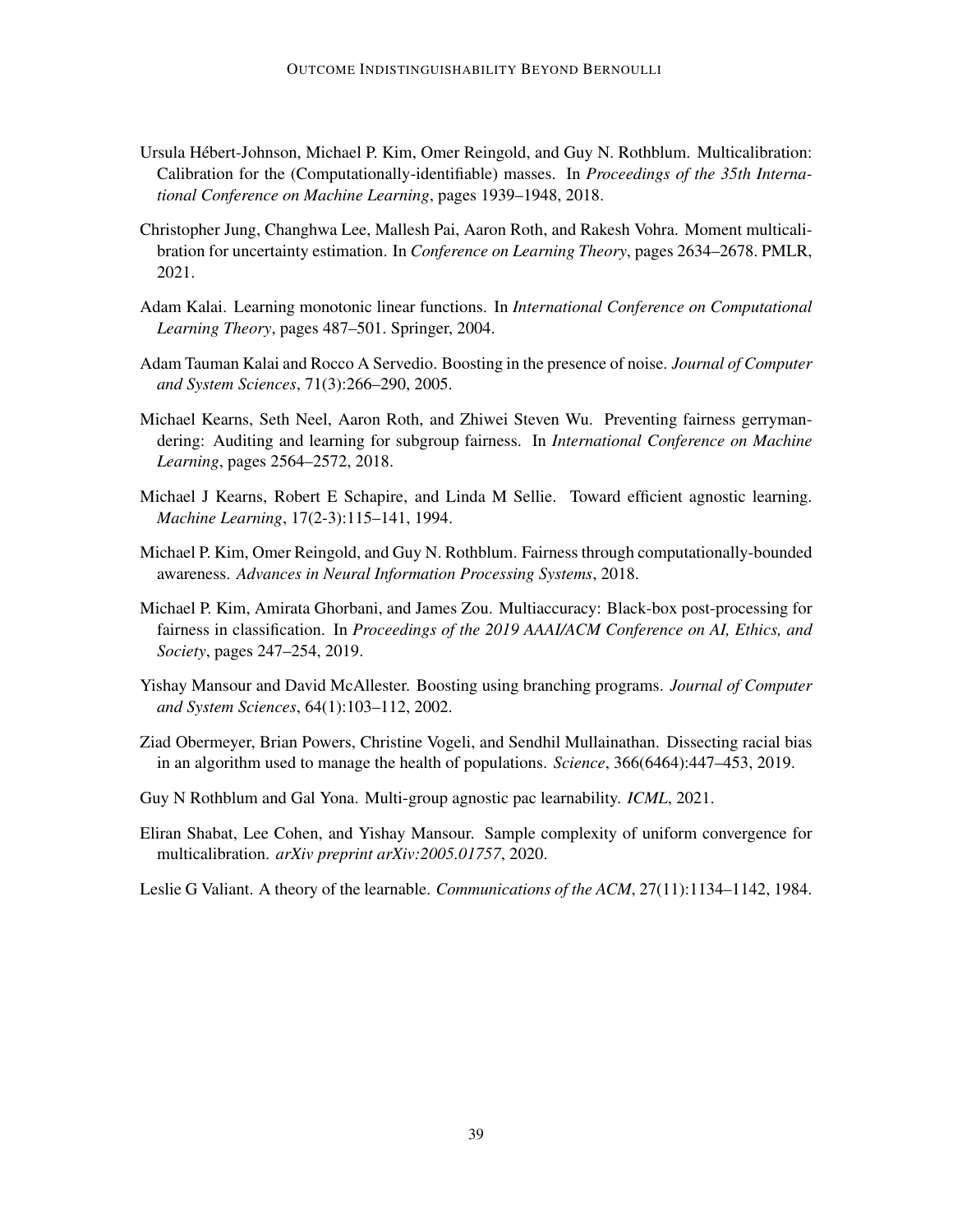Ursula Hébert-Johnson, Michael P. Kim, Omer Reingold, and Guy N. Rothblum. Multicalibration: Calibration for the (Computationally-identifiable) masses. In *Proceedings of the 35th International Conference on Machine Learning*, pages 1939–1948, 2018.

Christopher Jung, Changhwa Lee, Mallesh Pai, Aaron Roth, and Rakesh Vohra. Moment multicalibration for uncertainty estimation. In *Conference on Learning Theory*, pages 2634–2678. PMLR, 2021.

Adam Kalai. Learning monotonic linear functions. In *International Conference on Computational Learning Theory*, pages 487–501. Springer, 2004.

Adam Tauman Kalai and Rocco A Servedio. Boosting in the presence of noise. *Journal of Computer and System Sciences*, 71(3):266–290, 2005.

Michael Kearns, Seth Neel, Aaron Roth, and Zhiwei Steven Wu. Preventing fairness gerrymandering: Auditing and learning for subgroup fairness. In *International Conference on Machine Learning*, pages 2564–2572, 2018.

Michael J Kearns, Robert E Schapire, and Linda M Sellie. Toward efficient agnostic learning. *Machine Learning*, 17(2-3):115–141, 1994.

Michael P. Kim, Omer Reingold, and Guy N. Rothblum. Fairness through computationally-bounded awareness. *Advances in Neural Information Processing Systems*, 2018.

Michael P. Kim, Amirata Ghorbani, and James Zou. Multiaccuracy: Black-box post-processing for fairness in classification. In *Proceedings of the 2019 AAAI/ACM Conference on AI, Ethics, and Society*, pages 247–254, 2019.

Yishay Mansour and David McAllester. Boosting using branching programs. *Journal of Computer and System Sciences*, 64(1):103–112, 2002.

Ziad Obermeyer, Brian Powers, Christine Vogeli, and Sendhil Mullainathan. Dissecting racial bias in an algorithm used to manage the health of populations. *Science*, 366(6464):447–453, 2019.

Guy N Rothblum and Gal Yona. Multi-group agnostic pac learnability. *ICML*, 2021.

Eliran Shabat, Lee Cohen, and Yishay Mansour. Sample complexity of uniform convergence for multicalibration. *arXiv preprint arXiv:2005.01757*, 2020.

Leslie G Valiant. A theory of the learnable. *Communications of the ACM*, 27(11):1134–1142, 1984.